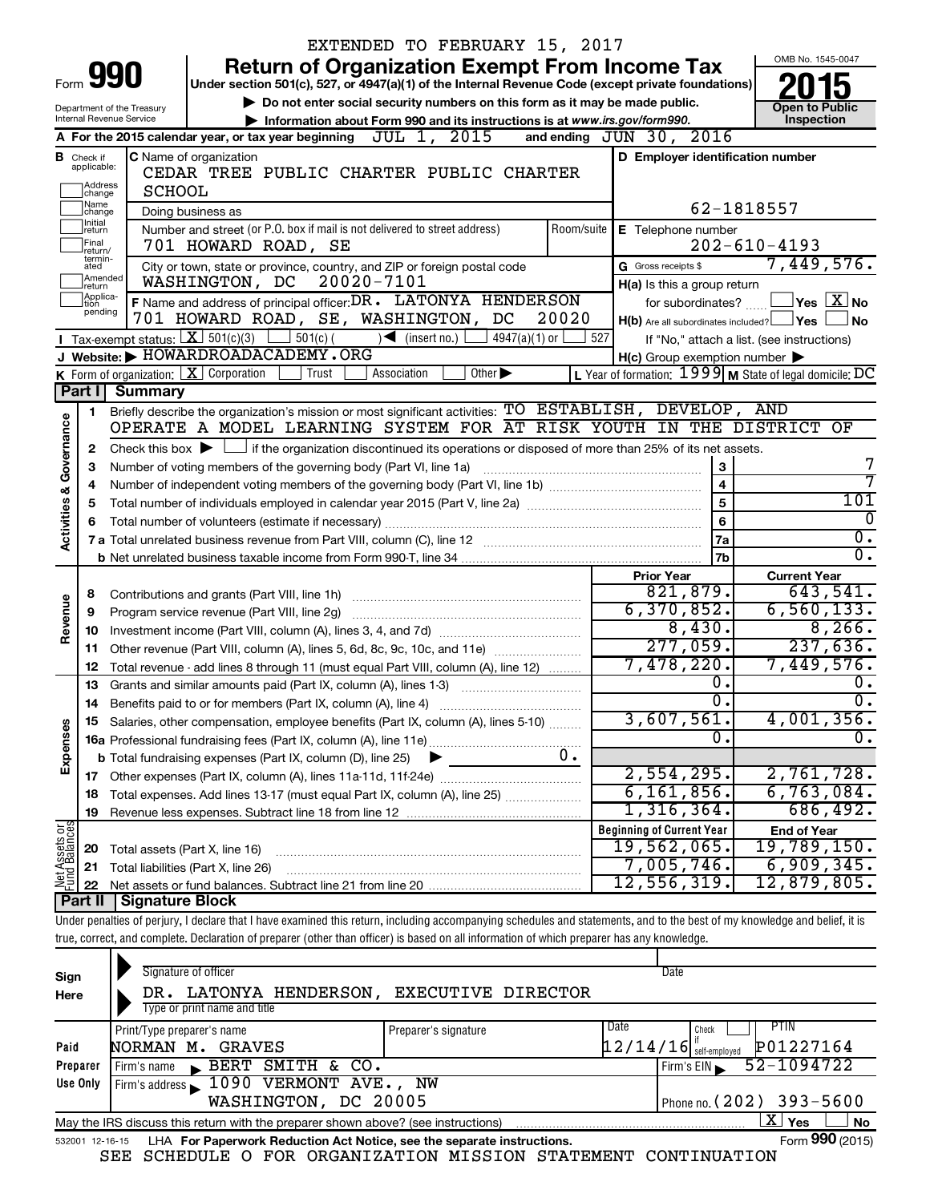EXTENDED TO FEBRUARY 15, 2017

# Form 990 — Return of Organization Exempt From Income Tax

**2015**

Under section 501(c), 527, or 4947(a)(1) of the Internal Revenue Code (except private foundations)

▶ Do not enter social security numbers on this form as it may be made public.

▶ Information about Form 990 and its instructions is at www.irs.gov/form990.

OMB No. 1545-0047

Open to Public Inspection

Department of the Treasury
Internal Revenue Service

**A** For the 2015 calendar year, or tax year beginning JUL 1, 2015 and ending JUN 30, 2016

**B** Check if applicable: Address change; Name change; Initial return; Final return/terminated; Amended return; Application pending

**C** Name of organization: CEDAR TREE PUBLIC CHARTER PUBLIC CHARTER SCHOOL

Doing business as

Number and street (or P.O. box if mail is not delivered to street address): 701 HOWARD ROAD, SE — Room/suite

City or town, state or province, country, and ZIP or foreign postal code: WASHINGTON, DC 20020-7101

**D** Employer identification number: 62-1818557

**E** Telephone number: 202-610-4193

**G** Gross receipts $ 7,449,576.

**F** Name and address of principal officer: DR. LATONYA HENDERSON, 701 HOWARD ROAD, SE, WASHINGTON, DC 20020

**H(a)** Is this a group return for subordinates? ☐ Yes ☒ No

**H(b)** Are all subordinates included? ☐ Yes ☐ No — If "No," attach a list. (see instructions)

**H(c)** Group exemption number ▶

**I** Tax-exempt status: ☒ 501(c)(3) ☐ 501(c) ( ) ◀ (insert no.) ☐ 4947(a)(1) or ☐ 527

**J** Website: ▶ HOWARDROADACADEMY.ORG

**K** Form of organization: ☒ Corporation ☐ Trust ☐ Association ☐ Other ▶

**L** Year of formation: 1999 **M** State of legal domicile: DC

## Part I Summary

### Activities & Governance

1. Briefly describe the organization's mission or most significant activities: TO ESTABLISH, DEVELOP, AND OPERATE A MODEL LEARNING SYSTEM FOR AT RISK YOUTH IN THE DISTRICT OF
2. Check this box ▶ ☐ if the organization discontinued its operations or disposed of more than 25% of its net assets.

| | | Line | |
|---|---|---|---|
| 3 | Number of voting members of the governing body (Part VI, line 1a) | 3 | 7 |
| 4 | Number of independent voting members of the governing body (Part VI, line 1b) | 4 | 7 |
| 5 | Total number of individuals employed in calendar year 2015 (Part V, line 2a) | 5 | 101 |
| 6 | Total number of volunteers (estimate if necessary) | 6 | 0 |
| 7a | Total unrelated business revenue from Part VIII, column (C), line 12 | 7a | 0. |
| 7b | Net unrelated business taxable income from Form 990-T, line 34 | 7b | 0. |

### Revenue / Expenses

| | | Prior Year | Current Year |
|---|---|---|---|
| 8 | Contributions and grants (Part VIII, line 1h) | 821,879. | 643,541. |
| 9 | Program service revenue (Part VIII, line 2g) | 6,370,852. | 6,560,133. |
| 10 | Investment income (Part VIII, column (A), lines 3, 4, and 7d) | 8,430. | 8,266. |
| 11 | Other revenue (Part VIII, column (A), lines 5, 6d, 8c, 9c, 10c, and 11e) | 277,059. | 237,636. |
| 12 | Total revenue - add lines 8 through 11 (must equal Part VIII, column (A), line 12) | 7,478,220. | 7,449,576. |
| 13 | Grants and similar amounts paid (Part IX, column (A), lines 1-3) | 0. | 0. |
| 14 | Benefits paid to or for members (Part IX, column (A), line 4) | 0. | 0. |
| 15 | Salaries, other compensation, employee benefits (Part IX, column (A), lines 5-10) | 3,607,561. | 4,001,356. |
| 16a | Professional fundraising fees (Part IX, column (A), line 11e) | 0. | 0. |
| b | Total fundraising expenses (Part IX, column (D), line 25) ▶ 0. | | |
| 17 | Other expenses (Part IX, column (A), lines 11a-11d, 11f-24e) | 2,554,295. | 2,761,728. |
| 18 | Total expenses. Add lines 13-17 (must equal Part IX, column (A), line 25) | 6,161,856. | 6,763,084. |
| 19 | Revenue less expenses. Subtract line 18 from line 12 | 1,316,364. | 686,492. |

### Net Assets or Fund Balances

| | | Beginning of Current Year | End of Year |
|---|---|---|---|
| 20 | Total assets (Part X, line 16) | 19,562,065. | 19,789,150. |
| 21 | Total liabilities (Part X, line 26) | 7,005,746. | 6,909,345. |
| 22 | Net assets or fund balances. Subtract line 21 from line 20 | 12,556,319. | 12,879,805. |

## Part II Signature Block

Under penalties of perjury, I declare that I have examined this return, including accompanying schedules and statements, and to the best of my knowledge and belief, it is true, correct, and complete. Declaration of preparer (other than officer) is based on all information of which preparer has any knowledge.

**Sign Here**

Signature of officer — Date

DR. LATONYA HENDERSON, EXECUTIVE DIRECTOR
Type or print name and title

**Paid Preparer Use Only**

| Print/Type preparer's name | Preparer's signature | Date | Check if self-employed | PTIN |
|---|---|---|---|---|
| NORMAN M. GRAVES | | 12/14/16 | | P01227164 |

Firm's name ▶ BERT SMITH & CO. — Firm's EIN ▶ 52-1094722

Firm's address ▶ 1090 VERMONT AVE., NW, WASHINGTON, DC 20005 — Phone no. (202) 393-5600

May the IRS discuss this return with the preparer shown above? (see instructions) ☒ Yes ☐ No

532001 12-16-15 LHA For Paperwork Reduction Act Notice, see the separate instructions. Form **990** (2015)

SEE SCHEDULE O FOR ORGANIZATION MISSION STATEMENT CONTINUATION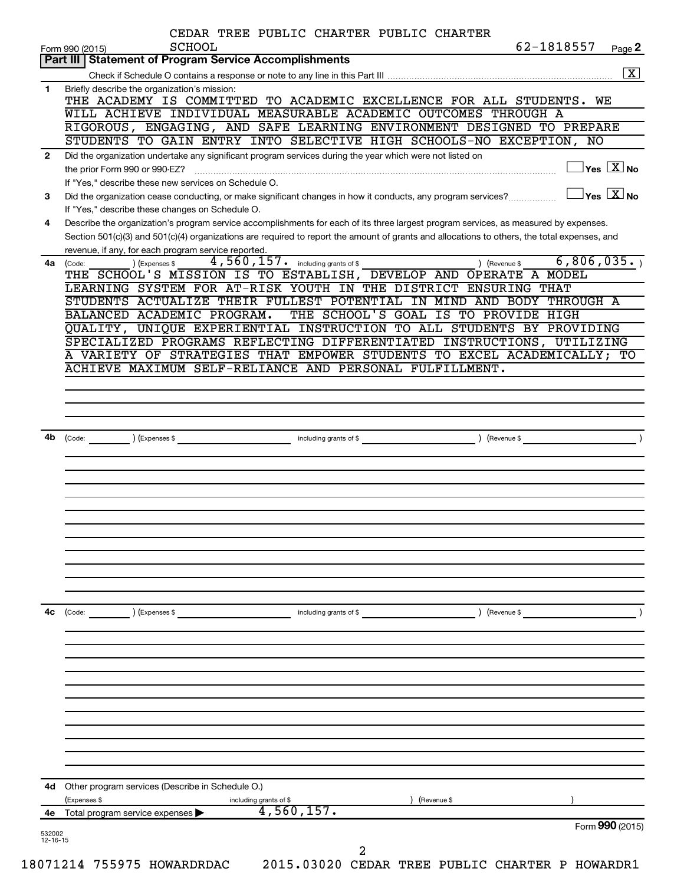CEDAR TREE PUBLIC CHARTER PUBLIC CHARTER SCHOOL

Form 990 (2015) 62-1818557 Page **2**

## Part III Statement of Program Service Accomplishments

Check if Schedule O contains a response or note to any line in this Part III .......... [X]

**1** Briefly describe the organization's mission:

THE ACADEMY IS COMMITTED TO ACADEMIC EXCELLENCE FOR ALL STUDENTS. WE WILL ACHIEVE INDIVIDUAL MEASURABLE ACADEMIC OUTCOMES THROUGH A RIGOROUS, ENGAGING, AND SAFE LEARNING ENVIRONMENT DESIGNED TO PREPARE STUDENTS TO GAIN ENTRY INTO SELECTIVE HIGH SCHOOLS-NO EXCEPTION, NO

**2** Did the organization undertake any significant program services during the year which were not listed on the prior Form 990 or 990-EZ? .......... [ ] Yes [X] No

If "Yes," describe these new services on Schedule O.

**3** Did the organization cease conducting, or make significant changes in how it conducts, any program services? .......... [ ] Yes [X] No

If "Yes," describe these changes on Schedule O.

**4** Describe the organization's program service accomplishments for each of its three largest program services, as measured by expenses. Section 501(c)(3) and 501(c)(4) organizations are required to report the amount of grants and allocations to others, the total expenses, and revenue, if any, for each program service reported.

**4a** (Code: ) (Expenses $ 4,560,157. including grants of $ ) (Revenue $ 6,806,035.)

THE SCHOOL'S MISSION IS TO ESTABLISH, DEVELOP AND OPERATE A MODEL LEARNING SYSTEM FOR AT-RISK YOUTH IN THE DISTRICT ENSURING THAT STUDENTS ACTUALIZE THEIR FULLEST POTENTIAL IN MIND AND BODY THROUGH A BALANCED ACADEMIC PROGRAM. THE SCHOOL'S GOAL IS TO PROVIDE HIGH QUALITY, UNIQUE EXPERIENTIAL INSTRUCTION TO ALL STUDENTS BY PROVIDING SPECIALIZED PROGRAMS REFLECTING DIFFERENTIATED INSTRUCTIONS, UTILIZING A VARIETY OF STRATEGIES THAT EMPOWER STUDENTS TO EXCEL ACADEMICALLY; TO ACHIEVE MAXIMUM SELF-RELIANCE AND PERSONAL FULFILLMENT.

**4b** (Code: ) (Expenses $ including grants of $ ) (Revenue $ )

**4c** (Code: ) (Expenses $ including grants of $ ) (Revenue $ )

**4d** Other program services (Describe in Schedule O.)

(Expenses $ including grants of $ ) (Revenue $ )

**4e** Total program service expenses ▶ 4,560,157.

Form **990** (2015)

532002 12-16-15

18071214 755975 HOWARDRDAC 2015.03020 CEDAR TREE PUBLIC CHARTER P HOWARDR1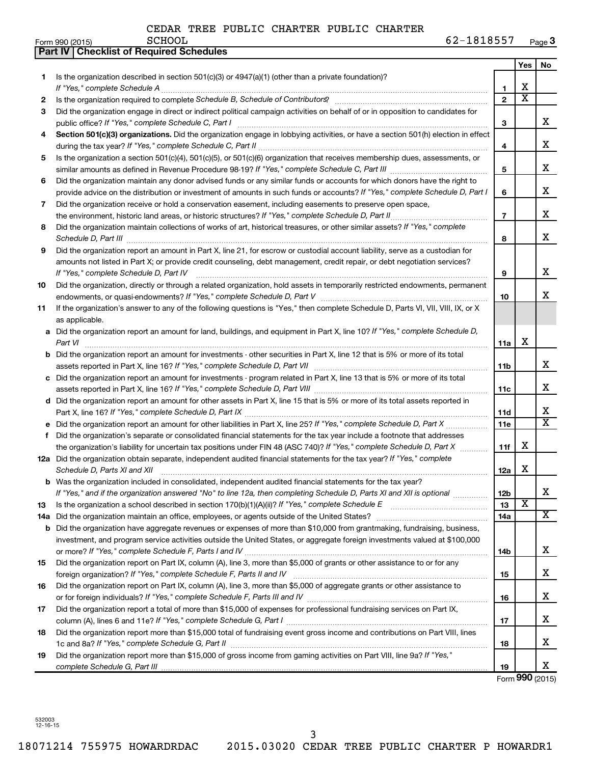CEDAR TREE PUBLIC CHARTER PUBLIC CHARTER SCHOOL 62-1818557

Form 990 (2015) Page 3

**Part IV | Checklist of Required Schedules**

| | | | Yes | No |
|---|---|---|---|---|
| 1 | Is the organization described in section 501(c)(3) or 4947(a)(1) (other than a private foundation)? *If "Yes," complete Schedule A* | 1 | X | |
| 2 | Is the organization required to complete *Schedule B, Schedule of Contributors*? | 2 | X | |
| 3 | Did the organization engage in direct or indirect political campaign activities on behalf of or in opposition to candidates for public office? *If "Yes," complete Schedule C, Part I* | 3 | | X |
| 4 | **Section 501(c)(3) organizations.** Did the organization engage in lobbying activities, or have a section 501(h) election in effect during the tax year? *If "Yes," complete Schedule C, Part II* | 4 | | X |
| 5 | Is the organization a section 501(c)(4), 501(c)(5), or 501(c)(6) organization that receives membership dues, assessments, or similar amounts as defined in Revenue Procedure 98-19? *If "Yes," complete Schedule C, Part III* | 5 | | X |
| 6 | Did the organization maintain any donor advised funds or any similar funds or accounts for which donors have the right to provide advice on the distribution or investment of amounts in such funds or accounts? *If "Yes," complete Schedule D, Part I* | 6 | | X |
| 7 | Did the organization receive or hold a conservation easement, including easements to preserve open space, the environment, historic land areas, or historic structures? *If "Yes," complete Schedule D, Part II* | 7 | | X |
| 8 | Did the organization maintain collections of works of art, historical treasures, or other similar assets? *If "Yes," complete Schedule D, Part III* | 8 | | X |
| 9 | Did the organization report an amount in Part X, line 21, for escrow or custodial account liability, serve as a custodian for amounts not listed in Part X; or provide credit counseling, debt management, credit repair, or debt negotiation services? *If "Yes," complete Schedule D, Part IV* | 9 | | X |
| 10 | Did the organization, directly or through a related organization, hold assets in temporarily restricted endowments, permanent endowments, or quasi-endowments? *If "Yes," complete Schedule D, Part V* | 10 | | X |
| 11 | If the organization's answer to any of the following questions is "Yes," then complete Schedule D, Parts VI, VII, VIII, IX, or X as applicable. | | | |
| a | Did the organization report an amount for land, buildings, and equipment in Part X, line 10? *If "Yes," complete Schedule D, Part VI* | 11a | X | |
| b | Did the organization report an amount for investments - other securities in Part X, line 12 that is 5% or more of its total assets reported in Part X, line 16? *If "Yes," complete Schedule D, Part VII* | 11b | | X |
| c | Did the organization report an amount for investments - program related in Part X, line 13 that is 5% or more of its total assets reported in Part X, line 16? *If "Yes," complete Schedule D, Part VIII* | 11c | | X |
| d | Did the organization report an amount for other assets in Part X, line 15 that is 5% or more of its total assets reported in Part X, line 16? *If "Yes," complete Schedule D, Part IX* | 11d | | X |
| e | Did the organization report an amount for other liabilities in Part X, line 25? *If "Yes," complete Schedule D, Part X* | 11e | | X |
| f | Did the organization's separate or consolidated financial statements for the tax year include a footnote that addresses the organization's liability for uncertain tax positions under FIN 48 (ASC 740)? *If "Yes," complete Schedule D, Part X* | 11f | X | |
| 12a | Did the organization obtain separate, independent audited financial statements for the tax year? *If "Yes," complete Schedule D, Parts XI and XII* | 12a | X | |
| b | Was the organization included in consolidated, independent audited financial statements for the tax year? *If "Yes," and if the organization answered "No" to line 12a, then completing Schedule D, Parts XI and XII is optional* | 12b | | X |
| 13 | Is the organization a school described in section 170(b)(1)(A)(ii)? *If "Yes," complete Schedule E* | 13 | X | |
| 14a | Did the organization maintain an office, employees, or agents outside of the United States? | 14a | | X |
| b | Did the organization have aggregate revenues or expenses of more than $10,000 from grantmaking, fundraising, business, investment, and program service activities outside the United States, or aggregate foreign investments valued at $100,000 or more? *If "Yes," complete Schedule F, Parts I and IV* | 14b | | X |
| 15 | Did the organization report on Part IX, column (A), line 3, more than $5,000 of grants or other assistance to or for any foreign organization? *If "Yes," complete Schedule F, Parts II and IV* | 15 | | X |
| 16 | Did the organization report on Part IX, column (A), line 3, more than $5,000 of aggregate grants or other assistance to or for foreign individuals? *If "Yes," complete Schedule F, Parts III and IV* | 16 | | X |
| 17 | Did the organization report a total of more than $15,000 of expenses for professional fundraising services on Part IX, column (A), lines 6 and 11e? *If "Yes," complete Schedule G, Part I* | 17 | | X |
| 18 | Did the organization report more than $15,000 total of fundraising event gross income and contributions on Part VIII, lines 1c and 8a? *If "Yes," complete Schedule G, Part II* | 18 | | X |
| 19 | Did the organization report more than $15,000 of gross income from gaming activities on Part VIII, line 9a? *If "Yes," complete Schedule G, Part III* | 19 | | X |

Form **990** (2015)

532003 12-16-15

18071214 755975 HOWARDRDAC 2015.03020 CEDAR TREE PUBLIC CHARTER P HOWARDR1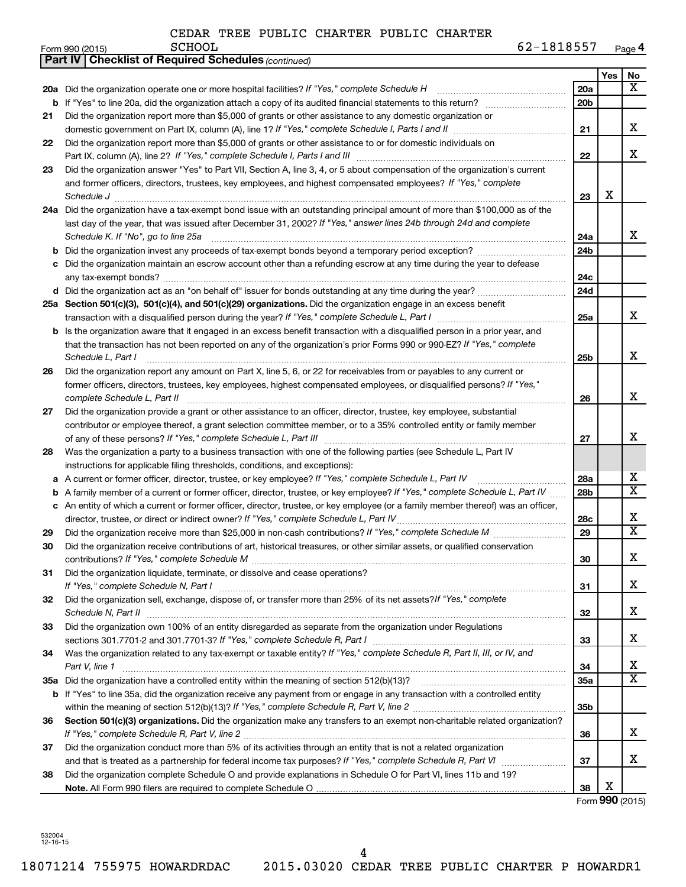CEDAR TREE PUBLIC CHARTER PUBLIC CHARTER SCHOOL 62-1818557

Form 990 (2015) Page **4**

## Part IV | Checklist of Required Schedules *(continued)*

| | | | Yes | No |
|---|---|---|---|---|
| **20a** | Did the organization operate one or more hospital facilities? *If "Yes," complete Schedule H* | 20a | | X |
| **b** | If "Yes" to line 20a, did the organization attach a copy of its audited financial statements to this return? | 20b | | |
| **21** | Did the organization report more than $5,000 of grants or other assistance to any domestic organization or domestic government on Part IX, column (A), line 1? *If "Yes," complete Schedule I, Parts I and II* | 21 | | X |
| **22** | Did the organization report more than $5,000 of grants or other assistance to or for domestic individuals on Part IX, column (A), line 2? *If "Yes," complete Schedule I, Parts I and III* | 22 | | X |
| **23** | Did the organization answer "Yes" to Part VII, Section A, line 3, 4, or 5 about compensation of the organization's current and former officers, directors, trustees, key employees, and highest compensated employees? *If "Yes," complete Schedule J* | 23 | X | |
| **24a** | Did the organization have a tax-exempt bond issue with an outstanding principal amount of more than $100,000 as of the last day of the year, that was issued after December 31, 2002? *If "Yes," answer lines 24b through 24d and complete Schedule K. If "No", go to line 25a* | 24a | | X |
| **b** | Did the organization invest any proceeds of tax-exempt bonds beyond a temporary period exception? | 24b | | |
| **c** | Did the organization maintain an escrow account other than a refunding escrow at any time during the year to defease any tax-exempt bonds? | 24c | | |
| **d** | Did the organization act as an "on behalf of" issuer for bonds outstanding at any time during the year? | 24d | | |
| **25a** | **Section 501(c)(3), 501(c)(4), and 501(c)(29) organizations.** Did the organization engage in an excess benefit transaction with a disqualified person during the year? *If "Yes," complete Schedule L, Part I* | 25a | | X |
| **b** | Is the organization aware that it engaged in an excess benefit transaction with a disqualified person in a prior year, and that the transaction has not been reported on any of the organization's prior Forms 990 or 990-EZ? *If "Yes," complete Schedule L, Part I* | 25b | | X |
| **26** | Did the organization report any amount on Part X, line 5, 6, or 22 for receivables from or payables to any current or former officers, directors, trustees, key employees, highest compensated employees, or disqualified persons? *If "Yes," complete Schedule L, Part II* | 26 | | X |
| **27** | Did the organization provide a grant or other assistance to an officer, director, trustee, key employee, substantial contributor or employee thereof, a grant selection committee member, or to a 35% controlled entity or family member of any of these persons? *If "Yes," complete Schedule L, Part III* | 27 | | X |
| **28** | Was the organization a party to a business transaction with one of the following parties (see Schedule L, Part IV instructions for applicable filing thresholds, conditions, and exceptions): | | | |
| **a** | A current or former officer, director, trustee, or key employee? *If "Yes," complete Schedule L, Part IV* | 28a | | X |
| **b** | A family member of a current or former officer, director, trustee, or key employee? *If "Yes," complete Schedule L, Part IV* | 28b | | X |
| **c** | An entity of which a current or former officer, director, trustee, or key employee (or a family member thereof) was an officer, director, trustee, or direct or indirect owner? *If "Yes," complete Schedule L, Part IV* | 28c | | X |
| **29** | Did the organization receive more than $25,000 in non-cash contributions? *If "Yes," complete Schedule M* | 29 | | X |
| **30** | Did the organization receive contributions of art, historical treasures, or other similar assets, or qualified conservation contributions? *If "Yes," complete Schedule M* | 30 | | X |
| **31** | Did the organization liquidate, terminate, or dissolve and cease operations? *If "Yes," complete Schedule N, Part I* | 31 | | X |
| **32** | Did the organization sell, exchange, dispose of, or transfer more than 25% of its net assets? *If "Yes," complete Schedule N, Part II* | 32 | | X |
| **33** | Did the organization own 100% of an entity disregarded as separate from the organization under Regulations sections 301.7701-2 and 301.7701-3? *If "Yes," complete Schedule R, Part I* | 33 | | X |
| **34** | Was the organization related to any tax-exempt or taxable entity? *If "Yes," complete Schedule R, Part II, III, or IV, and Part V, line 1* | 34 | | X |
| **35a** | Did the organization have a controlled entity within the meaning of section 512(b)(13)? | 35a | | X |
| **b** | If "Yes" to line 35a, did the organization receive any payment from or engage in any transaction with a controlled entity within the meaning of section 512(b)(13)? *If "Yes," complete Schedule R, Part V, line 2* | 35b | | |
| **36** | **Section 501(c)(3) organizations.** Did the organization make any transfers to an exempt non-charitable related organization? *If "Yes," complete Schedule R, Part V, line 2* | 36 | | X |
| **37** | Did the organization conduct more than 5% of its activities through an entity that is not a related organization and that is treated as a partnership for federal income tax purposes? *If "Yes," complete Schedule R, Part VI* | 37 | | X |
| **38** | Did the organization complete Schedule O and provide explanations in Schedule O for Part VI, lines 11b and 19? **Note.** All Form 990 filers are required to complete Schedule O | 38 | X | |

Form **990** (2015)

532004 12-16-15

18071214 755975 HOWARDRDAC 2015.03020 CEDAR TREE PUBLIC CHARTER P HOWARDR1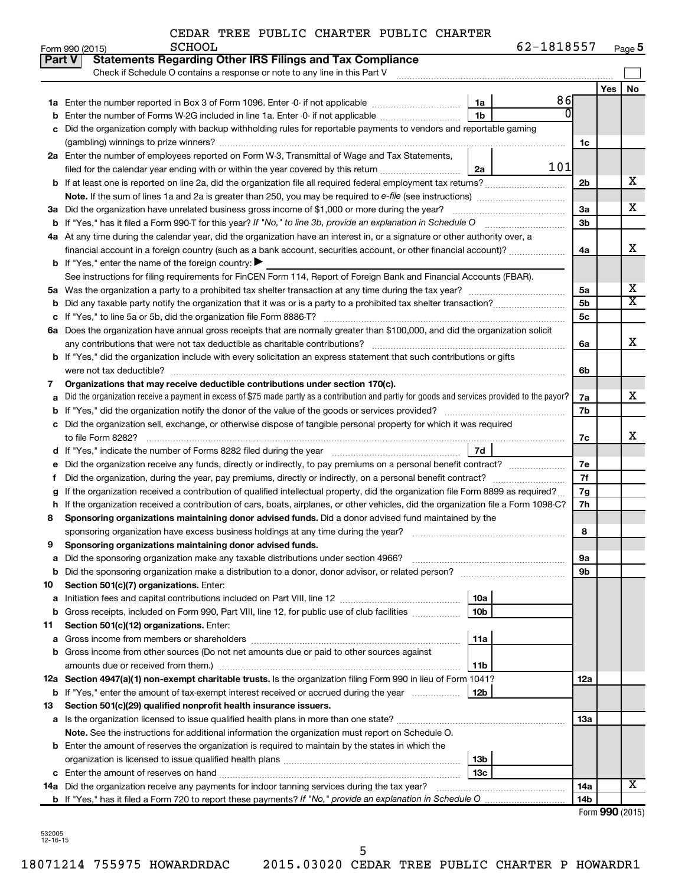CEDAR TREE PUBLIC CHARTER PUBLIC CHARTER SCHOOL

Form 990 (2015) 62-1818557 Page 5

## Part V Statements Regarding Other IRS Filings and Tax Compliance

Check if Schedule O contains a response or note to any line in this Part V

| Line | Description | Ref | Amount | Line | Yes | No |
|---|---|---|---|---|---|---|
| 1a | Enter the number reported in Box 3 of Form 1096. Enter -0- if not applicable | 1a | 86 | | | |
| b | Enter the number of Forms W-2G included in line 1a. Enter -0- if not applicable | 1b | 0 | | | |
| c | Did the organization comply with backup withholding rules for reportable payments to vendors and reportable gaming (gambling) winnings to prize winners? | | | 1c | | |
| 2a | Enter the number of employees reported on Form W-3, Transmittal of Wage and Tax Statements, filed for the calendar year ending with or within the year covered by this return | 2a | 101 | | | |
| b | If at least one is reported on line 2a, did the organization file all required federal employment tax returns? | | | 2b | | X |
| | Note. If the sum of lines 1a and 2a is greater than 250, you may be required to e-file (see instructions) | | | | | |
| 3a | Did the organization have unrelated business gross income of $1,000 or more during the year? | | | 3a | | X |
| b | If "Yes," has it filed a Form 990-T for this year? If "No," to line 3b, provide an explanation in Schedule O | | | 3b | | |
| 4a | At any time during the calendar year, did the organization have an interest in, or a signature or other authority over, a financial account in a foreign country (such as a bank account, securities account, or other financial account)? | | | 4a | | X |
| b | If "Yes," enter the name of the foreign country: ▶ | | | | | |
| | See instructions for filing requirements for FinCEN Form 114, Report of Foreign Bank and Financial Accounts (FBAR). | | | | | |
| 5a | Was the organization a party to a prohibited tax shelter transaction at any time during the tax year? | | | 5a | | X |
| b | Did any taxable party notify the organization that it was or is a party to a prohibited tax shelter transaction? | | | 5b | | X |
| c | If "Yes," to line 5a or 5b, did the organization file Form 8886-T? | | | 5c | | |
| 6a | Does the organization have annual gross receipts that are normally greater than $100,000, and did the organization solicit any contributions that were not tax deductible as charitable contributions? | | | 6a | | X |
| b | If "Yes," did the organization include with every solicitation an express statement that such contributions or gifts were not tax deductible? | | | 6b | | |
| 7 | **Organizations that may receive deductible contributions under section 170(c).** | | | | | |
| a | Did the organization receive a payment in excess of $75 made partly as a contribution and partly for goods and services provided to the payor? | | | 7a | | X |
| b | If "Yes," did the organization notify the donor of the value of the goods or services provided? | | | 7b | | |
| c | Did the organization sell, exchange, or otherwise dispose of tangible personal property for which it was required to file Form 8282? | | | 7c | | X |
| d | If "Yes," indicate the number of Forms 8282 filed during the year | 7d | | | | |
| e | Did the organization receive any funds, directly or indirectly, to pay premiums on a personal benefit contract? | | | 7e | | |
| f | Did the organization, during the year, pay premiums, directly or indirectly, on a personal benefit contract? | | | 7f | | |
| g | If the organization received a contribution of qualified intellectual property, did the organization file Form 8899 as required? | | | 7g | | |
| h | If the organization received a contribution of cars, boats, airplanes, or other vehicles, did the organization file a Form 1098-C? | | | 7h | | |
| 8 | **Sponsoring organizations maintaining donor advised funds.** Did a donor advised fund maintained by the sponsoring organization have excess business holdings at any time during the year? | | | 8 | | |
| 9 | **Sponsoring organizations maintaining donor advised funds.** | | | | | |
| a | Did the sponsoring organization make any taxable distributions under section 4966? | | | 9a | | |
| b | Did the sponsoring organization make a distribution to a donor, donor advisor, or related person? | | | 9b | | |
| 10 | **Section 501(c)(7) organizations.** Enter: | | | | | |
| a | Initiation fees and capital contributions included on Part VIII, line 12 | 10a | | | | |
| b | Gross receipts, included on Form 990, Part VIII, line 12, for public use of club facilities | 10b | | | | |
| 11 | **Section 501(c)(12) organizations.** Enter: | | | | | |
| a | Gross income from members or shareholders | 11a | | | | |
| b | Gross income from other sources (Do not net amounts due or paid to other sources against amounts due or received from them.) | 11b | | | | |
| 12a | **Section 4947(a)(1) non-exempt charitable trusts.** Is the organization filing Form 990 in lieu of Form 1041? | | | 12a | | |
| b | If "Yes," enter the amount of tax-exempt interest received or accrued during the year | 12b | | | | |
| 13 | **Section 501(c)(29) qualified nonprofit health insurance issuers.** | | | | | |
| a | Is the organization licensed to issue qualified health plans in more than one state? | | | 13a | | |
| | **Note.** See the instructions for additional information the organization must report on Schedule O. | | | | | |
| b | Enter the amount of reserves the organization is required to maintain by the states in which the organization is licensed to issue qualified health plans | 13b | | | | |
| c | Enter the amount of reserves on hand | 13c | | | | |
| 14a | Did the organization receive any payments for indoor tanning services during the tax year? | | | 14a | | X |
| b | If "Yes," has it filed a Form 720 to report these payments? If "No," provide an explanation in Schedule O | | | 14b | | |

Form **990** (2015)

532005 12-16-15

18071214 755975 HOWARDRDAC 2015.03020 CEDAR TREE PUBLIC CHARTER P HOWARDR1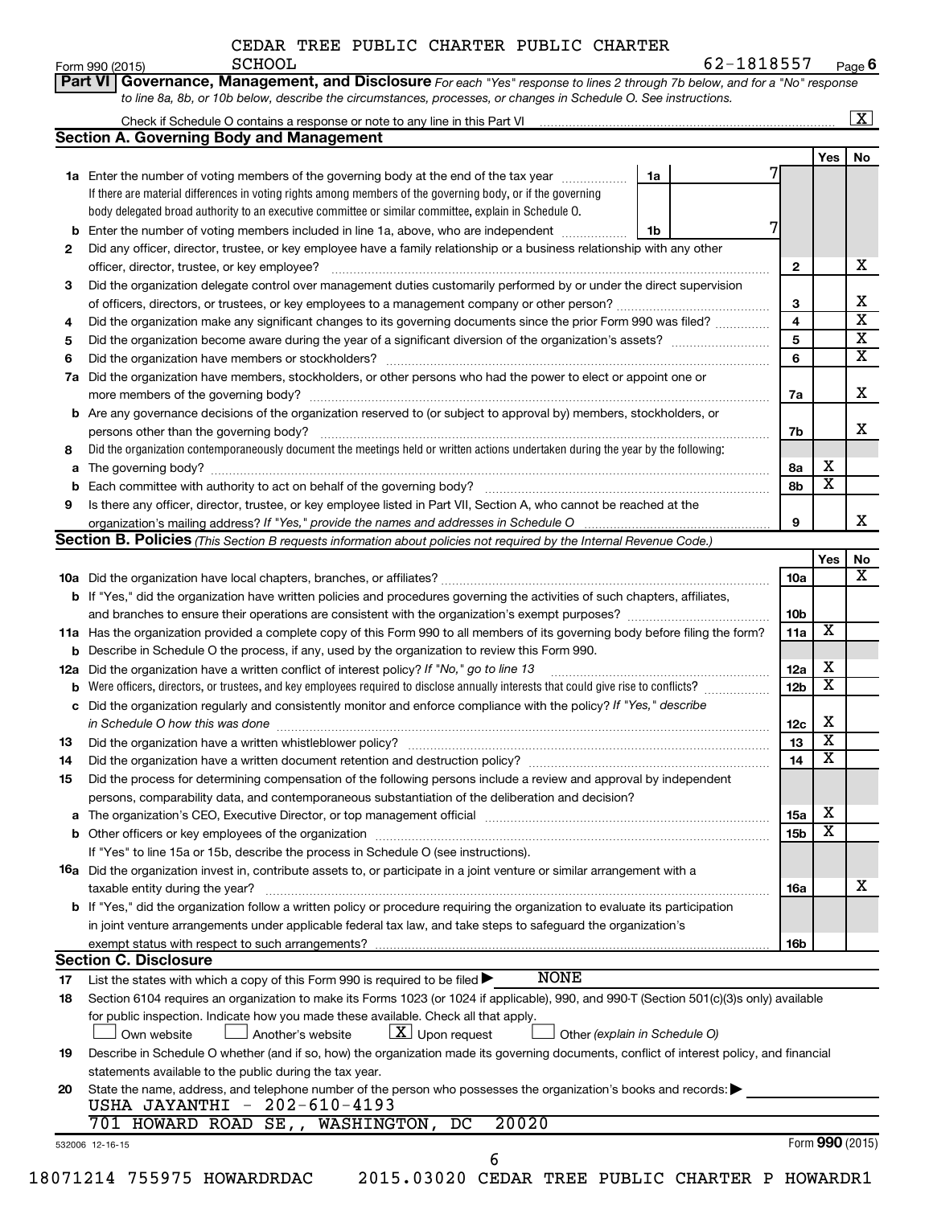CEDAR TREE PUBLIC CHARTER PUBLIC CHARTER SCHOOL

Form 990 (2015) 62-1818557 Page 6

**Part VI Governance, Management, and Disclosure** *For each "Yes" response to lines 2 through 7b below, and for a "No" response to line 8a, 8b, or 10b below, describe the circumstances, processes, or changes in Schedule O. See instructions.*

Check if Schedule O contains a response or note to any line in this Part VI ☒

## Section A. Governing Body and Management

| | | | | Yes | No |
|---|---|---|---|---|---|
| 1a | Enter the number of voting members of the governing body at the end of the tax year | 1a | 7 | | |
| | If there are material differences in voting rights among members of the governing body, or if the governing body delegated broad authority to an executive committee or similar committee, explain in Schedule O. | | | | |
| b | Enter the number of voting members included in line 1a, above, who are independent | 1b | 7 | | |
| 2 | Did any officer, director, trustee, or key employee have a family relationship or a business relationship with any other officer, director, trustee, or key employee? | 2 | | | X |
| 3 | Did the organization delegate control over management duties customarily performed by or under the direct supervision of officers, directors, or trustees, or key employees to a management company or other person? | 3 | | | X |
| 4 | Did the organization make any significant changes to its governing documents since the prior Form 990 was filed? | 4 | | | X |
| 5 | Did the organization become aware during the year of a significant diversion of the organization's assets? | 5 | | | X |
| 6 | Did the organization have members or stockholders? | 6 | | | X |
| 7a | Did the organization have members, stockholders, or other persons who had the power to elect or appoint one or more members of the governing body? | 7a | | | X |
| b | Are any governance decisions of the organization reserved to (or subject to approval by) members, stockholders, or persons other than the governing body? | 7b | | | X |
| 8 | Did the organization contemporaneously document the meetings held or written actions undertaken during the year by the following: | | | | |
| a | The governing body? | 8a | | X | |
| b | Each committee with authority to act on behalf of the governing body? | 8b | | X | |
| 9 | Is there any officer, director, trustee, or key employee listed in Part VII, Section A, who cannot be reached at the organization's mailing address? *If "Yes," provide the names and addresses in Schedule O* | 9 | | | X |

## Section B. Policies *(This Section B requests information about policies not required by the Internal Revenue Code.)*

| | | | Yes | No |
|---|---|---|---|---|
| 10a | Did the organization have local chapters, branches, or affiliates? | 10a | | X |
| b | If "Yes," did the organization have written policies and procedures governing the activities of such chapters, affiliates, and branches to ensure their operations are consistent with the organization's exempt purposes? | 10b | | |
| 11a | Has the organization provided a complete copy of this Form 990 to all members of its governing body before filing the form? | 11a | X | |
| b | Describe in Schedule O the process, if any, used by the organization to review this Form 990. | | | |
| 12a | Did the organization have a written conflict of interest policy? *If "No," go to line 13* | 12a | X | |
| b | Were officers, directors, or trustees, and key employees required to disclose annually interests that could give rise to conflicts? | 12b | X | |
| c | Did the organization regularly and consistently monitor and enforce compliance with the policy? *If "Yes," describe in Schedule O how this was done* | 12c | X | |
| 13 | Did the organization have a written whistleblower policy? | 13 | X | |
| 14 | Did the organization have a written document retention and destruction policy? | 14 | X | |
| 15 | Did the process for determining compensation of the following persons include a review and approval by independent persons, comparability data, and contemporaneous substantiation of the deliberation and decision? | | | |
| a | The organization's CEO, Executive Director, or top management official | 15a | X | |
| b | Other officers or key employees of the organization | 15b | X | |
| | If "Yes" to line 15a or 15b, describe the process in Schedule O (see instructions). | | | |
| 16a | Did the organization invest in, contribute assets to, or participate in a joint venture or similar arrangement with a taxable entity during the year? | 16a | | X |
| b | If "Yes," did the organization follow a written policy or procedure requiring the organization to evaluate its participation in joint venture arrangements under applicable federal tax law, and take steps to safeguard the organization's exempt status with respect to such arrangements? | 16b | | |

## Section C. Disclosure

17 List the states with which a copy of this Form 990 is required to be filed ▶ NONE

18 Section 6104 requires an organization to make its Forms 1023 (or 1024 if applicable), 990, and 990-T (Section 501(c)(3)s only) available for public inspection. Indicate how you made these available. Check all that apply.

☐ Own website ☐ Another's website ☒ Upon request ☐ Other *(explain in Schedule O)*

19 Describe in Schedule O whether (and if so, how) the organization made its governing documents, conflict of interest policy, and financial statements available to the public during the tax year.

20 State the name, address, and telephone number of the person who possesses the organization's books and records: ▶
USHA JAYANTHI - 202-610-4193
701 HOWARD ROAD SE,, WASHINGTON, DC 20020

532006 12-16-15 Form **990** (2015)

18071214 755975 HOWARDRDAC 2015.03020 CEDAR TREE PUBLIC CHARTER P HOWARDR1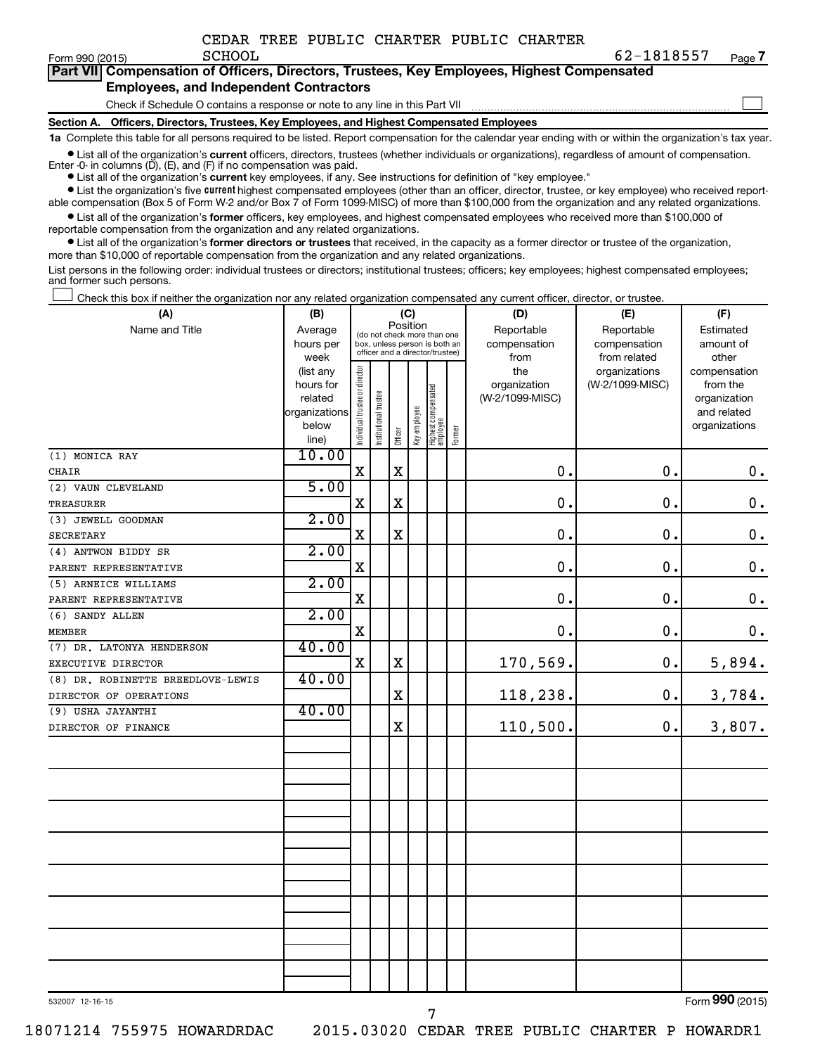CEDAR TREE PUBLIC CHARTER PUBLIC CHARTER SCHOOL

62-1818557

Form 990 (2015)

## Part VII Compensation of Officers, Directors, Trustees, Key Employees, Highest Compensated Employees, and Independent Contractors

Check if Schedule O contains a response or note to any line in this Part VII

### Section A. Officers, Directors, Trustees, Key Employees, and Highest Compensated Employees

**1a** Complete this table for all persons required to be listed. Report compensation for the calendar year ending with or within the organization's tax year.

- List all of the organization's **current** officers, directors, trustees (whether individuals or organizations), regardless of amount of compensation. Enter -0- in columns (D), (E), and (F) if no compensation was paid.
- List all of the organization's **current** key employees, if any. See instructions for definition of "key employee."
- List the organization's five **current** highest compensated employees (other than an officer, director, trustee, or key employee) who received reportable compensation (Box 5 of Form W-2 and/or Box 7 of Form 1099-MISC) of more than $100,000 from the organization and any related organizations.
- List all of the organization's **former** officers, key employees, and highest compensated employees who received more than $100,000 of reportable compensation from the organization and any related organizations.
- List all of the organization's **former directors or trustees** that received, in the capacity as a former director or trustee of the organization, more than $10,000 of reportable compensation from the organization and any related organizations.

List persons in the following order: individual trustees or directors; institutional trustees; officers; key employees; highest compensated employees; and former such persons.

Check this box if neither the organization nor any related organization compensated any current officer, director, or trustee.

| (A) Name and Title | (B) Average hours per week (list any hours for related organizations below line) | (C) Position: Individual trustee or director | Institutional trustee | Officer | Key employee | Highest compensated employee | Former | (D) Reportable compensation from the organization (W-2/1099-MISC) | (E) Reportable compensation from related organizations (W-2/1099-MISC) | (F) Estimated amount of other compensation from the organization and related organizations |
|---|---|---|---|---|---|---|---|---|---|---|
| (1) MONICA RAY<br>CHAIR | 10.00 | X | | X | | | | 0. | 0. | 0. |
| (2) VAUN CLEVELAND<br>TREASURER | 5.00 | X | | X | | | | 0. | 0. | 0. |
| (3) JEWELL GOODMAN<br>SECRETARY | 2.00 | X | | X | | | | 0. | 0. | 0. |
| (4) ANTWON BIDDY SR<br>PARENT REPRESENTATIVE | 2.00 | X | | | | | | 0. | 0. | 0. |
| (5) ARNEICE WILLIAMS<br>PARENT REPRESENTATIVE | 2.00 | X | | | | | | 0. | 0. | 0. |
| (6) SANDY ALLEN<br>MEMBER | 2.00 | X | | | | | | 0. | 0. | 0. |
| (7) DR. LATONYA HENDERSON<br>EXECUTIVE DIRECTOR | 40.00 | X | | X | | | | 170,569. | 0. | 5,894. |
| (8) DR. ROBINETTE BREEDLOVE-LEWIS<br>DIRECTOR OF OPERATIONS | 40.00 | | | X | | | | 118,238. | 0. | 3,784. |
| (9) USHA JAYANTHI<br>DIRECTOR OF FINANCE | 40.00 | | | X | | | | 110,500. | 0. | 3,807. |

532007 12-16-15

Form 990 (2015)

18071214 755975 HOWARDRDAC 2015.03020 CEDAR TREE PUBLIC CHARTER P HOWARDR1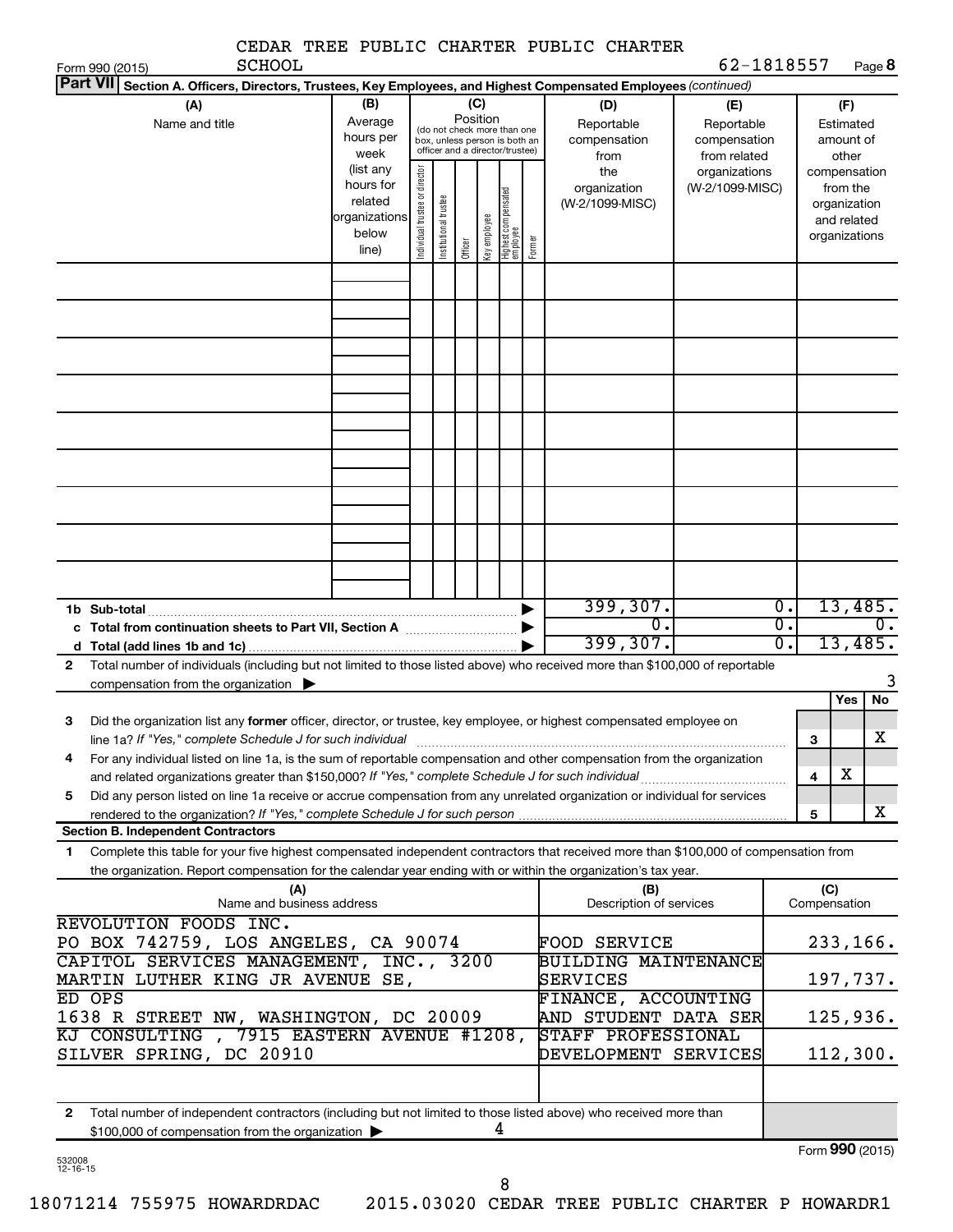CEDAR TREE PUBLIC CHARTER PUBLIC CHARTER SCHOOL

Form 990 (2015) 62-1818557 Page **8**

**Part VII** **Section A. Officers, Directors, Trustees, Key Employees, and Highest Compensated Employees** *(continued)*

| (A) Name and title | (B) Average hours per week (list any hours for related organizations below line) | (C) Position (do not check more than one box, unless person is both an officer and a director/trustee): Individual trustee or director | Institutional trustee | Officer | Key employee | Highest compensated employee | Former | (D) Reportable compensation from the organization (W-2/1099-MISC) | (E) Reportable compensation from related organizations (W-2/1099-MISC) | (F) Estimated amount of other compensation from the organization and related organizations |
|---|---|---|---|---|---|---|---|---|---|---|
| | | | | | | | | | | |
| **1b Sub-total** | | | | | | | | 399,307. | 0. | 13,485. |
| **c Total from continuation sheets to Part VII, Section A** | | | | | | | | 0. | 0. | 0. |
| **d Total (add lines 1b and 1c)** | | | | | | | | 399,307. | 0. | 13,485. |

**2** Total number of individuals (including but not limited to those listed above) who received more than $100,000 of reportable compensation from the organization ▶ 3

| | | Yes | No |
|---|---|---|---|
| **3** Did the organization list any **former** officer, director, or trustee, key employee, or highest compensated employee on line 1a? *If "Yes," complete Schedule J for such individual* | 3 | | X |
| **4** For any individual listed on line 1a, is the sum of reportable compensation and other compensation from the organization and related organizations greater than $150,000? *If "Yes," complete Schedule J for such individual* | 4 | X | |
| **5** Did any person listed on line 1a receive or accrue compensation from any unrelated organization or individual for services rendered to the organization? *If "Yes," complete Schedule J for such person* | 5 | | X |

**Section B. Independent Contractors**

**1** Complete this table for your five highest compensated independent contractors that received more than $100,000 of compensation from the organization. Report compensation for the calendar year ending with or within the organization's tax year.

| (A) Name and business address | (B) Description of services | (C) Compensation |
|---|---|---|
| REVOLUTION FOODS INC. PO BOX 742759, LOS ANGELES, CA 90074 | FOOD SERVICE | 233,166. |
| CAPITOL SERVICES MANAGEMENT, INC., 3200 MARTIN LUTHER KING JR AVENUE SE, | BUILDING MAINTENANCE SERVICES | 197,737. |
| ED OPS 1638 R STREET NW, WASHINGTON, DC 20009 | FINANCE, ACCOUNTING AND STUDENT DATA SER | 125,936. |
| KJ CONSULTING , 7915 EASTERN AVENUE #1208, SILVER SPRING, DC 20910 | STAFF PROFESSIONAL DEVELOPMENT SERVICES | 112,300. |
| | | |

**2** Total number of independent contractors (including but not limited to those listed above) who received more than $100,000 of compensation from the organization ▶ 4

Form **990** (2015)

532008 12-16-15

18071214 755975 HOWARDRDAC 2015.03020 CEDAR TREE PUBLIC CHARTER P HOWARDR1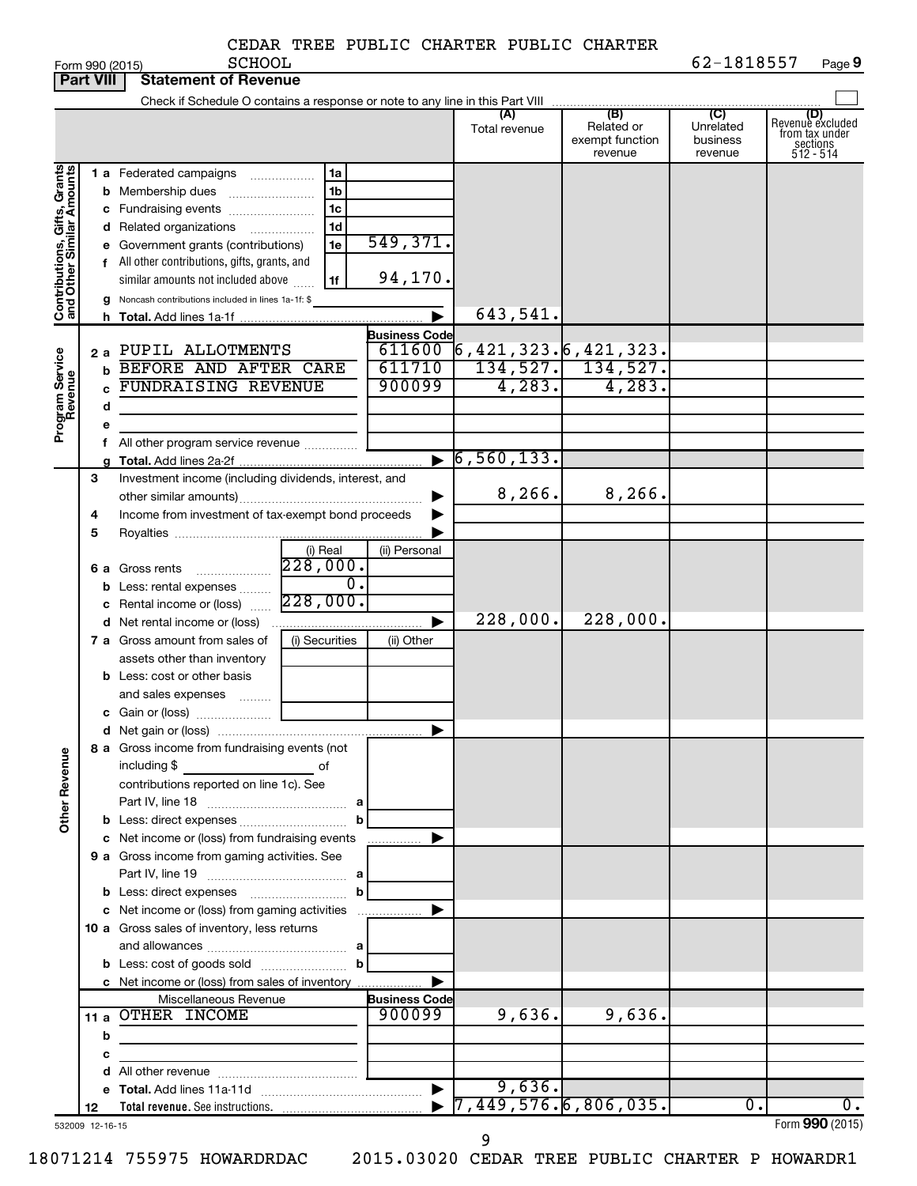CEDAR TREE PUBLIC CHARTER PUBLIC CHARTER SCHOOL

Form 990 (2015) 62-1818557 Page 9

**Part VIII | Statement of Revenue**

Check if Schedule O contains a response or note to any line in this Part VIII ☐

| | | | | (A) Total revenue | (B) Related or exempt function revenue | (C) Unrelated business revenue | (D) Revenue excluded from tax under sections 512 - 514 |
|---|---|---|---|---|---|---|---|
| **Contributions, Gifts, Grants and Other Similar Amounts** | 1a Federated campaigns | 1a | | | | | |
| | b Membership dues | 1b | | | | | |
| | c Fundraising events | 1c | | | | | |
| | d Related organizations | 1d | | | | | |
| | e Government grants (contributions) | 1e | 549,371. | | | | |
| | f All other contributions, gifts, grants, and similar amounts not included above | 1f | 94,170. | | | | |
| | g Noncash contributions included in lines 1a-1f: $ | | | | | | |
| | h **Total.** Add lines 1a-1f | | ▶ | 643,541. | | | |
| **Program Service Revenue** | | | **Business Code** | | | | |
| | 2a PUPIL ALLOTMENTS | | 611600 | 6,421,323. | 6,421,323. | | |
| | b BEFORE AND AFTER CARE | | 611710 | 134,527. | 134,527. | | |
| | c FUNDRAISING REVENUE | | 900099 | 4,283. | 4,283. | | |
| | d | | | | | | |
| | e | | | | | | |
| | f All other program service revenue | | | | | | |
| | g **Total.** Add lines 2a-2f | | ▶ | 6,560,133. | | | |
| **Other Revenue** | 3 Investment income (including dividends, interest, and other similar amounts) | | ▶ | 8,266. | 8,266. | | |
| | 4 Income from investment of tax-exempt bond proceeds | | ▶ | | | | |
| | 5 Royalties | | ▶ | | | | |
| | | (i) Real | (ii) Personal | | | | |
| | 6a Gross rents | 228,000. | | | | | |
| | b Less: rental expenses | 0. | | | | | |
| | c Rental income or (loss) | 228,000. | | | | | |
| | d Net rental income or (loss) | | ▶ | 228,000. | 228,000. | | |
| | | (i) Securities | (ii) Other | | | | |
| | 7a Gross amount from sales of assets other than inventory | | | | | | |
| | b Less: cost or other basis and sales expenses | | | | | | |
| | c Gain or (loss) | | | | | | |
| | d Net gain or (loss) | | ▶ | | | | |
| | 8a Gross income from fundraising events (not including $ ____ of contributions reported on line 1c). See Part IV, line 18 | a | | | | | |
| | b Less: direct expenses | b | | | | | |
| | c Net income or (loss) from fundraising events | | ▶ | | | | |
| | 9a Gross income from gaming activities. See Part IV, line 19 | a | | | | | |
| | b Less: direct expenses | b | | | | | |
| | c Net income or (loss) from gaming activities | | ▶ | | | | |
| | 10a Gross sales of inventory, less returns and allowances | a | | | | | |
| | b Less: cost of goods sold | b | | | | | |
| | c Net income or (loss) from sales of inventory | | ▶ | | | | |
| | Miscellaneous Revenue | | **Business Code** | | | | |
| | 11a OTHER INCOME | | 900099 | 9,636. | 9,636. | | |
| | b | | | | | | |
| | c | | | | | | |
| | d All other revenue | | | | | | |
| | e **Total.** Add lines 11a-11d | | ▶ | 9,636. | | | |
| | 12 **Total revenue.** See instructions. | | ▶ | 7,449,576. | 6,806,035. | 0. | 0. |

532009 12-16-15 Form **990** (2015)

18071214 755975 HOWARDRDAC 2015.03020 CEDAR TREE PUBLIC CHARTER P HOWARDR1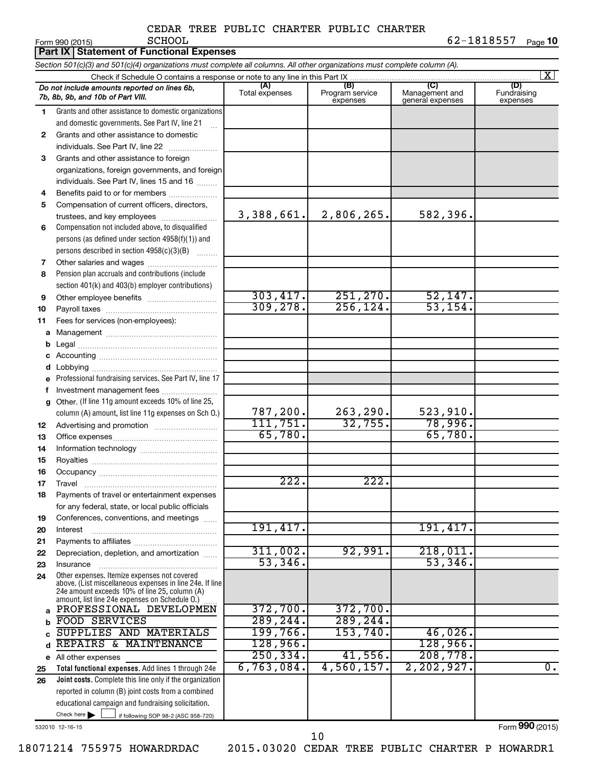CEDAR TREE PUBLIC CHARTER PUBLIC CHARTER SCHOOL

Form 990 (2015) 62-1818557 Page 10

**Part IX Statement of Functional Expenses**

*Section 501(c)(3) and 501(c)(4) organizations must complete all columns. All other organizations must complete column (A).*

Check if Schedule O contains a response or note to any line in this Part IX [X]

| *Do not include amounts reported on lines 6b, 7b, 8b, 9b, and 10b of Part VIII.* | (A) Total expenses | (B) Program service expenses | (C) Management and general expenses | (D) Fundraising expenses |
|---|---|---|---|---|
| 1 Grants and other assistance to domestic organizations and domestic governments. See Part IV, line 21 | | | | |
| 2 Grants and other assistance to domestic individuals. See Part IV, line 22 | | | | |
| 3 Grants and other assistance to foreign organizations, foreign governments, and foreign individuals. See Part IV, lines 15 and 16 | | | | |
| 4 Benefits paid to or for members | | | | |
| 5 Compensation of current officers, directors, trustees, and key employees | 3,388,661. | 2,806,265. | 582,396. | |
| 6 Compensation not included above, to disqualified persons (as defined under section 4958(f)(1)) and persons described in section 4958(c)(3)(B) | | | | |
| 7 Other salaries and wages | | | | |
| 8 Pension plan accruals and contributions (include section 401(k) and 403(b) employer contributions) | | | | |
| 9 Other employee benefits | 303,417. | 251,270. | 52,147. | |
| 10 Payroll taxes | 309,278. | 256,124. | 53,154. | |
| 11 Fees for services (non-employees): | | | | |
| a Management | | | | |
| b Legal | | | | |
| c Accounting | | | | |
| d Lobbying | | | | |
| e Professional fundraising services. See Part IV, line 17 | | | | |
| f Investment management fees | | | | |
| g Other. (If line 11g amount exceeds 10% of line 25, column (A) amount, list line 11g expenses on Sch O.) | 787,200. | 263,290. | 523,910. | |
| 12 Advertising and promotion | 111,751. | 32,755. | 78,996. | |
| 13 Office expenses | 65,780. | | 65,780. | |
| 14 Information technology | | | | |
| 15 Royalties | | | | |
| 16 Occupancy | | | | |
| 17 Travel | 222. | 222. | | |
| 18 Payments of travel or entertainment expenses for any federal, state, or local public officials | | | | |
| 19 Conferences, conventions, and meetings | | | | |
| 20 Interest | 191,417. | | 191,417. | |
| 21 Payments to affiliates | | | | |
| 22 Depreciation, depletion, and amortization | 311,002. | 92,991. | 218,011. | |
| 23 Insurance | 53,346. | | 53,346. | |
| 24 Other expenses. Itemize expenses not covered above. (List miscellaneous expenses in line 24e. If line 24e amount exceeds 10% of line 25, column (A) amount, list line 24e expenses on Schedule O.) | | | | |
| a PROFESSIONAL DEVELOPMEN | 372,700. | 372,700. | | |
| b FOOD SERVICES | 289,244. | 289,244. | | |
| c SUPPLIES AND MATERIALS | 199,766. | 153,740. | 46,026. | |
| d REPAIRS & MAINTENANCE | 128,966. | | 128,966. | |
| e All other expenses | 250,334. | 41,556. | 208,778. | |
| 25 **Total functional expenses.** Add lines 1 through 24e | 6,763,084. | 4,560,157. | 2,202,927. | 0. |
| 26 **Joint costs.** Complete this line only if the organization reported in column (B) joint costs from a combined educational campaign and fundraising solicitation. Check here [ ] if following SOP 98-2 (ASC 958-720) | | | | |

532010 12-16-15

Form **990** (2015)

18071214 755975 HOWARDRDAC 2015.03020 CEDAR TREE PUBLIC CHARTER P HOWARDR1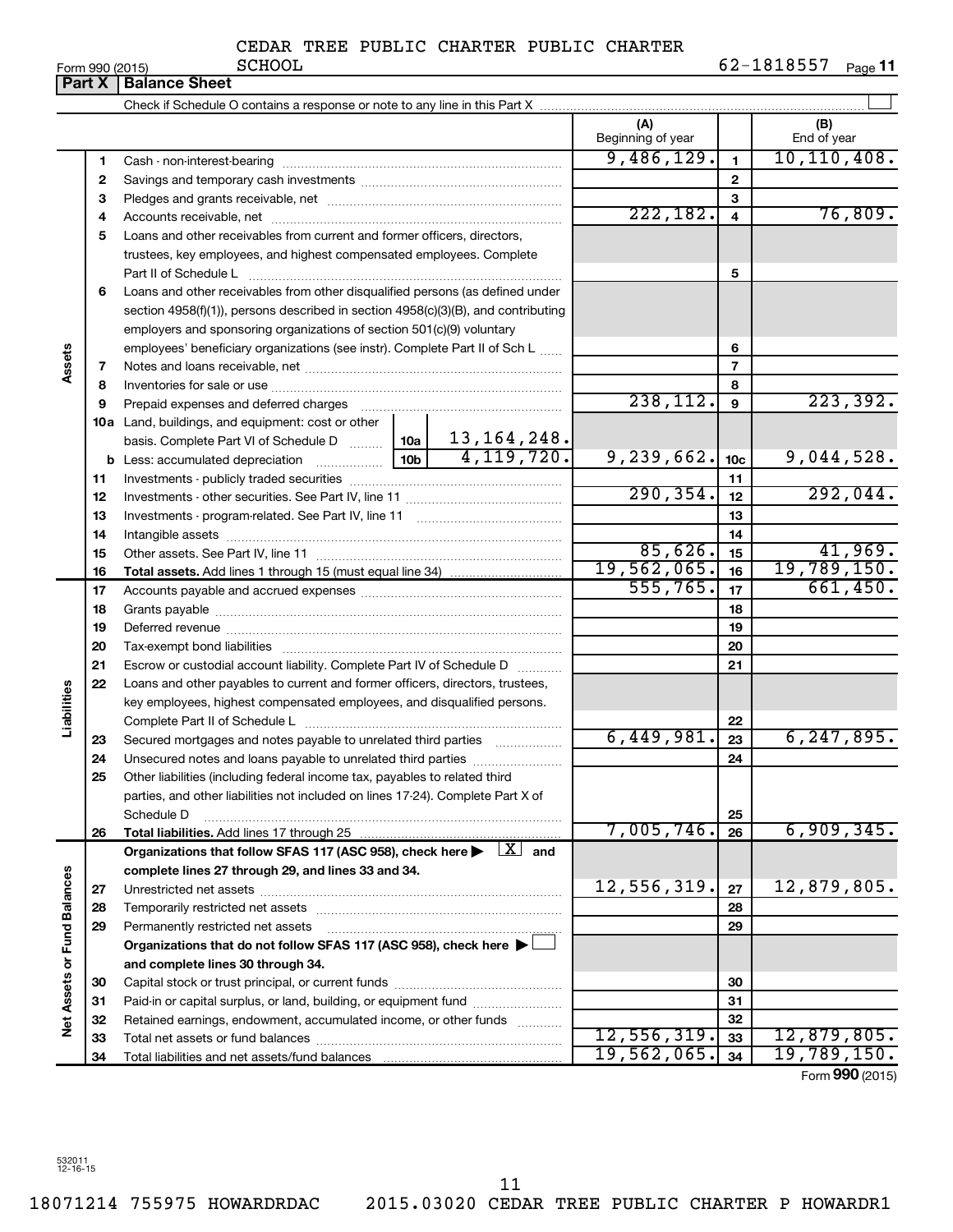CEDAR TREE PUBLIC CHARTER PUBLIC CHARTER SCHOOL

Form 990 (2015) 62-1818557 Page **11**

**Part X | Balance Sheet**

Check if Schedule O contains a response or note to any line in this Part X ☐

| | | | | (A) Beginning of year | | (B) End of year |
|---|---|---|---|---|---|---|
| Assets | 1 | Cash - non-interest-bearing | | 9,486,129. | 1 | 10,110,408. |
| | 2 | Savings and temporary cash investments | | | 2 | |
| | 3 | Pledges and grants receivable, net | | | 3 | |
| | 4 | Accounts receivable, net | | 222,182. | 4 | 76,809. |
| | 5 | Loans and other receivables from current and former officers, directors, trustees, key employees, and highest compensated employees. Complete Part II of Schedule L | | | 5 | |
| | 6 | Loans and other receivables from other disqualified persons (as defined under section 4958(f)(1)), persons described in section 4958(c)(3)(B), and contributing employers and sponsoring organizations of section 501(c)(9) voluntary employees' beneficiary organizations (see instr). Complete Part II of Sch L | | | 6 | |
| | 7 | Notes and loans receivable, net | | | 7 | |
| | 8 | Inventories for sale or use | | | 8 | |
| | 9 | Prepaid expenses and deferred charges | | 238,112. | 9 | 223,392. |
| | 10a | Land, buildings, and equipment: cost or other basis. Complete Part VI of Schedule D | 10a 13,164,248. | | | |
| | b | Less: accumulated depreciation | 10b 4,119,720. | 9,239,662. | 10c | 9,044,528. |
| | 11 | Investments - publicly traded securities | | | 11 | |
| | 12 | Investments - other securities. See Part IV, line 11 | | 290,354. | 12 | 292,044. |
| | 13 | Investments - program-related. See Part IV, line 11 | | | 13 | |
| | 14 | Intangible assets | | | 14 | |
| | 15 | Other assets. See Part IV, line 11 | | 85,626. | 15 | 41,969. |
| | 16 | **Total assets.** Add lines 1 through 15 (must equal line 34) | | 19,562,065. | 16 | 19,789,150. |
| Liabilities | 17 | Accounts payable and accrued expenses | | 555,765. | 17 | 661,450. |
| | 18 | Grants payable | | | 18 | |
| | 19 | Deferred revenue | | | 19 | |
| | 20 | Tax-exempt bond liabilities | | | 20 | |
| | 21 | Escrow or custodial account liability. Complete Part IV of Schedule D | | | 21 | |
| | 22 | Loans and other payables to current and former officers, directors, trustees, key employees, highest compensated employees, and disqualified persons. Complete Part II of Schedule L | | | 22 | |
| | 23 | Secured mortgages and notes payable to unrelated third parties | | 6,449,981. | 23 | 6,247,895. |
| | 24 | Unsecured notes and loans payable to unrelated third parties | | | 24 | |
| | 25 | Other liabilities (including federal income tax, payables to related third parties, and other liabilities not included on lines 17-24). Complete Part X of Schedule D | | | 25 | |
| | 26 | **Total liabilities.** Add lines 17 through 25 | | 7,005,746. | 26 | 6,909,345. |
| Net Assets or Fund Balances | | **Organizations that follow SFAS 117 (ASC 958), check here ▶ ☒ and complete lines 27 through 29, and lines 33 and 34.** | | | | |
| | 27 | Unrestricted net assets | | 12,556,319. | 27 | 12,879,805. |
| | 28 | Temporarily restricted net assets | | | 28 | |
| | 29 | Permanently restricted net assets | | | 29 | |
| | | **Organizations that do not follow SFAS 117 (ASC 958), check here ▶ ☐ and complete lines 30 through 34.** | | | | |
| | 30 | Capital stock or trust principal, or current funds | | | 30 | |
| | 31 | Paid-in or capital surplus, or land, building, or equipment fund | | | 31 | |
| | 32 | Retained earnings, endowment, accumulated income, or other funds | | | 32 | |
| | 33 | Total net assets or fund balances | | 12,556,319. | 33 | 12,879,805. |
| | 34 | Total liabilities and net assets/fund balances | | 19,562,065. | 34 | 19,789,150. |

Form **990** (2015)

532011 12-16-15

18071214 755975 HOWARDRDAC 2015.03020 CEDAR TREE PUBLIC CHARTER P HOWARDR1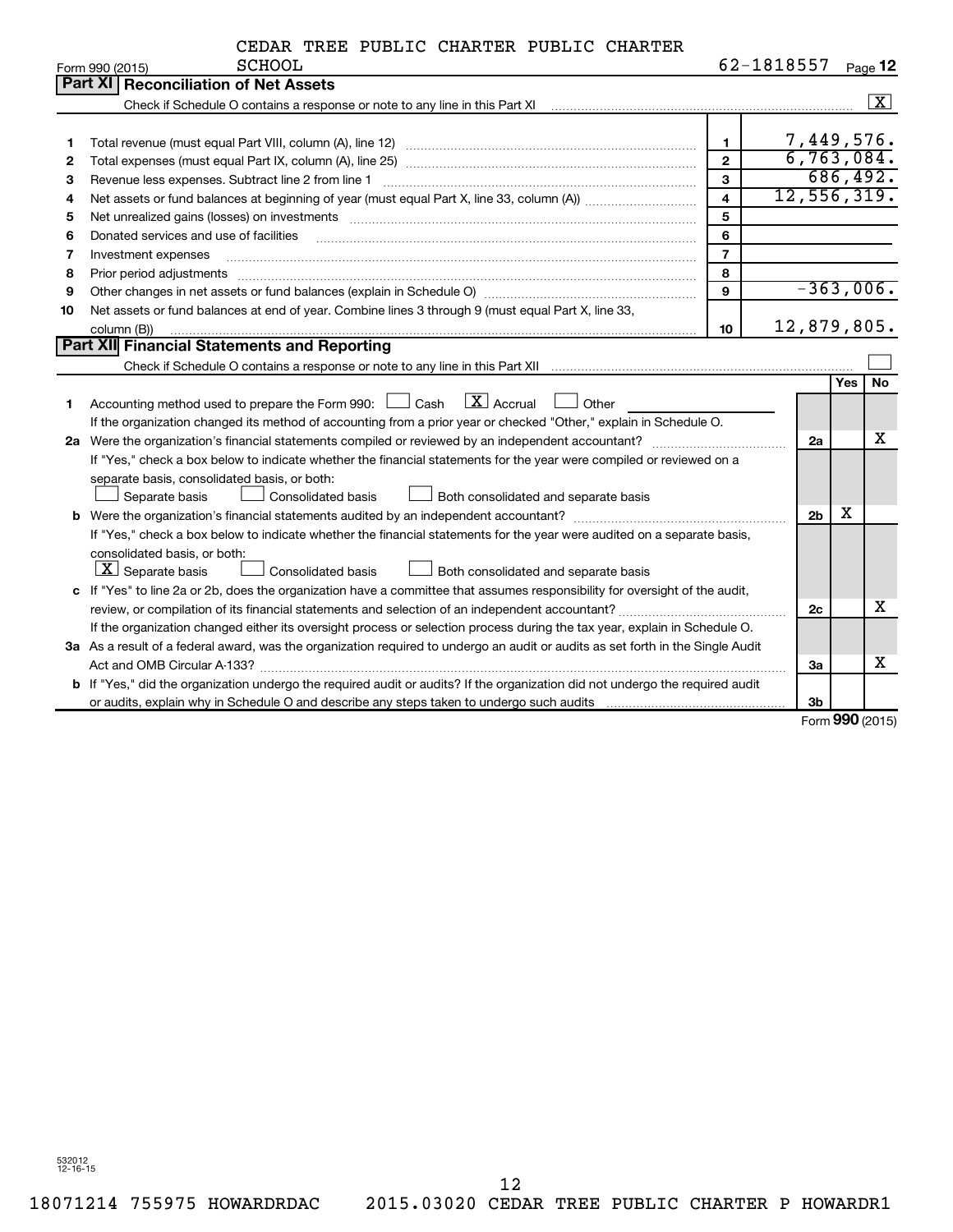CEDAR TREE PUBLIC CHARTER PUBLIC CHARTER SCHOOL

Form 990 (2015) 62-1818557 Page 12

## Part XI Reconciliation of Net Assets

Check if Schedule O contains a response or note to any line in this Part XI ..... [X]

| | | | |
|---|---|---|---|
| 1 | Total revenue (must equal Part VIII, column (A), line 12) | 1 | 7,449,576. |
| 2 | Total expenses (must equal Part IX, column (A), line 25) | 2 | 6,763,084. |
| 3 | Revenue less expenses. Subtract line 2 from line 1 | 3 | 686,492. |
| 4 | Net assets or fund balances at beginning of year (must equal Part X, line 33, column (A)) | 4 | 12,556,319. |
| 5 | Net unrealized gains (losses) on investments | 5 | |
| 6 | Donated services and use of facilities | 6 | |
| 7 | Investment expenses | 7 | |
| 8 | Prior period adjustments | 8 | |
| 9 | Other changes in net assets or fund balances (explain in Schedule O) | 9 | -363,006. |
| 10 | Net assets or fund balances at end of year. Combine lines 3 through 9 (must equal Part X, line 33, column (B)) | 10 | 12,879,805. |

## Part XII Financial Statements and Reporting

Check if Schedule O contains a response or note to any line in this Part XII ..... [ ]

| | | | Yes | No |
|---|---|---|---|---|
| 1 | Accounting method used to prepare the Form 990: [ ] Cash [X] Accrual [ ] Other<br>If the organization changed its method of accounting from a prior year or checked "Other," explain in Schedule O. | | | |
| 2a | Were the organization's financial statements compiled or reviewed by an independent accountant?<br>If "Yes," check a box below to indicate whether the financial statements for the year were compiled or reviewed on a separate basis, consolidated basis, or both:<br>[ ] Separate basis [ ] Consolidated basis [ ] Both consolidated and separate basis | 2a | | X |
| b | Were the organization's financial statements audited by an independent accountant?<br>If "Yes," check a box below to indicate whether the financial statements for the year were audited on a separate basis, consolidated basis, or both:<br>[X] Separate basis [ ] Consolidated basis [ ] Both consolidated and separate basis | 2b | X | |
| c | If "Yes" to line 2a or 2b, does the organization have a committee that assumes responsibility for oversight of the audit, review, or compilation of its financial statements and selection of an independent accountant?<br>If the organization changed either its oversight process or selection process during the tax year, explain in Schedule O. | 2c | | X |
| 3a | As a result of a federal award, was the organization required to undergo an audit or audits as set forth in the Single Audit Act and OMB Circular A-133? | 3a | | X |
| b | If "Yes," did the organization undergo the required audit or audits? If the organization did not undergo the required audit or audits, explain why in Schedule O and describe any steps taken to undergo such audits | 3b | | |

Form 990 (2015)

532012 12-16-15

18071214 755975 HOWARDRDAC 2015.03020 CEDAR TREE PUBLIC CHARTER P HOWARDR1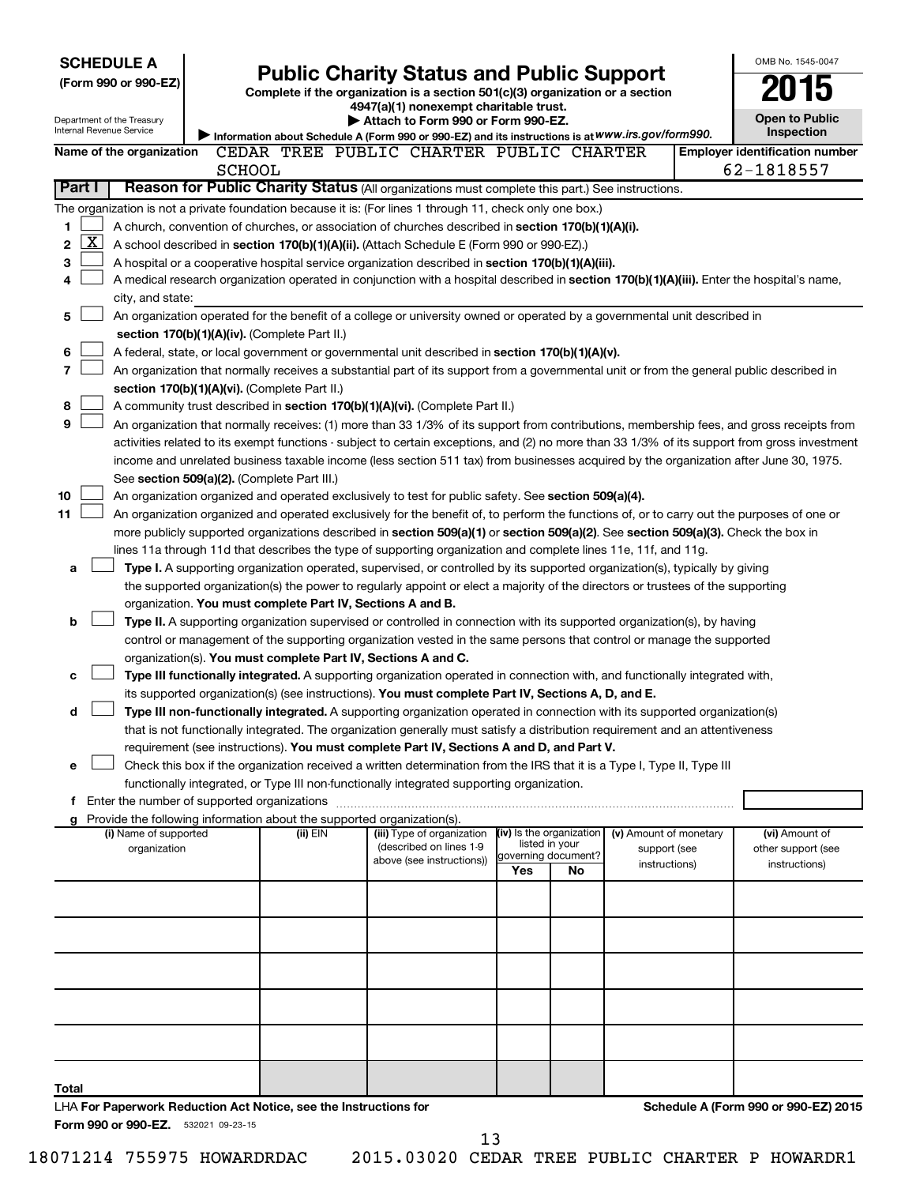**SCHEDULE A**
**(Form 990 or 990-EZ)**

Department of the Treasury
Internal Revenue Service

# Public Charity Status and Public Support

**Complete if the organization is a section 501(c)(3) organization or a section 4947(a)(1) nonexempt charitable trust.**
**▶ Attach to Form 990 or Form 990-EZ.**
**▶ Information about Schedule A (Form 990 or 990-EZ) and its instructions is at** *www.irs.gov/form990.*

OMB No. 1545-0047
**2015**
**Open to Public Inspection**

**Name of the organization** CEDAR TREE PUBLIC CHARTER PUBLIC CHARTER SCHOOL
**Employer identification number** 62-1818557

**Part I — Reason for Public Charity Status** (All organizations must complete this part.) See instructions.

The organization is not a private foundation because it is: (For lines 1 through 11, check only one box.)

1. ☐ A church, convention of churches, or association of churches described in **section 170(b)(1)(A)(i).**
2. ☒ A school described in **section 170(b)(1)(A)(ii).** (Attach Schedule E (Form 990 or 990-EZ).)
3. ☐ A hospital or a cooperative hospital service organization described in **section 170(b)(1)(A)(iii).**
4. ☐ A medical research organization operated in conjunction with a hospital described in **section 170(b)(1)(A)(iii).** Enter the hospital's name, city, and state:
5. ☐ An organization operated for the benefit of a college or university owned or operated by a governmental unit described in **section 170(b)(1)(A)(iv).** (Complete Part II.)
6. ☐ A federal, state, or local government or governmental unit described in **section 170(b)(1)(A)(v).**
7. ☐ An organization that normally receives a substantial part of its support from a governmental unit or from the general public described in **section 170(b)(1)(A)(vi).** (Complete Part II.)
8. ☐ A community trust described in **section 170(b)(1)(A)(vi).** (Complete Part II.)
9. ☐ An organization that normally receives: (1) more than 33 1/3% of its support from contributions, membership fees, and gross receipts from activities related to its exempt functions - subject to certain exceptions, and (2) no more than 33 1/3% of its support from gross investment income and unrelated business taxable income (less section 511 tax) from businesses acquired by the organization after June 30, 1975. See **section 509(a)(2).** (Complete Part III.)
10. ☐ An organization organized and operated exclusively to test for public safety. See **section 509(a)(4).**
11. ☐ An organization organized and operated exclusively for the benefit of, to perform the functions of, or to carry out the purposes of one or more publicly supported organizations described in **section 509(a)(1)** or **section 509(a)(2).** See **section 509(a)(3).** Check the box in lines 11a through 11d that describes the type of supporting organization and complete lines 11e, 11f, and 11g.
   - **a** ☐ **Type I.** A supporting organization operated, supervised, or controlled by its supported organization(s), typically by giving the supported organization(s) the power to regularly appoint or elect a majority of the directors or trustees of the supporting organization. **You must complete Part IV, Sections A and B.**
   - **b** ☐ **Type II.** A supporting organization supervised or controlled in connection with its supported organization(s), by having control or management of the supporting organization vested in the same persons that control or manage the supported organization(s). **You must complete Part IV, Sections A and C.**
   - **c** ☐ **Type III functionally integrated.** A supporting organization operated in connection with, and functionally integrated with, its supported organization(s) (see instructions). **You must complete Part IV, Sections A, D, and E.**
   - **d** ☐ **Type III non-functionally integrated.** A supporting organization operated in connection with its supported organization(s) that is not functionally integrated. The organization generally must satisfy a distribution requirement and an attentiveness requirement (see instructions). **You must complete Part IV, Sections A and D, and Part V.**
   - **e** ☐ Check this box if the organization received a written determination from the IRS that it is a Type I, Type II, Type III functionally integrated, or Type III non-functionally integrated supporting organization.
   - **f** Enter the number of supported organizations
   - **g** Provide the following information about the supported organization(s).

| (i) Name of supported organization | (ii) EIN | (iii) Type of organization (described on lines 1-9 above (see instructions)) | (iv) Is the organization listed in your governing document? Yes | No | (v) Amount of monetary support (see instructions) | (vi) Amount of other support (see instructions) |
|---|---|---|---|---|---|---|
| | | | | | | |
| | | | | | | |
| | | | | | | |
| | | | | | | |
| | | | | | | |
| **Total** | | | | | | |

LHA **For Paperwork Reduction Act Notice, see the Instructions for Form 990 or 990-EZ.** 532021 09-23-15

**Schedule A (Form 990 or 990-EZ) 2015**

18071214 755975 HOWARDRDAC 2015.03020 CEDAR TREE PUBLIC CHARTER P HOWARDR1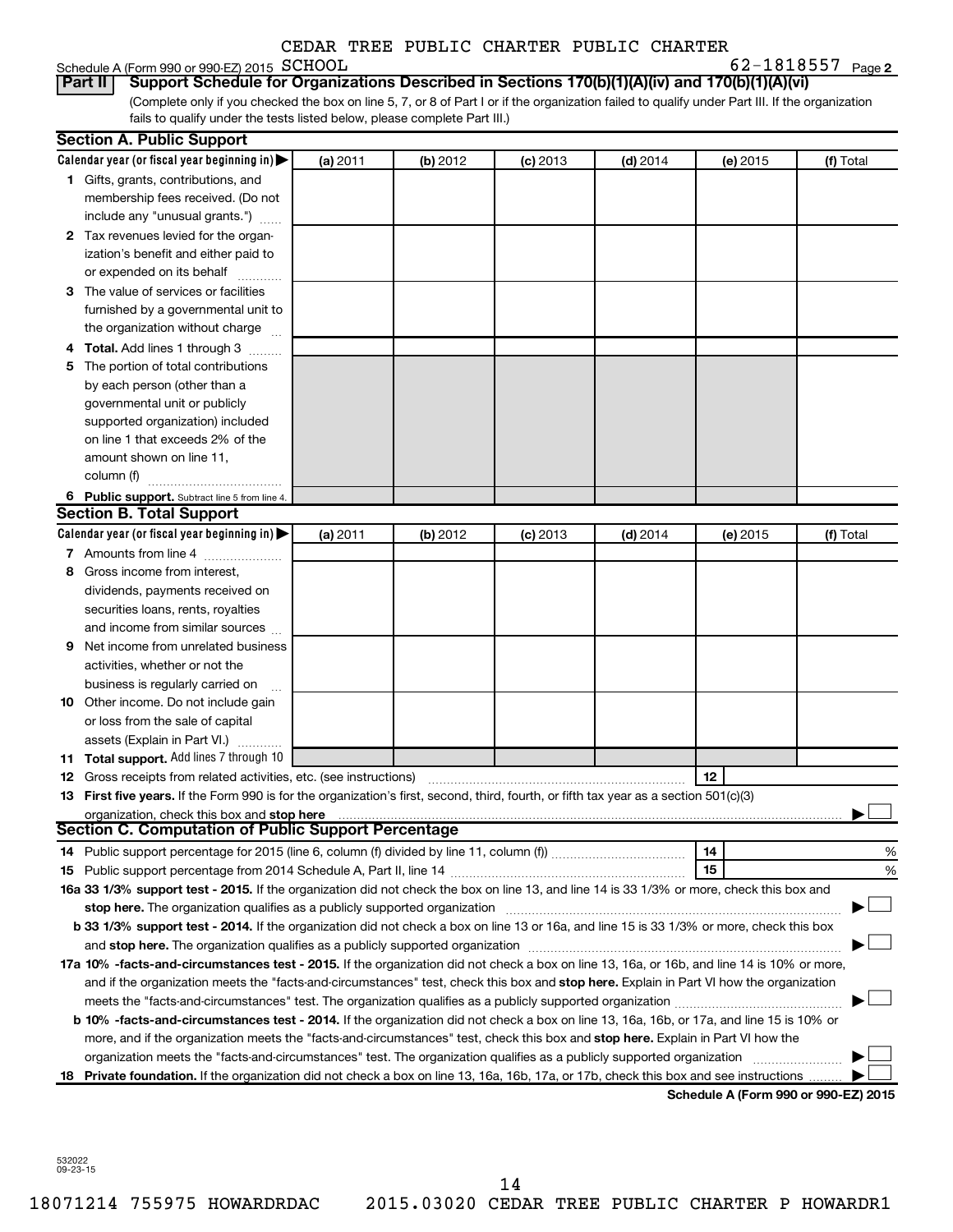CEDAR TREE PUBLIC CHARTER PUBLIC CHARTER

Schedule A (Form 990 or 990-EZ) 2015 SCHOOL 62-1818557 Page 2

**Part II Support Schedule for Organizations Described in Sections 170(b)(1)(A)(iv) and 170(b)(1)(A)(vi)**

(Complete only if you checked the box on line 5, 7, or 8 of Part I or if the organization failed to qualify under Part III. If the organization fails to qualify under the tests listed below, please complete Part III.)

**Section A. Public Support**

| Calendar year (or fiscal year beginning in) ▶ | (a) 2011 | (b) 2012 | (c) 2013 | (d) 2014 | (e) 2015 | (f) Total |
|---|---|---|---|---|---|---|
| 1 Gifts, grants, contributions, and membership fees received. (Do not include any "unusual grants.") | | | | | | |
| 2 Tax revenues levied for the organization's benefit and either paid to or expended on its behalf | | | | | | |
| 3 The value of services or facilities furnished by a governmental unit to the organization without charge | | | | | | |
| 4 **Total.** Add lines 1 through 3 | | | | | | |
| 5 The portion of total contributions by each person (other than a governmental unit or publicly supported organization) included on line 1 that exceeds 2% of the amount shown on line 11, column (f) | | | | | | |
| 6 **Public support.** Subtract line 5 from line 4. | | | | | | |

**Section B. Total Support**

| Calendar year (or fiscal year beginning in) ▶ | (a) 2011 | (b) 2012 | (c) 2013 | (d) 2014 | (e) 2015 | (f) Total |
|---|---|---|---|---|---|---|
| 7 Amounts from line 4 | | | | | | |
| 8 Gross income from interest, dividends, payments received on securities loans, rents, royalties and income from similar sources | | | | | | |
| 9 Net income from unrelated business activities, whether or not the business is regularly carried on | | | | | | |
| 10 Other income. Do not include gain or loss from the sale of capital assets (Explain in Part VI.) | | | | | | |
| 11 **Total support.** Add lines 7 through 10 | | | | | | |

12 Gross receipts from related activities, etc. (see instructions) | 12 |

13 **First five years.** If the Form 990 is for the organization's first, second, third, fourth, or fifth tax year as a section 501(c)(3) organization, check this box and **stop here** ▶ ☐

**Section C. Computation of Public Support Percentage**

14 Public support percentage for 2015 (line 6, column (f) divided by line 11, column (f)) | 14 | %

15 Public support percentage from 2014 Schedule A, Part II, line 14 | 15 | %

**16a 33 1/3% support test - 2015.** If the organization did not check the box on line 13, and line 14 is 33 1/3% or more, check this box and **stop here.** The organization qualifies as a publicly supported organization ▶ ☐

**b 33 1/3% support test - 2014.** If the organization did not check a box on line 13 or 16a, and line 15 is 33 1/3% or more, check this box and **stop here.** The organization qualifies as a publicly supported organization ▶ ☐

**17a 10% -facts-and-circumstances test - 2015.** If the organization did not check a box on line 13, 16a, or 16b, and line 14 is 10% or more, and if the organization meets the "facts-and-circumstances" test, check this box and **stop here.** Explain in Part VI how the organization meets the "facts-and-circumstances" test. The organization qualifies as a publicly supported organization ▶ ☐

**b 10% -facts-and-circumstances test - 2014.** If the organization did not check a box on line 13, 16a, 16b, or 17a, and line 15 is 10% or more, and if the organization meets the "facts-and-circumstances" test, check this box and **stop here.** Explain in Part VI how the organization meets the "facts-and-circumstances" test. The organization qualifies as a publicly supported organization ▶ ☐

**18 Private foundation.** If the organization did not check a box on line 13, 16a, 16b, 17a, or 17b, check this box and see instructions ▶ ☐

**Schedule A (Form 990 or 990-EZ) 2015**

532022 09-23-15

18071214 755975 HOWARDRDAC 2015.03020 CEDAR TREE PUBLIC CHARTER P HOWARDR1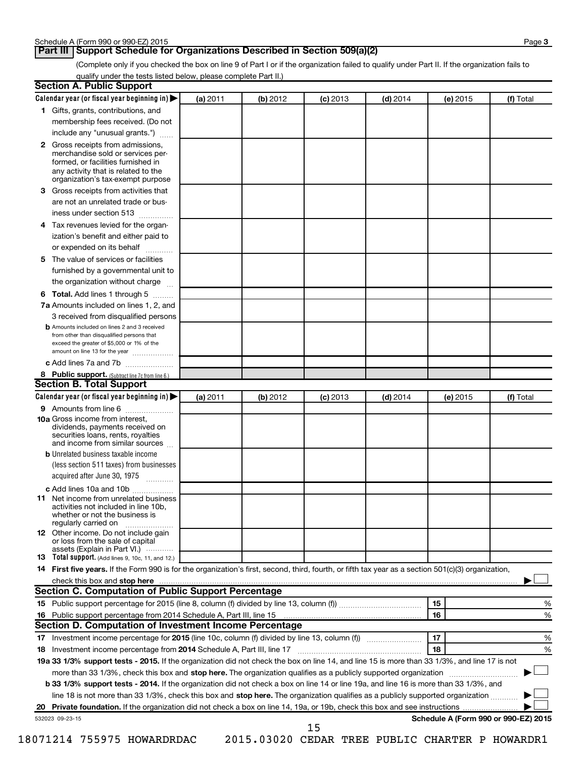## Part III Support Schedule for Organizations Described in Section 509(a)(2)

(Complete only if you checked the box on line 9 of Part I or if the organization failed to qualify under Part II. If the organization fails to qualify under the tests listed below, please complete Part II.)

### Section A. Public Support

| Calendar year (or fiscal year beginning in) ▶ | (a) 2011 | (b) 2012 | (c) 2013 | (d) 2014 | (e) 2015 | (f) Total |
|---|---|---|---|---|---|---|
| **1** Gifts, grants, contributions, and membership fees received. (Do not include any "unusual grants.") | | | | | | |
| **2** Gross receipts from admissions, merchandise sold or services performed, or facilities furnished in any activity that is related to the organization's tax-exempt purpose | | | | | | |
| **3** Gross receipts from activities that are not an unrelated trade or business under section 513 | | | | | | |
| **4** Tax revenues levied for the organization's benefit and either paid to or expended on its behalf | | | | | | |
| **5** The value of services or facilities furnished by a governmental unit to the organization without charge | | | | | | |
| **6 Total.** Add lines 1 through 5 | | | | | | |
| **7a** Amounts included on lines 1, 2, and 3 received from disqualified persons | | | | | | |
| **b** Amounts included on lines 2 and 3 received from other than disqualified persons that exceed the greater of $5,000 or 1% of the amount on line 13 for the year | | | | | | |
| **c** Add lines 7a and 7b | | | | | | |
| **8 Public support.** (Subtract line 7c from line 6.) | | | | | | |

### Section B. Total Support

| Calendar year (or fiscal year beginning in) ▶ | (a) 2011 | (b) 2012 | (c) 2013 | (d) 2014 | (e) 2015 | (f) Total |
|---|---|---|---|---|---|---|
| **9** Amounts from line 6 | | | | | | |
| **10a** Gross income from interest, dividends, payments received on securities loans, rents, royalties and income from similar sources | | | | | | |
| **b** Unrelated business taxable income (less section 511 taxes) from businesses acquired after June 30, 1975 | | | | | | |
| **c** Add lines 10a and 10b | | | | | | |
| **11** Net income from unrelated business activities not included in line 10b, whether or not the business is regularly carried on | | | | | | |
| **12** Other income. Do not include gain or loss from the sale of capital assets (Explain in Part VI.) | | | | | | |
| **13 Total support.** (Add lines 9, 10c, 11, and 12.) | | | | | | |

**14 First five years.** If the Form 990 is for the organization's first, second, third, fourth, or fifth tax year as a section 501(c)(3) organization, check this box and **stop here** ▶ ☐

### Section C. Computation of Public Support Percentage

| | | | |
|---|---|---|---|
| **15** | Public support percentage for 2015 (line 8, column (f) divided by line 13, column (f)) | 15 | % |
| **16** | Public support percentage from 2014 Schedule A, Part III, line 15 | 16 | % |

### Section D. Computation of Investment Income Percentage

| | | | |
|---|---|---|---|
| **17** | Investment income percentage for **2015** (line 10c, column (f) divided by line 13, column (f)) | 17 | % |
| **18** | Investment income percentage from **2014** Schedule A, Part III, line 17 | 18 | % |

**19a 33 1/3% support tests - 2015.** If the organization did not check the box on line 14, and line 15 is more than 33 1/3%, and line 17 is not more than 33 1/3%, check this box and **stop here.** The organization qualifies as a publicly supported organization ▶ ☐

**b 33 1/3% support tests - 2014.** If the organization did not check a box on line 14 or line 19a, and line 16 is more than 33 1/3%, and line 18 is not more than 33 1/3%, check this box and **stop here.** The organization qualifies as a publicly supported organization ▶ ☐

**20 Private foundation.** If the organization did not check a box on line 14, 19a, or 19b, check this box and see instructions ▶ ☐

532023 09-23-15

**Schedule A (Form 990 or 990-EZ) 2015**

18071214 755975 HOWARDRDAC 2015.03020 CEDAR TREE PUBLIC CHARTER P HOWARDR1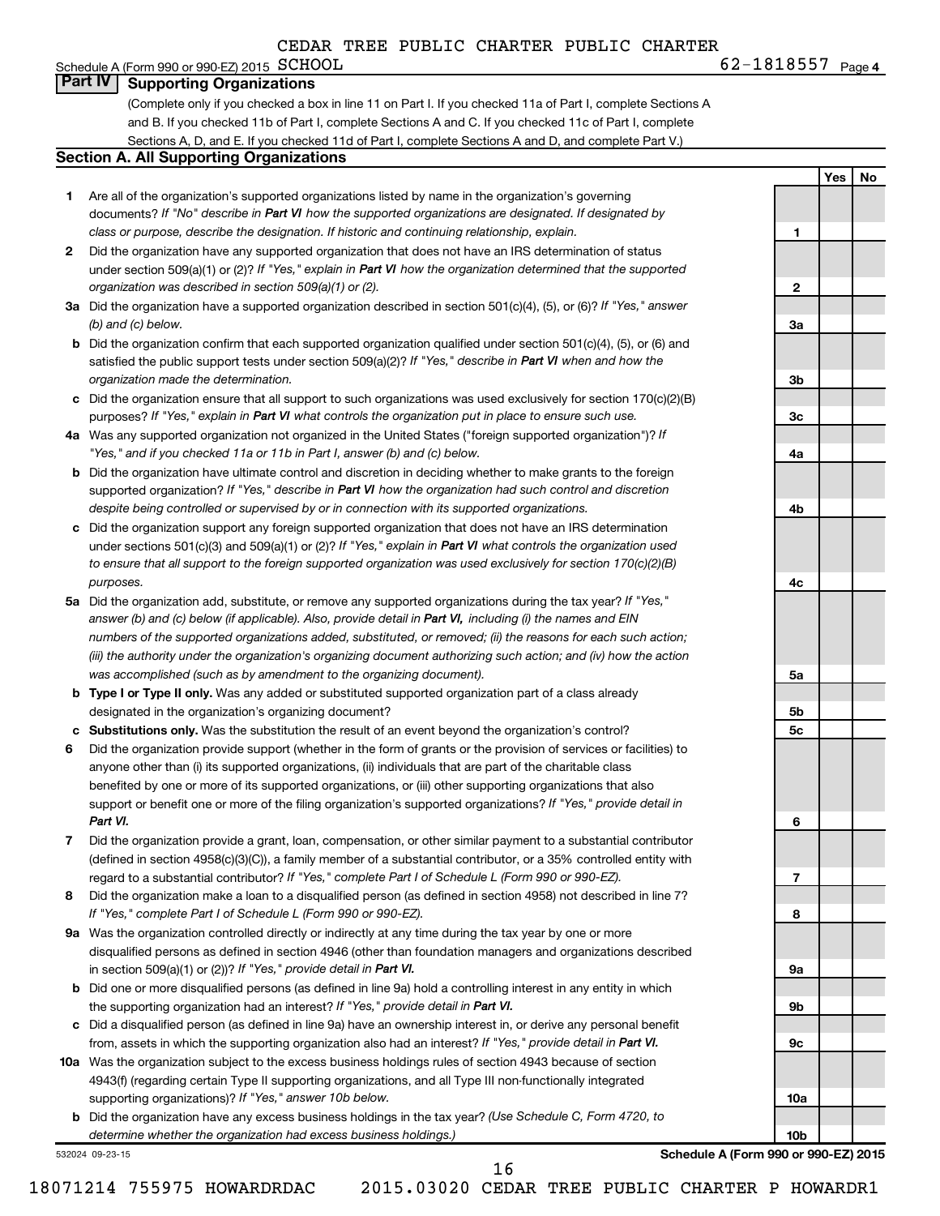CEDAR TREE PUBLIC CHARTER PUBLIC CHARTER

Schedule A (Form 990 or 990-EZ) 2015 SCHOOL 62-1818557 Page 4

## Part IV Supporting Organizations

(Complete only if you checked a box in line 11 on Part I. If you checked 11a of Part I, complete Sections A and B. If you checked 11b of Part I, complete Sections A and C. If you checked 11c of Part I, complete Sections A, D, and E. If you checked 11d of Part I, complete Sections A and D, and complete Part V.)

### Section A. All Supporting Organizations

| | | | Yes | No |
|---|---|---|---|---|
| 1 | Are all of the organization's supported organizations listed by name in the organization's governing documents? *If "No" describe in **Part VI** how the supported organizations are designated. If designated by class or purpose, describe the designation. If historic and continuing relationship, explain.* | 1 | | |
| 2 | Did the organization have any supported organization that does not have an IRS determination of status under section 509(a)(1) or (2)? *If "Yes," explain in **Part VI** how the organization determined that the supported organization was described in section 509(a)(1) or (2).* | 2 | | |
| 3a | Did the organization have a supported organization described in section 501(c)(4), (5), or (6)? *If "Yes," answer (b) and (c) below.* | 3a | | |
| b | Did the organization confirm that each supported organization qualified under section 501(c)(4), (5), or (6) and satisfied the public support tests under section 509(a)(2)? *If "Yes," describe in **Part VI** when and how the organization made the determination.* | 3b | | |
| c | Did the organization ensure that all support to such organizations was used exclusively for section 170(c)(2)(B) purposes? *If "Yes," explain in **Part VI** what controls the organization put in place to ensure such use.* | 3c | | |
| 4a | Was any supported organization not organized in the United States ("foreign supported organization")? *If "Yes," and if you checked 11a or 11b in Part I, answer (b) and (c) below.* | 4a | | |
| b | Did the organization have ultimate control and discretion in deciding whether to make grants to the foreign supported organization? *If "Yes," describe in **Part VI** how the organization had such control and discretion despite being controlled or supervised by or in connection with its supported organizations.* | 4b | | |
| c | Did the organization support any foreign supported organization that does not have an IRS determination under sections 501(c)(3) and 509(a)(1) or (2)? *If "Yes," explain in **Part VI** what controls the organization used to ensure that all support to the foreign supported organization was used exclusively for section 170(c)(2)(B) purposes.* | 4c | | |
| 5a | Did the organization add, substitute, or remove any supported organizations during the tax year? *If "Yes," answer (b) and (c) below (if applicable). Also, provide detail in **Part VI,** including (i) the names and EIN numbers of the supported organizations added, substituted, or removed; (ii) the reasons for each such action; (iii) the authority under the organization's organizing document authorizing such action; and (iv) how the action was accomplished (such as by amendment to the organizing document).* | 5a | | |
| b | **Type I or Type II only.** Was any added or substituted supported organization part of a class already designated in the organization's organizing document? | 5b | | |
| c | **Substitutions only.** Was the substitution the result of an event beyond the organization's control? | 5c | | |
| 6 | Did the organization provide support (whether in the form of grants or the provision of services or facilities) to anyone other than (i) its supported organizations, (ii) individuals that are part of the charitable class benefited by one or more of its supported organizations, or (iii) other supporting organizations that also support or benefit one or more of the filing organization's supported organizations? *If "Yes," provide detail in **Part VI.*** | 6 | | |
| 7 | Did the organization provide a grant, loan, compensation, or other similar payment to a substantial contributor (defined in section 4958(c)(3)(C)), a family member of a substantial contributor, or a 35% controlled entity with regard to a substantial contributor? *If "Yes," complete Part I of Schedule L (Form 990 or 990-EZ).* | 7 | | |
| 8 | Did the organization make a loan to a disqualified person (as defined in section 4958) not described in line 7? *If "Yes," complete Part I of Schedule L (Form 990 or 990-EZ).* | 8 | | |
| 9a | Was the organization controlled directly or indirectly at any time during the tax year by one or more disqualified persons as defined in section 4946 (other than foundation managers and organizations described in section 509(a)(1) or (2))? *If "Yes," provide detail in **Part VI.*** | 9a | | |
| b | Did one or more disqualified persons (as defined in line 9a) hold a controlling interest in any entity in which the supporting organization had an interest? *If "Yes," provide detail in **Part VI.*** | 9b | | |
| c | Did a disqualified person (as defined in line 9a) have an ownership interest in, or derive any personal benefit from, assets in which the supporting organization also had an interest? *If "Yes," provide detail in **Part VI.*** | 9c | | |
| 10a | Was the organization subject to the excess business holdings rules of section 4943 because of section 4943(f) (regarding certain Type II supporting organizations, and all Type III non-functionally integrated supporting organizations)? *If "Yes," answer 10b below.* | 10a | | |
| b | Did the organization have any excess business holdings in the tax year? *(Use Schedule C, Form 4720, to determine whether the organization had excess business holdings.)* | 10b | | |

532024 09-23-15 **Schedule A (Form 990 or 990-EZ) 2015**

18071214 755975 HOWARDRDAC 2015.03020 CEDAR TREE PUBLIC CHARTER P HOWARDR1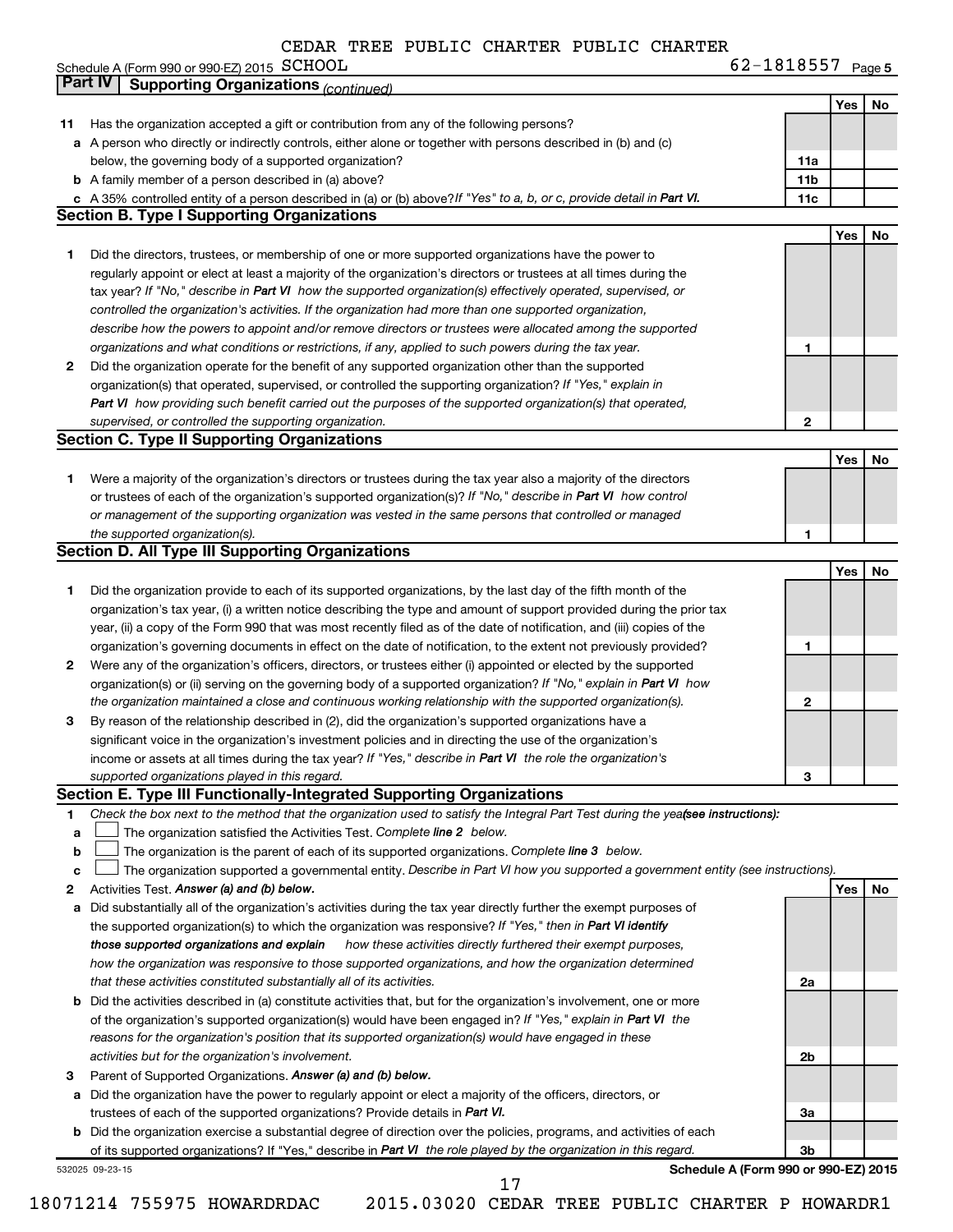CEDAR TREE PUBLIC CHARTER PUBLIC CHARTER

Schedule A (Form 990 or 990-EZ) 2015 SCHOOL 62-1818557 Page 5

## Part IV Supporting Organizations *(continued)*

| | | | Yes | No |
|---|---|---|---|---|
| **11** | Has the organization accepted a gift or contribution from any of the following persons? | | | |
| **a** | A person who directly or indirectly controls, either alone or together with persons described in (b) and (c) below, the governing body of a supported organization? | **11a** | | |
| **b** | A family member of a person described in (a) above? | **11b** | | |
| **c** | A 35% controlled entity of a person described in (a) or (b) above? *If "Yes" to a, b, or c, provide detail in* ***Part VI.*** | **11c** | | |

### Section B. Type I Supporting Organizations

| | | | Yes | No |
|---|---|---|---|---|
| **1** | Did the directors, trustees, or membership of one or more supported organizations have the power to regularly appoint or elect at least a majority of the organization's directors or trustees at all times during the tax year? *If "No," describe in* ***Part VI*** *how the supported organization(s) effectively operated, supervised, or controlled the organization's activities. If the organization had more than one supported organization, describe how the powers to appoint and/or remove directors or trustees were allocated among the supported organizations and what conditions or restrictions, if any, applied to such powers during the tax year.* | **1** | | |
| **2** | Did the organization operate for the benefit of any supported organization other than the supported organization(s) that operated, supervised, or controlled the supporting organization? *If "Yes," explain in* ***Part VI*** *how providing such benefit carried out the purposes of the supported organization(s) that operated, supervised, or controlled the supporting organization.* | **2** | | |

### Section C. Type II Supporting Organizations

| | | | Yes | No |
|---|---|---|---|---|
| **1** | Were a majority of the organization's directors or trustees during the tax year also a majority of the directors or trustees of each of the organization's supported organization(s)? *If "No," describe in* ***Part VI*** *how control or management of the supporting organization was vested in the same persons that controlled or managed the supported organization(s).* | **1** | | |

### Section D. All Type III Supporting Organizations

| | | | Yes | No |
|---|---|---|---|---|
| **1** | Did the organization provide to each of its supported organizations, by the last day of the fifth month of the organization's tax year, (i) a written notice describing the type and amount of support provided during the prior tax year, (ii) a copy of the Form 990 that was most recently filed as of the date of notification, and (iii) copies of the organization's governing documents in effect on the date of notification, to the extent not previously provided? | **1** | | |
| **2** | Were any of the organization's officers, directors, or trustees either (i) appointed or elected by the supported organization(s) or (ii) serving on the governing body of a supported organization? *If "No," explain in* ***Part VI*** *how the organization maintained a close and continuous working relationship with the supported organization(s).* | **2** | | |
| **3** | By reason of the relationship described in (2), did the organization's supported organizations have a significant voice in the organization's investment policies and in directing the use of the organization's income or assets at all times during the tax year? *If "Yes," describe in* ***Part VI*** *the role the organization's supported organizations played in this regard.* | **3** | | |

### Section E. Type III Functionally-Integrated Supporting Organizations

**1** *Check the box next to the method that the organization used to satisfy the Integral Part Test during the year* ***(see instructions):***

- **a** ☐ The organization satisfied the Activities Test. *Complete* ***line 2*** *below.*
- **b** ☐ The organization is the parent of each of its supported organizations. *Complete* ***line 3*** *below.*
- **c** ☐ The organization supported a governmental entity. *Describe in Part VI how you supported a government entity (see instructions).*

| | | | Yes | No |
|---|---|---|---|---|
| **2** | Activities Test. ***Answer (a) and (b) below.*** | | | |
| **a** | Did substantially all of the organization's activities during the tax year directly further the exempt purposes of the supported organization(s) to which the organization was responsive? *If "Yes," then in* ***Part VI identify those supported organizations and explain*** *how these activities directly furthered their exempt purposes, how the organization was responsive to those supported organizations, and how the organization determined that these activities constituted substantially all of its activities.* | **2a** | | |
| **b** | Did the activities described in (a) constitute activities that, but for the organization's involvement, one or more of the organization's supported organization(s) would have been engaged in? *If "Yes," explain in* ***Part VI*** *the reasons for the organization's position that its supported organization(s) would have engaged in these activities but for the organization's involvement.* | **2b** | | |
| **3** | Parent of Supported Organizations. ***Answer (a) and (b) below.*** | | | |
| **a** | Did the organization have the power to regularly appoint or elect a majority of the officers, directors, or trustees of each of the supported organizations? Provide details in ***Part VI.*** | **3a** | | |
| **b** | Did the organization exercise a substantial degree of direction over the policies, programs, and activities of each of its supported organizations? If "Yes," describe in ***Part VI*** *the role played by the organization in this regard.* | **3b** | | |

532025 09-23-15 **Schedule A (Form 990 or 990-EZ) 2015**

18071214 755975 HOWARDRDAC 2015.03020 CEDAR TREE PUBLIC CHARTER P HOWARDR1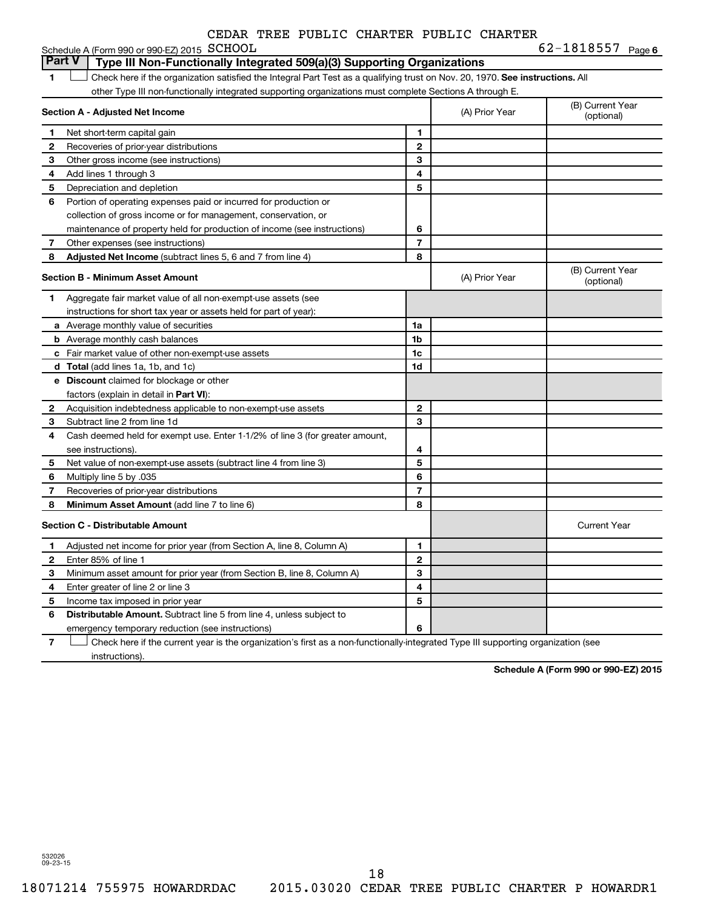CEDAR TREE PUBLIC CHARTER PUBLIC CHARTER

Schedule A (Form 990 or 990-EZ) 2015 SCHOOL 62-1818557 Page 6

## Part V Type III Non-Functionally Integrated 509(a)(3) Supporting Organizations

1 ☐ Check here if the organization satisfied the Integral Part Test as a qualifying trust on Nov. 20, 1970. **See instructions.** All other Type III non-functionally integrated supporting organizations must complete Sections A through E.

| **Section A - Adjusted Net Income** | | | (A) Prior Year | (B) Current Year (optional) |
|---|---|---|---|---|
| 1 | Net short-term capital gain | 1 | | |
| 2 | Recoveries of prior-year distributions | 2 | | |
| 3 | Other gross income (see instructions) | 3 | | |
| 4 | Add lines 1 through 3 | 4 | | |
| 5 | Depreciation and depletion | 5 | | |
| 6 | Portion of operating expenses paid or incurred for production or collection of gross income or for management, conservation, or maintenance of property held for production of income (see instructions) | 6 | | |
| 7 | Other expenses (see instructions) | 7 | | |
| 8 | **Adjusted Net Income** (subtract lines 5, 6 and 7 from line 4) | 8 | | |

| **Section B - Minimum Asset Amount** | | | (A) Prior Year | (B) Current Year (optional) |
|---|---|---|---|---|
| 1 | Aggregate fair market value of all non-exempt-use assets (see instructions for short tax year or assets held for part of year): | | | |
| a | Average monthly value of securities | 1a | | |
| b | Average monthly cash balances | 1b | | |
| c | Fair market value of other non-exempt-use assets | 1c | | |
| d | **Total** (add lines 1a, 1b, and 1c) | 1d | | |
| e | **Discount** claimed for blockage or other factors (explain in detail in **Part VI**): | | | |
| 2 | Acquisition indebtedness applicable to non-exempt-use assets | 2 | | |
| 3 | Subtract line 2 from line 1d | 3 | | |
| 4 | Cash deemed held for exempt use. Enter 1-1/2% of line 3 (for greater amount, see instructions). | 4 | | |
| 5 | Net value of non-exempt-use assets (subtract line 4 from line 3) | 5 | | |
| 6 | Multiply line 5 by .035 | 6 | | |
| 7 | Recoveries of prior-year distributions | 7 | | |
| 8 | **Minimum Asset Amount** (add line 7 to line 6) | 8 | | |

| **Section C - Distributable Amount** | | | | Current Year |
|---|---|---|---|---|
| 1 | Adjusted net income for prior year (from Section A, line 8, Column A) | 1 | | |
| 2 | Enter 85% of line 1 | 2 | | |
| 3 | Minimum asset amount for prior year (from Section B, line 8, Column A) | 3 | | |
| 4 | Enter greater of line 2 or line 3 | 4 | | |
| 5 | Income tax imposed in prior year | 5 | | |
| 6 | **Distributable Amount.** Subtract line 5 from line 4, unless subject to emergency temporary reduction (see instructions) | 6 | | |

7 ☐ Check here if the current year is the organization's first as a non-functionally-integrated Type III supporting organization (see instructions).

**Schedule A (Form 990 or 990-EZ) 2015**

532026
09-23-15

18071214 755975 HOWARDRDAC 2015.03020 CEDAR TREE PUBLIC CHARTER P HOWARDR1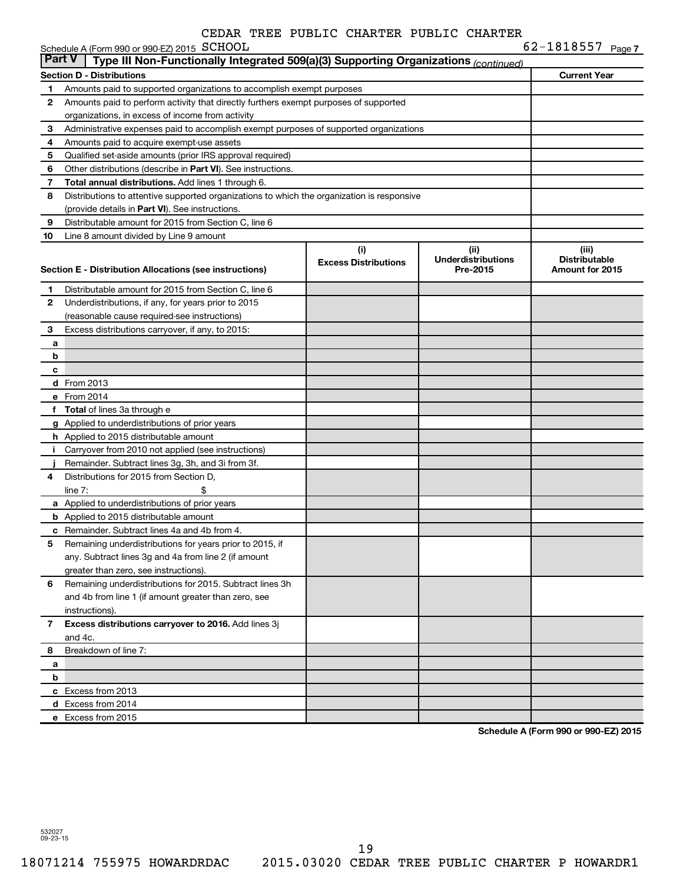CEDAR TREE PUBLIC CHARTER PUBLIC CHARTER

Schedule A (Form 990 or 990-EZ) 2015 SCHOOL 62-1818557 Page 7

**Part V | Type III Non-Functionally Integrated 509(a)(3) Supporting Organizations** *(continued)*

| **Section D - Distributions** | | **Current Year** |
|---|---|---|
| 1 | Amounts paid to supported organizations to accomplish exempt purposes | |
| 2 | Amounts paid to perform activity that directly furthers exempt purposes of supported organizations, in excess of income from activity | |
| 3 | Administrative expenses paid to accomplish exempt purposes of supported organizations | |
| 4 | Amounts paid to acquire exempt-use assets | |
| 5 | Qualified set-aside amounts (prior IRS approval required) | |
| 6 | Other distributions (describe in **Part VI**). See instructions. | |
| 7 | **Total annual distributions.** Add lines 1 through 6. | |
| 8 | Distributions to attentive supported organizations to which the organization is responsive (provide details in **Part VI**). See instructions. | |
| 9 | Distributable amount for 2015 from Section C, line 6 | |
| 10 | Line 8 amount divided by Line 9 amount | |

| **Section E - Distribution Allocations (see instructions)** | | (i) Excess Distributions | (ii) Underdistributions Pre-2015 | (iii) Distributable Amount for 2015 |
|---|---|---|---|---|
| 1 | Distributable amount for 2015 from Section C, line 6 | | | |
| 2 | Underdistributions, if any, for years prior to 2015 (reasonable cause required-see instructions) | | | |
| 3 | Excess distributions carryover, if any, to 2015: | | | |
| a | | | | |
| b | | | | |
| c | | | | |
| d | From 2013 | | | |
| e | From 2014 | | | |
| f | **Total** of lines 3a through e | | | |
| g | Applied to underdistributions of prior years | | | |
| h | Applied to 2015 distributable amount | | | |
| i | Carryover from 2010 not applied (see instructions) | | | |
| j | Remainder. Subtract lines 3g, 3h, and 3i from 3f. | | | |
| 4 | Distributions for 2015 from Section D, line 7: $ | | | |
| a | Applied to underdistributions of prior years | | | |
| b | Applied to 2015 distributable amount | | | |
| c | Remainder. Subtract lines 4a and 4b from 4. | | | |
| 5 | Remaining underdistributions for years prior to 2015, if any. Subtract lines 3g and 4a from line 2 (if amount greater than zero, see instructions). | | | |
| 6 | Remaining underdistributions for 2015. Subtract lines 3h and 4b from line 1 (if amount greater than zero, see instructions). | | | |
| 7 | **Excess distributions carryover to 2016.** Add lines 3j and 4c. | | | |
| 8 | Breakdown of line 7: | | | |
| a | | | | |
| b | | | | |
| c | Excess from 2013 | | | |
| d | Excess from 2014 | | | |
| e | Excess from 2015 | | | |

**Schedule A (Form 990 or 990-EZ) 2015**

532027 09-23-15

18071214 755975 HOWARDRDAC 2015.03020 CEDAR TREE PUBLIC CHARTER P HOWARDR1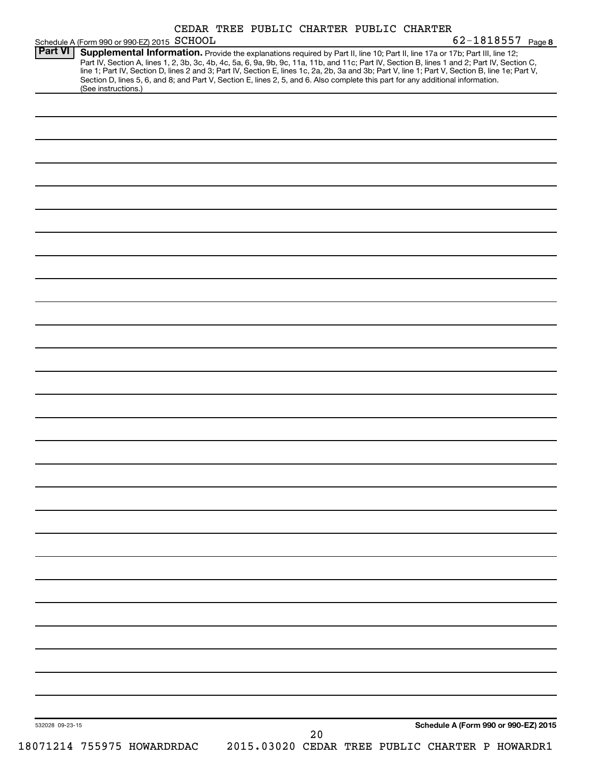CEDAR TREE PUBLIC CHARTER PUBLIC CHARTER

Schedule A (Form 990 or 990-EZ) 2015 SCHOOL 62-1818557 Page 8

**Part VI** **Supplemental Information.** Provide the explanations required by Part II, line 10; Part II, line 17a or 17b; Part III, line 12; Part IV, Section A, lines 1, 2, 3b, 3c, 4b, 4c, 5a, 6, 9a, 9b, 9c, 11a, 11b, and 11c; Part IV, Section B, lines 1 and 2; Part IV, Section C, line 1; Part IV, Section D, lines 2 and 3; Part IV, Section E, lines 1c, 2a, 2b, 3a and 3b; Part V, line 1; Part V, Section B, line 1e; Part V, Section D, lines 5, 6, and 8; and Part V, Section E, lines 2, 5, and 6. Also complete this part for any additional information. (See instructions.)

532028 09-23-15

**Schedule A (Form 990 or 990-EZ) 2015**

18071214 755975 HOWARDRDAC 2015.03020 CEDAR TREE PUBLIC CHARTER P HOWARDR1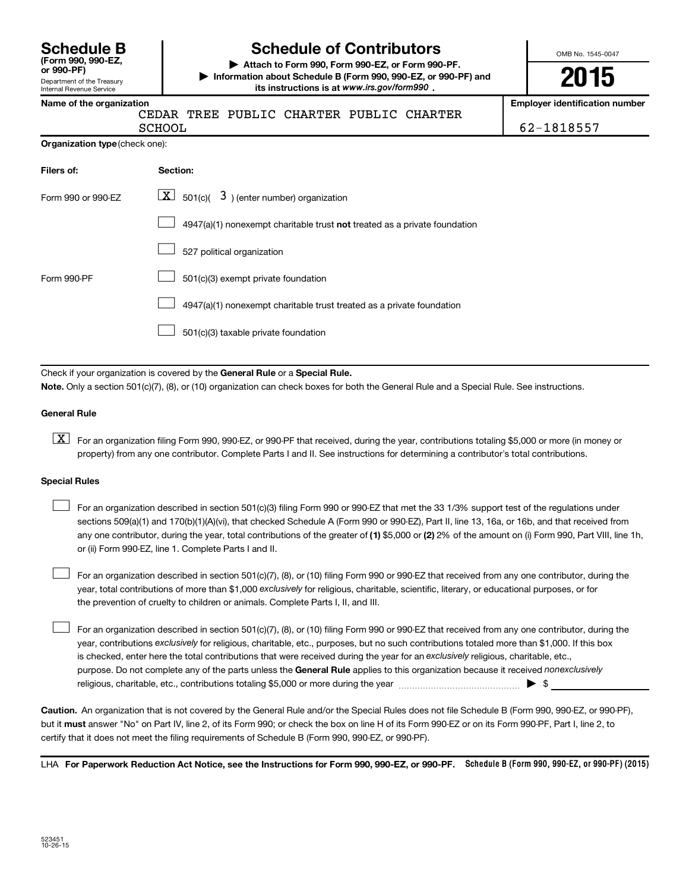**Schedule B** (Form 990, 990-EZ, or 990-PF)
Department of the Treasury
Internal Revenue Service

# Schedule of Contributors

▶ Attach to Form 990, Form 990-EZ, or Form 990-PF.
▶ Information about Schedule B (Form 990, 990-EZ, or 990-PF) and its instructions is at *www.irs.gov/form990*.

OMB No. 1545-0047

**2015**

| Name of the organization | Employer identification number |
|---|---|
| CEDAR TREE PUBLIC CHARTER PUBLIC CHARTER SCHOOL | 62-1818557 |

**Organization type** (check one):

| Filers of: | Section: |
|---|---|
| Form 990 or 990-EZ | [X] 501(c)( 3 ) (enter number) organization |
| | [ ] 4947(a)(1) nonexempt charitable trust **not** treated as a private foundation |
| | [ ] 527 political organization |
| Form 990-PF | [ ] 501(c)(3) exempt private foundation |
| | [ ] 4947(a)(1) nonexempt charitable trust treated as a private foundation |
| | [ ] 501(c)(3) taxable private foundation |

Check if your organization is covered by the **General Rule** or a **Special Rule.**

**Note.** Only a section 501(c)(7), (8), or (10) organization can check boxes for both the General Rule and a Special Rule. See instructions.

**General Rule**

[X] For an organization filing Form 990, 990-EZ, or 990-PF that received, during the year, contributions totaling $5,000 or more (in money or property) from any one contributor. Complete Parts I and II. See instructions for determining a contributor's total contributions.

**Special Rules**

[ ] For an organization described in section 501(c)(3) filing Form 990 or 990-EZ that met the 33 1/3% support test of the regulations under sections 509(a)(1) and 170(b)(1)(A)(vi), that checked Schedule A (Form 990 or 990-EZ), Part II, line 13, 16a, or 16b, and that received from any one contributor, during the year, total contributions of the greater of **(1)** $5,000 or **(2)** 2% of the amount on (i) Form 990, Part VIII, line 1h, or (ii) Form 990-EZ, line 1. Complete Parts I and II.

[ ] For an organization described in section 501(c)(7), (8), or (10) filing Form 990 or 990-EZ that received from any one contributor, during the year, total contributions of more than $1,000 *exclusively* for religious, charitable, scientific, literary, or educational purposes, or for the prevention of cruelty to children or animals. Complete Parts I, II, and III.

[ ] For an organization described in section 501(c)(7), (8), or (10) filing Form 990 or 990-EZ that received from any one contributor, during the year, contributions *exclusively* for religious, charitable, etc., purposes, but no such contributions totaled more than $1,000. If this box is checked, enter here the total contributions that were received during the year for an *exclusively* religious, charitable, etc., purpose. Do not complete any of the parts unless the **General Rule** applies to this organization because it received *nonexclusively* religious, charitable, etc., contributions totaling $5,000 or more during the year ▶ $ ________

**Caution.** An organization that is not covered by the General Rule and/or the Special Rules does not file Schedule B (Form 990, 990-EZ, or 990-PF), but it **must** answer "No" on Part IV, line 2, of its Form 990; or check the box on line H of its Form 990-EZ or on its Form 990-PF, Part I, line 2, to certify that it does not meet the filing requirements of Schedule B (Form 990, 990-EZ, or 990-PF).

LHA **For Paperwork Reduction Act Notice, see the Instructions for Form 990, 990-EZ, or 990-PF.** **Schedule B (Form 990, 990-EZ, or 990-PF) (2015)**

523451
10-26-15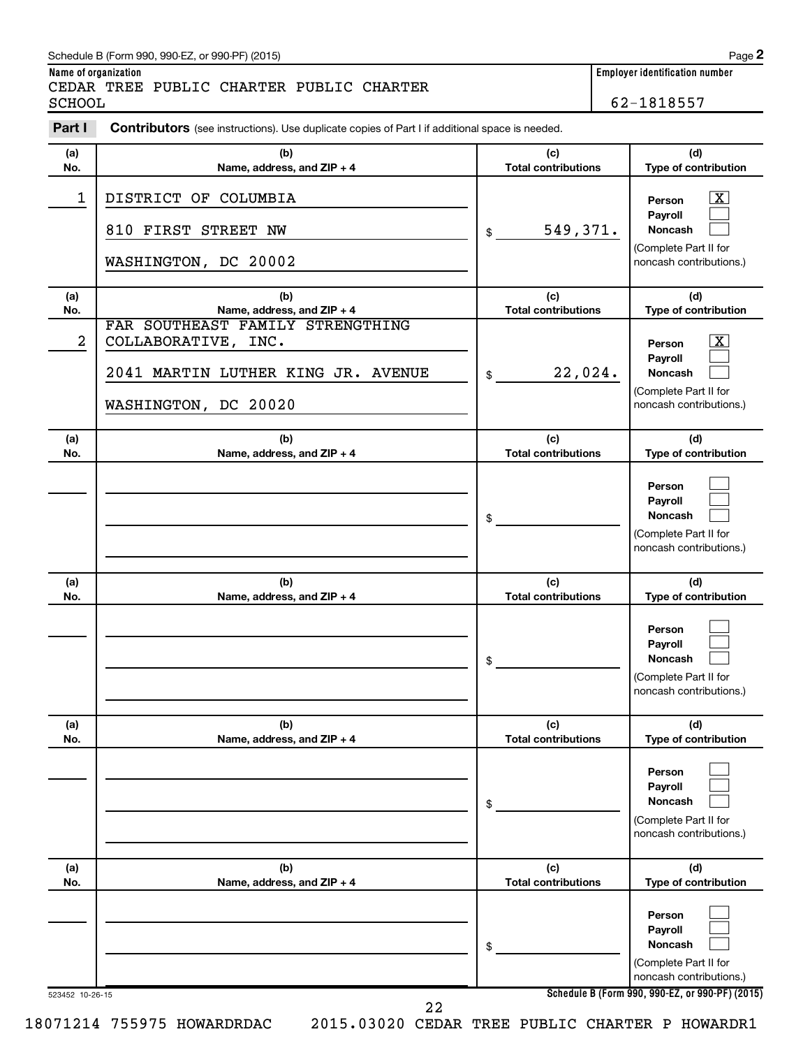Schedule B (Form 990, 990-EZ, or 990-PF) (2015)

**Name of organization**
CEDAR TREE PUBLIC CHARTER PUBLIC CHARTER SCHOOL

**Employer identification number**
62-1818557

**Part I** **Contributors** (see instructions). Use duplicate copies of Part I if additional space is needed.

| (a) No. | (b) Name, address, and ZIP + 4 | (c) Total contributions | (d) Type of contribution |
|---|---|---|---|
| 1 | DISTRICT OF COLUMBIA<br>810 FIRST STREET NW<br>WASHINGTON, DC 20002 | $ 549,371. | Person [X]<br>Payroll [ ]<br>Noncash [ ]<br>(Complete Part II for noncash contributions.) |
| 2 | FAR SOUTHEAST FAMILY STRENGTHING COLLABORATIVE, INC.<br>2041 MARTIN LUTHER KING JR. AVENUE<br>WASHINGTON, DC 20020 | $ 22,024. | Person [X]<br>Payroll [ ]<br>Noncash [ ]<br>(Complete Part II for noncash contributions.) |
| | | $ | Person [ ]<br>Payroll [ ]<br>Noncash [ ]<br>(Complete Part II for noncash contributions.) |
| | | $ | Person [ ]<br>Payroll [ ]<br>Noncash [ ]<br>(Complete Part II for noncash contributions.) |
| | | $ | Person [ ]<br>Payroll [ ]<br>Noncash [ ]<br>(Complete Part II for noncash contributions.) |
| | | $ | Person [ ]<br>Payroll [ ]<br>Noncash [ ]<br>(Complete Part II for noncash contributions.) |

523452 10-26-15

**Schedule B (Form 990, 990-EZ, or 990-PF) (2015)**

18071214 755975 HOWARDRDAC 2015.03020 CEDAR TREE PUBLIC CHARTER P HOWARDR1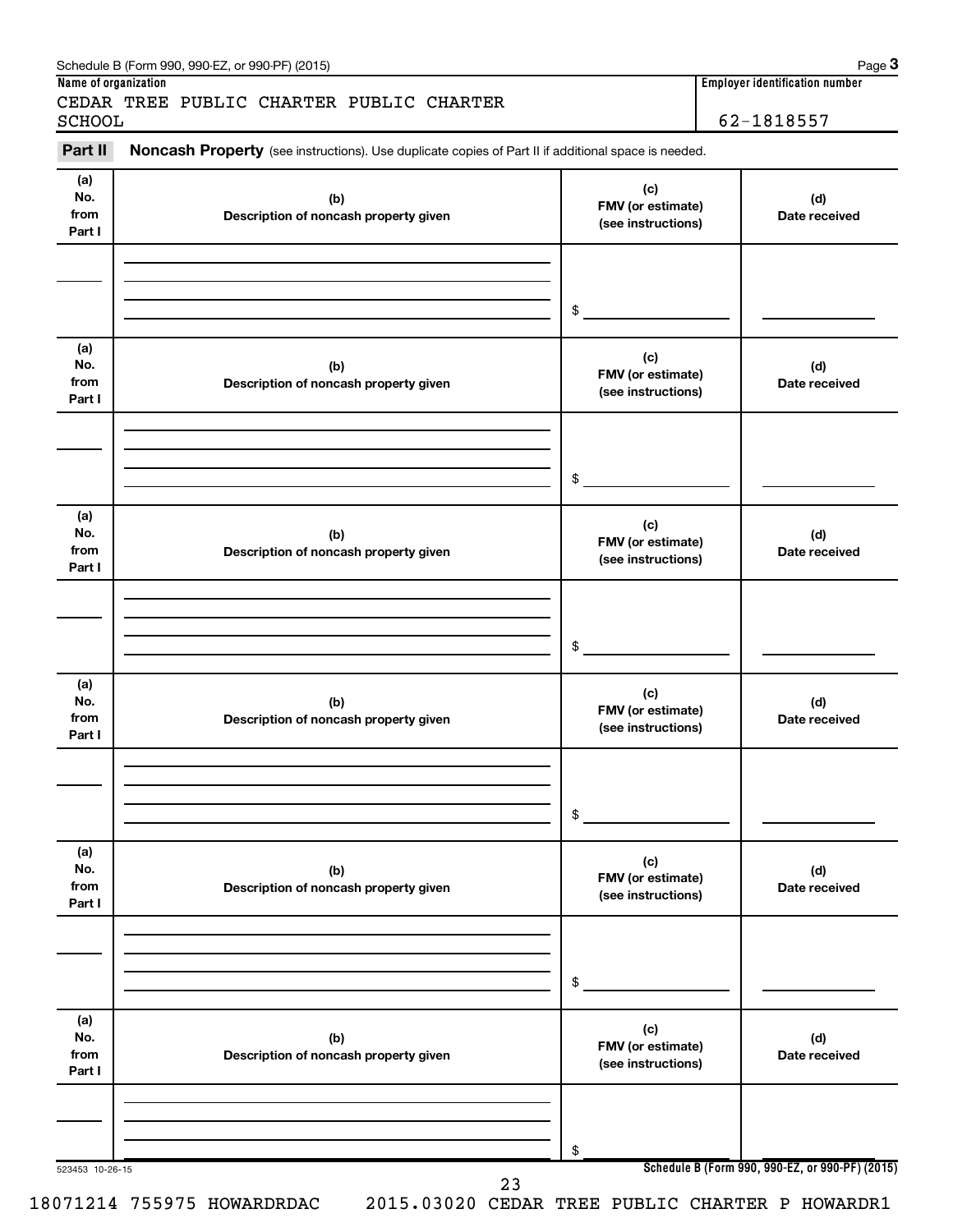Schedule B (Form 990, 990-EZ, or 990-PF) (2015) Page **3**

| Name of organization | Employer identification number |
|---|---|
| CEDAR TREE PUBLIC CHARTER PUBLIC CHARTER SCHOOL | 62-1818557 |

**Part II** **Noncash Property** (see instructions). Use duplicate copies of Part II if additional space is needed.

| (a) No. from Part I | (b) Description of noncash property given | (c) FMV (or estimate) (see instructions) | (d) Date received |
|---|---|---|---|
| | | $ | |

| (a) No. from Part I | (b) Description of noncash property given | (c) FMV (or estimate) (see instructions) | (d) Date received |
|---|---|---|---|
| | | $ | |

| (a) No. from Part I | (b) Description of noncash property given | (c) FMV (or estimate) (see instructions) | (d) Date received |
|---|---|---|---|
| | | $ | |

| (a) No. from Part I | (b) Description of noncash property given | (c) FMV (or estimate) (see instructions) | (d) Date received |
|---|---|---|---|
| | | $ | |

| (a) No. from Part I | (b) Description of noncash property given | (c) FMV (or estimate) (see instructions) | (d) Date received |
|---|---|---|---|
| | | $ | |

| (a) No. from Part I | (b) Description of noncash property given | (c) FMV (or estimate) (see instructions) | (d) Date received |
|---|---|---|---|
| | | $ | |

523453 10-26-15

**Schedule B (Form 990, 990-EZ, or 990-PF) (2015)**

18071214 755975 HOWARDRDAC 2015.03020 CEDAR TREE PUBLIC CHARTER P HOWARDR1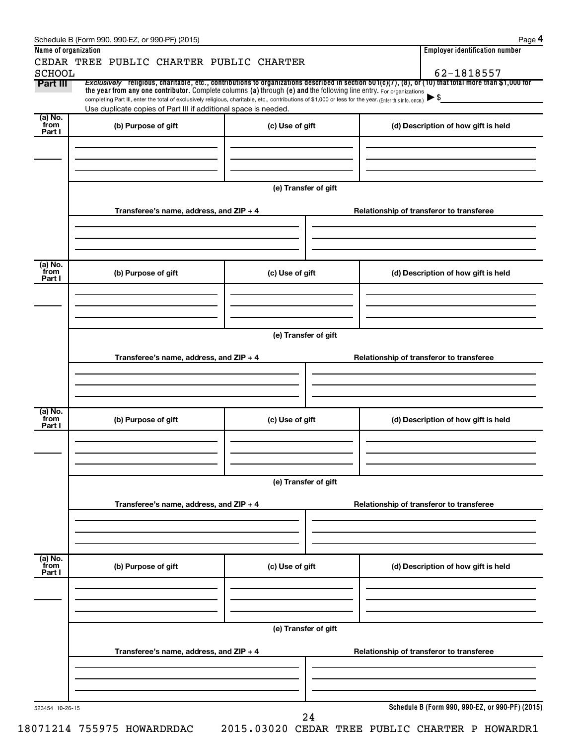Schedule B (Form 990, 990-EZ, or 990-PF) (2015)

| Name of organization | Employer identification number |
|---|---|
| CEDAR TREE PUBLIC CHARTER PUBLIC CHARTER SCHOOL | 62-1818557 |

**Part III** *Exclusively* religious, charitable, etc., contributions to organizations described in section 501(c)(7), (8), or (10) that total more than $1,000 for the year from any one contributor. Complete columns (a) through (e) and the following line entry. For organizations completing Part III, enter the total of exclusively religious, charitable, etc., contributions of $1,000 or less for the year. (Enter this info. once.) ▶ $

Use duplicate copies of Part III if additional space is needed.

| (a) No. from Part I | (b) Purpose of gift | (c) Use of gift | (d) Description of how gift is held |
|---|---|---|---|
| | | | |

(e) Transfer of gift

| Transferee's name, address, and ZIP + 4 | Relationship of transferor to transferee |
|---|---|
| | |

| (a) No. from Part I | (b) Purpose of gift | (c) Use of gift | (d) Description of how gift is held |
|---|---|---|---|
| | | | |

(e) Transfer of gift

| Transferee's name, address, and ZIP + 4 | Relationship of transferor to transferee |
|---|---|
| | |

| (a) No. from Part I | (b) Purpose of gift | (c) Use of gift | (d) Description of how gift is held |
|---|---|---|---|
| | | | |

(e) Transfer of gift

| Transferee's name, address, and ZIP + 4 | Relationship of transferor to transferee |
|---|---|
| | |

| (a) No. from Part I | (b) Purpose of gift | (c) Use of gift | (d) Description of how gift is held |
|---|---|---|---|
| | | | |

(e) Transfer of gift

| Transferee's name, address, and ZIP + 4 | Relationship of transferor to transferee |
|---|---|
| | |

523454 10-26-15

**Schedule B (Form 990, 990-EZ, or 990-PF) (2015)**

18071214 755975 HOWARDRDAC 2015.03020 CEDAR TREE PUBLIC CHARTER P HOWARDR1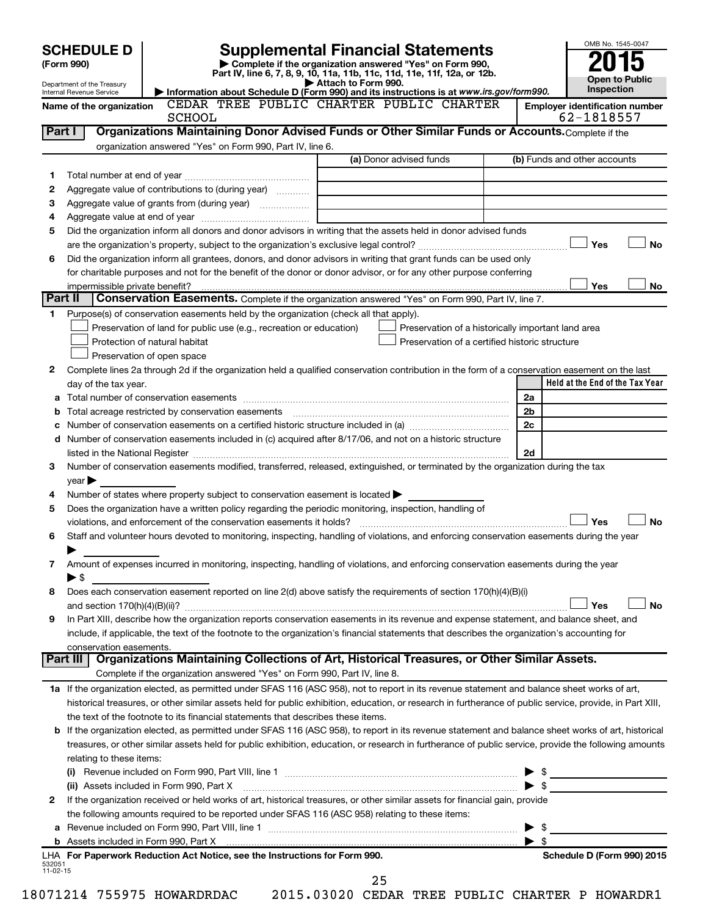# SCHEDULE D (Form 990)

Department of the Treasury
Internal Revenue Service

## Supplemental Financial Statements

▶ Complete if the organization answered "Yes" on Form 990, Part IV, line 6, 7, 8, 9, 10, 11a, 11b, 11c, 11d, 11e, 11f, 12a, or 12b.
▶ Attach to Form 990.
▶ Information about Schedule D (Form 990) and its instructions is at *www.irs.gov/form990.*

OMB No. 1545-0047

**2015**

**Open to Public Inspection**

Name of the organization: CEDAR TREE PUBLIC CHARTER PUBLIC CHARTER SCHOOL

Employer identification number: 62-1818557

## Part I — Organizations Maintaining Donor Advised Funds or Other Similar Funds or Accounts.

Complete if the organization answered "Yes" on Form 990, Part IV, line 6.

| | | (a) Donor advised funds | (b) Funds and other accounts |
|---|---|---|---|
| 1 | Total number at end of year | | |
| 2 | Aggregate value of contributions to (during year) | | |
| 3 | Aggregate value of grants from (during year) | | |
| 4 | Aggregate value at end of year | | |

5 Did the organization inform all donors and donor advisors in writing that the assets held in donor advised funds are the organization's property, subject to the organization's exclusive legal control? ☐ Yes ☐ No

6 Did the organization inform all grantees, donors, and donor advisors in writing that grant funds can be used only for charitable purposes and not for the benefit of the donor or donor advisor, or for any other purpose conferring impermissible private benefit? ☐ Yes ☐ No

## Part II — Conservation Easements.

Complete if the organization answered "Yes" on Form 990, Part IV, line 7.

1 Purpose(s) of conservation easements held by the organization (check all that apply).

- ☐ Preservation of land for public use (e.g., recreation or education)
- ☐ Preservation of a historically important land area
- ☐ Protection of natural habitat
- ☐ Preservation of a certified historic structure
- ☐ Preservation of open space

2 Complete lines 2a through 2d if the organization held a qualified conservation contribution in the form of a conservation easement on the last day of the tax year.

| | | | Held at the End of the Tax Year |
|---|---|---|---|
| a | Total number of conservation easements | 2a | |
| b | Total acreage restricted by conservation easements | 2b | |
| c | Number of conservation easements on a certified historic structure included in (a) | 2c | |
| d | Number of conservation easements included in (c) acquired after 8/17/06, and not on a historic structure listed in the National Register | 2d | |

3 Number of conservation easements modified, transferred, released, extinguished, or terminated by the organization during the tax year ▶

4 Number of states where property subject to conservation easement is located ▶

5 Does the organization have a written policy regarding the periodic monitoring, inspection, handling of violations, and enforcement of the conservation easements it holds? ☐ Yes ☐ No

6 Staff and volunteer hours devoted to monitoring, inspecting, handling of violations, and enforcing conservation easements during the year ▶

7 Amount of expenses incurred in monitoring, inspecting, handling of violations, and enforcing conservation easements during the year ▶ $

8 Does each conservation easement reported on line 2(d) above satisfy the requirements of section 170(h)(4)(B)(i) and section 170(h)(4)(B)(ii)? ☐ Yes ☐ No

9 In Part XIII, describe how the organization reports conservation easements in its revenue and expense statement, and balance sheet, and include, if applicable, the text of the footnote to the organization's financial statements that describes the organization's accounting for conservation easements.

## Part III — Organizations Maintaining Collections of Art, Historical Treasures, or Other Similar Assets.

Complete if the organization answered "Yes" on Form 990, Part IV, line 8.

1a If the organization elected, as permitted under SFAS 116 (ASC 958), not to report in its revenue statement and balance sheet works of art, historical treasures, or other similar assets held for public exhibition, education, or research in furtherance of public service, provide, in Part XIII, the text of the footnote to its financial statements that describes these items.

b If the organization elected, as permitted under SFAS 116 (ASC 958), to report in its revenue statement and balance sheet works of art, historical treasures, or other similar assets held for public exhibition, education, or research in furtherance of public service, provide the following amounts relating to these items:

(i) Revenue included on Form 990, Part VIII, line 1 ▶ $

(ii) Assets included in Form 990, Part X ▶ $

2 If the organization received or held works of art, historical treasures, or other similar assets for financial gain, provide the following amounts required to be reported under SFAS 116 (ASC 958) relating to these items:

a Revenue included on Form 990, Part VIII, line 1 ▶ $

b Assets included in Form 990, Part X ▶ $

LHA For Paperwork Reduction Act Notice, see the Instructions for Form 990. Schedule D (Form 990) 2015

532051 11-02-15

18071214 755975 HOWARDRDAC 2015.03020 CEDAR TREE PUBLIC CHARTER P HOWARDR1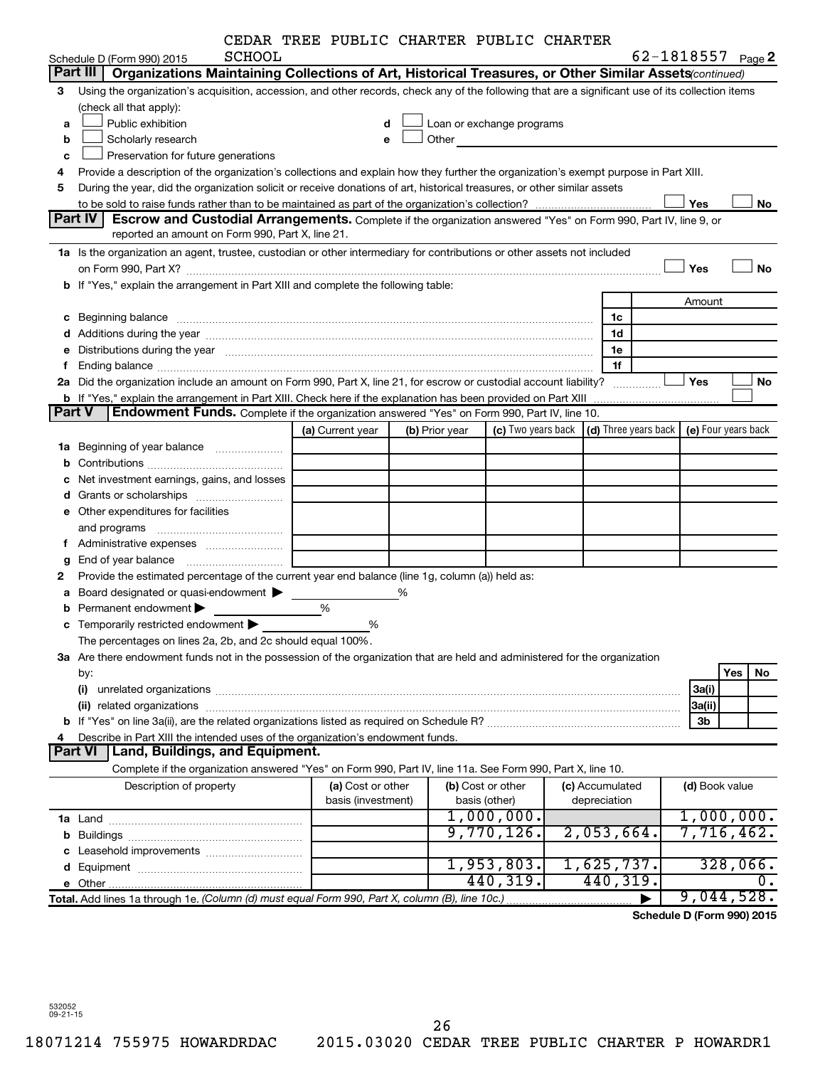CEDAR TREE PUBLIC CHARTER PUBLIC CHARTER SCHOOL

Schedule D (Form 990) 2015 — 62-1818557 Page 2

## Part III — Organizations Maintaining Collections of Art, Historical Treasures, or Other Similar Assets *(continued)*

3 Using the organization's acquisition, accession, and other records, check any of the following that are a significant use of its collection items (check all that apply):

- a ☐ Public exhibition
- b ☐ Scholarly research
- c ☐ Preservation for future generations
- d ☐ Loan or exchange programs
- e ☐ Other

4 Provide a description of the organization's collections and explain how they further the organization's exempt purpose in Part XIII.

5 During the year, did the organization solicit or receive donations of art, historical treasures, or other similar assets to be sold to raise funds rather than to be maintained as part of the organization's collection? ☐ Yes ☐ No

## Part IV — Escrow and Custodial Arrangements.

Complete if the organization answered "Yes" on Form 990, Part IV, line 9, or reported an amount on Form 990, Part X, line 21.

1a Is the organization an agent, trustee, custodian or other intermediary for contributions or other assets not included on Form 990, Part X? ☐ Yes ☐ No

b If "Yes," explain the arrangement in Part XIII and complete the following table:

| | | Amount |
|---|---|---|
| c Beginning balance | 1c | |
| d Additions during the year | 1d | |
| e Distributions during the year | 1e | |
| f Ending balance | 1f | |

2a Did the organization include an amount on Form 990, Part X, line 21, for escrow or custodial account liability? ☐ Yes ☐ No

b If "Yes," explain the arrangement in Part XIII. Check here if the explanation has been provided on Part XIII ☐

## Part V — Endowment Funds.

Complete if the organization answered "Yes" on Form 990, Part IV, line 10.

| | (a) Current year | (b) Prior year | (c) Two years back | (d) Three years back | (e) Four years back |
|---|---|---|---|---|---|
| 1a Beginning of year balance | | | | | |
| b Contributions | | | | | |
| c Net investment earnings, gains, and losses | | | | | |
| d Grants or scholarships | | | | | |
| e Other expenditures for facilities and programs | | | | | |
| f Administrative expenses | | | | | |
| g End of year balance | | | | | |

2 Provide the estimated percentage of the current year end balance (line 1g, column (a)) held as:

- a Board designated or quasi-endowment ▶ ______ %
- b Permanent endowment ▶ ______ %
- c Temporarily restricted endowment ▶ ______ %

The percentages on lines 2a, 2b, and 2c should equal 100%.

3a Are there endowment funds not in the possession of the organization that are held and administered for the organization by:

| | | Yes | No |
|---|---|---|---|
| (i) unrelated organizations | 3a(i) | | |
| (ii) related organizations | 3a(ii) | | |
| b If "Yes" on line 3a(ii), are the related organizations listed as required on Schedule R? | 3b | | |

4 Describe in Part XIII the intended uses of the organization's endowment funds.

## Part VI — Land, Buildings, and Equipment.

Complete if the organization answered "Yes" on Form 990, Part IV, line 11a. See Form 990, Part X, line 10.

| Description of property | (a) Cost or other basis (investment) | (b) Cost or other basis (other) | (c) Accumulated depreciation | (d) Book value |
|---|---|---|---|---|
| 1a Land | | 1,000,000. | | 1,000,000. |
| b Buildings | | 9,770,126. | 2,053,664. | 7,716,462. |
| c Leasehold improvements | | | | |
| d Equipment | | 1,953,803. | 1,625,737. | 328,066. |
| e Other | | 440,319. | 440,319. | 0. |
| Total. Add lines 1a through 1e. *(Column (d) must equal Form 990, Part X, column (B), line 10c.)* | | | ▶ | 9,044,528. |

Schedule D (Form 990) 2015

532052 09-21-15

18071214 755975 HOWARDRDAC 2015.03020 CEDAR TREE PUBLIC CHARTER P HOWARDR1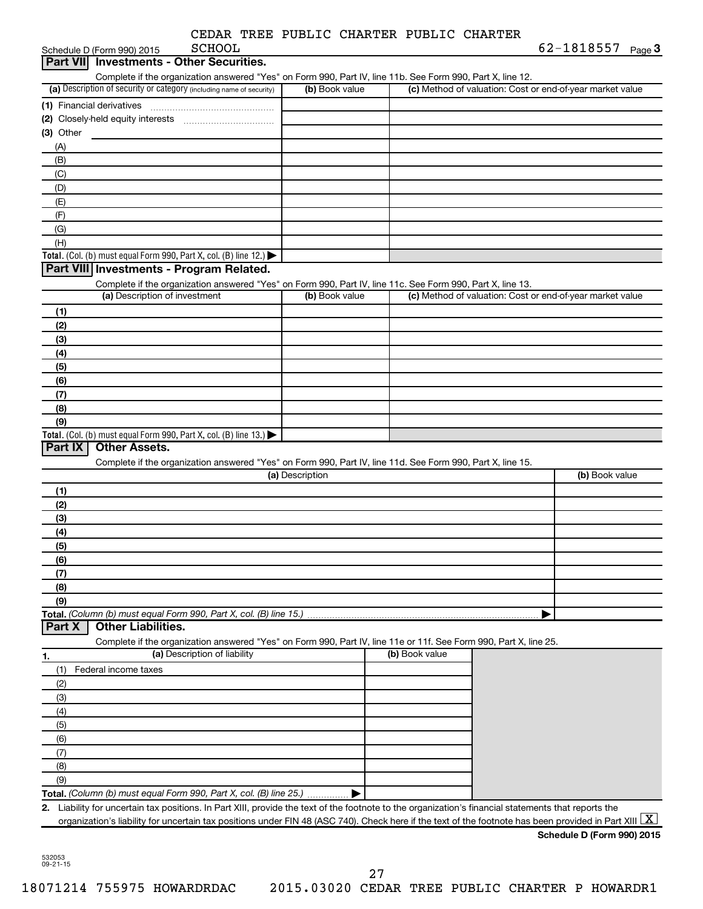Schedule D (Form 990) 2015 CEDAR TREE PUBLIC CHARTER PUBLIC CHARTER SCHOOL 62-1818557 Page 3

## Part VII Investments - Other Securities.

Complete if the organization answered "Yes" on Form 990, Part IV, line 11b. See Form 990, Part X, line 12.

| (a) Description of security or category (including name of security) | (b) Book value | (c) Method of valuation: Cost or end-of-year market value |
|---|---|---|
| (1) Financial derivatives | | |
| (2) Closely-held equity interests | | |
| (3) Other | | |
| (A) | | |
| (B) | | |
| (C) | | |
| (D) | | |
| (E) | | |
| (F) | | |
| (G) | | |
| (H) | | |
| Total. (Col. (b) must equal Form 990, Part X, col. (B) line 12.) | | |

## Part VIII Investments - Program Related.

Complete if the organization answered "Yes" on Form 990, Part IV, line 11c. See Form 990, Part X, line 13.

| (a) Description of investment | (b) Book value | (c) Method of valuation: Cost or end-of-year market value |
|---|---|---|
| (1) | | |
| (2) | | |
| (3) | | |
| (4) | | |
| (5) | | |
| (6) | | |
| (7) | | |
| (8) | | |
| (9) | | |
| Total. (Col. (b) must equal Form 990, Part X, col. (B) line 13.) | | |

## Part IX Other Assets.

Complete if the organization answered "Yes" on Form 990, Part IV, line 11d. See Form 990, Part X, line 15.

| (a) Description | (b) Book value |
|---|---|
| (1) | |
| (2) | |
| (3) | |
| (4) | |
| (5) | |
| (6) | |
| (7) | |
| (8) | |
| (9) | |
| Total. (Column (b) must equal Form 990, Part X, col. (B) line 15.) | |

## Part X Other Liabilities.

Complete if the organization answered "Yes" on Form 990, Part IV, line 11e or 11f. See Form 990, Part X, line 25.

| 1. (a) Description of liability | (b) Book value |
|---|---|
| (1) Federal income taxes | |
| (2) | |
| (3) | |
| (4) | |
| (5) | |
| (6) | |
| (7) | |
| (8) | |
| (9) | |
| Total. (Column (b) must equal Form 990, Part X, col. (B) line 25.) | |

2. Liability for uncertain tax positions. In Part XIII, provide the text of the footnote to the organization's financial statements that reports the organization's liability for uncertain tax positions under FIN 48 (ASC 740). Check here if the text of the footnote has been provided in Part XIII [X]

Schedule D (Form 990) 2015

532053 09-21-15

18071214 755975 HOWARDRDAC 2015.03020 CEDAR TREE PUBLIC CHARTER P HOWARDR1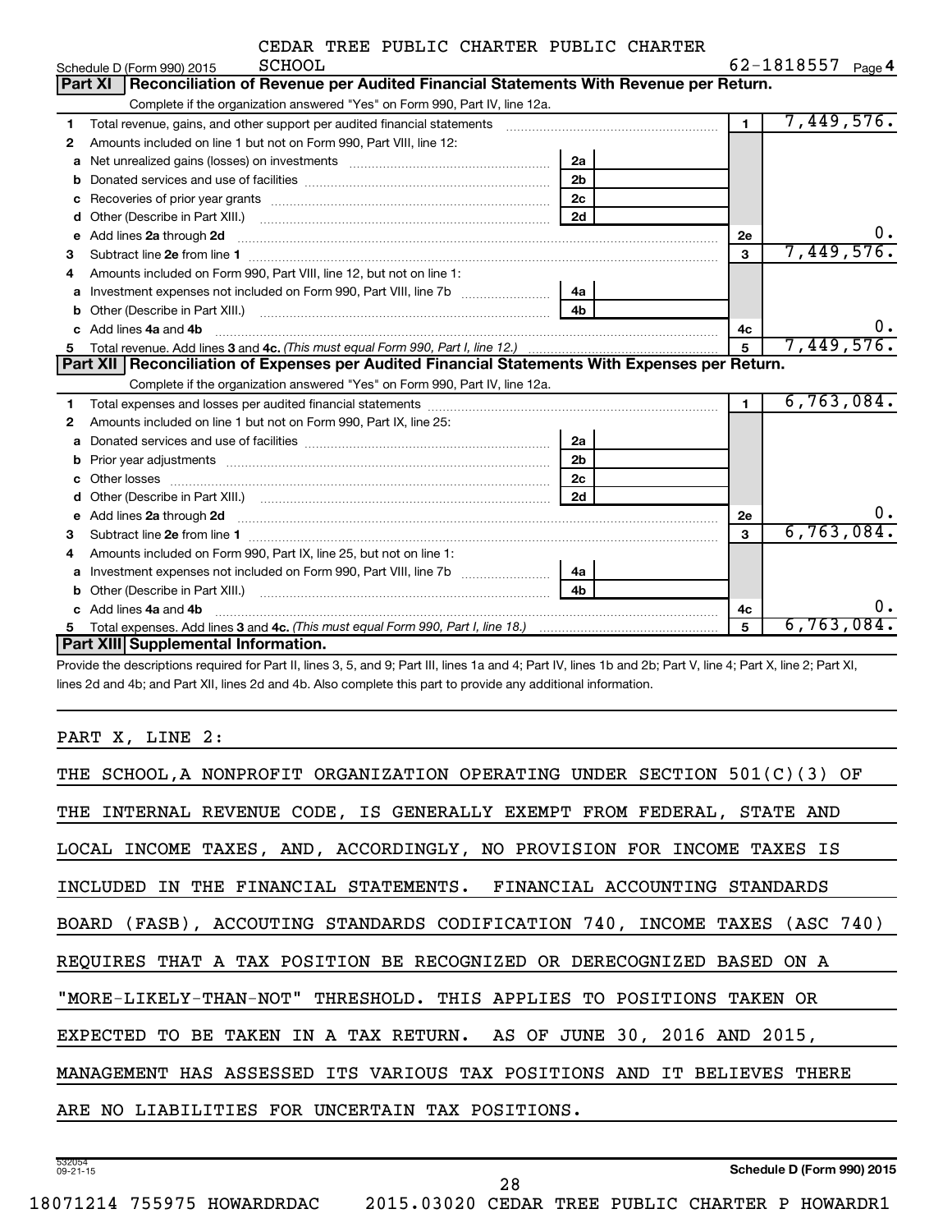CEDAR TREE PUBLIC CHARTER PUBLIC CHARTER SCHOOL

Schedule D (Form 990) 2015 — 62-1818557 — Page 4

## Part XI — Reconciliation of Revenue per Audited Financial Statements With Revenue per Return.

Complete if the organization answered "Yes" on Form 990, Part IV, line 12a.

| | Description | | | Line | Amount |
|---|---|---|---|---|---|
| 1 | Total revenue, gains, and other support per audited financial statements | | | 1 | 7,449,576. |
| 2 | Amounts included on line 1 but not on Form 990, Part VIII, line 12: | | | | |
| a | Net unrealized gains (losses) on investments | 2a | | | |
| b | Donated services and use of facilities | 2b | | | |
| c | Recoveries of prior year grants | 2c | | | |
| d | Other (Describe in Part XIII.) | 2d | | | |
| e | Add lines **2a** through **2d** | | | 2e | 0. |
| 3 | Subtract line **2e** from line **1** | | | 3 | 7,449,576. |
| 4 | Amounts included on Form 990, Part VIII, line 12, but not on line 1: | | | | |
| a | Investment expenses not included on Form 990, Part VIII, line 7b | 4a | | | |
| b | Other (Describe in Part XIII.) | 4b | | | |
| c | Add lines **4a** and **4b** | | | 4c | 0. |
| 5 | Total revenue. Add lines **3** and **4c.** *(This must equal Form 990, Part I, line 12.)* | | | 5 | 7,449,576. |

## Part XII — Reconciliation of Expenses per Audited Financial Statements With Expenses per Return.

Complete if the organization answered "Yes" on Form 990, Part IV, line 12a.

| | Description | | | Line | Amount |
|---|---|---|---|---|---|
| 1 | Total expenses and losses per audited financial statements | | | 1 | 6,763,084. |
| 2 | Amounts included on line 1 but not on Form 990, Part IX, line 25: | | | | |
| a | Donated services and use of facilities | 2a | | | |
| b | Prior year adjustments | 2b | | | |
| c | Other losses | 2c | | | |
| d | Other (Describe in Part XIII.) | 2d | | | |
| e | Add lines **2a** through **2d** | | | 2e | 0. |
| 3 | Subtract line **2e** from line **1** | | | 3 | 6,763,084. |
| 4 | Amounts included on Form 990, Part IX, line 25, but not on line 1: | | | | |
| a | Investment expenses not included on Form 990, Part VIII, line 7b | 4a | | | |
| b | Other (Describe in Part XIII.) | 4b | | | |
| c | Add lines **4a** and **4b** | | | 4c | 0. |
| 5 | Total expenses. Add lines **3** and **4c.** *(This must equal Form 990, Part I, line 18.)* | | | 5 | 6,763,084. |

## Part XIII — Supplemental Information.

Provide the descriptions required for Part II, lines 3, 5, and 9; Part III, lines 1a and 4; Part IV, lines 1b and 2b; Part V, line 4; Part X, line 2; Part XI, lines 2d and 4b; and Part XII, lines 2d and 4b. Also complete this part to provide any additional information.

PART X, LINE 2:

THE SCHOOL,A NONPROFIT ORGANIZATION OPERATING UNDER SECTION 501(C)(3) OF THE INTERNAL REVENUE CODE, IS GENERALLY EXEMPT FROM FEDERAL, STATE AND LOCAL INCOME TAXES, AND, ACCORDINGLY, NO PROVISION FOR INCOME TAXES IS INCLUDED IN THE FINANCIAL STATEMENTS. FINANCIAL ACCOUNTING STANDARDS BOARD (FASB), ACCOUTING STANDARDS CODIFICATION 740, INCOME TAXES (ASC 740) REQUIRES THAT A TAX POSITION BE RECOGNIZED OR DERECOGNIZED BASED ON A "MORE-LIKELY-THAN-NOT" THRESHOLD. THIS APPLIES TO POSITIONS TAKEN OR EXPECTED TO BE TAKEN IN A TAX RETURN. AS OF JUNE 30, 2016 AND 2015, MANAGEMENT HAS ASSESSED ITS VARIOUS TAX POSITIONS AND IT BELIEVES THERE ARE NO LIABILITIES FOR UNCERTAIN TAX POSITIONS.

532054 09-21-15

Schedule D (Form 990) 2015

18071214 755975 HOWARDRDAC 2015.03020 CEDAR TREE PUBLIC CHARTER P HOWARDR1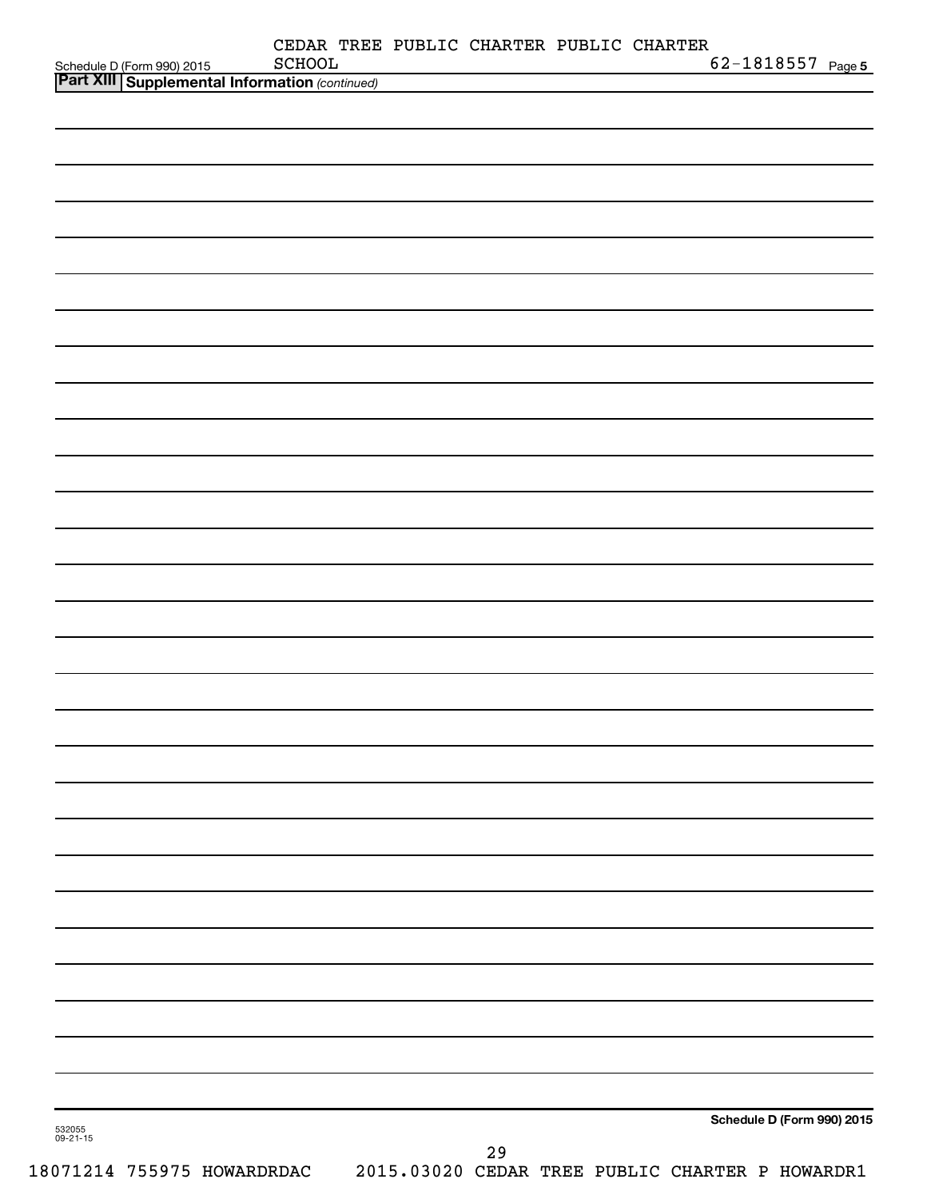Schedule D (Form 990) 2015 CEDAR TREE PUBLIC CHARTER PUBLIC CHARTER SCHOOL 62-1818557 Page 5

**Part XIII Supplemental Information** *(continued)*

**Schedule D (Form 990) 2015**

532055 09-21-15

18071214 755975 HOWARDRDAC 2015.03020 CEDAR TREE PUBLIC CHARTER P HOWARDR1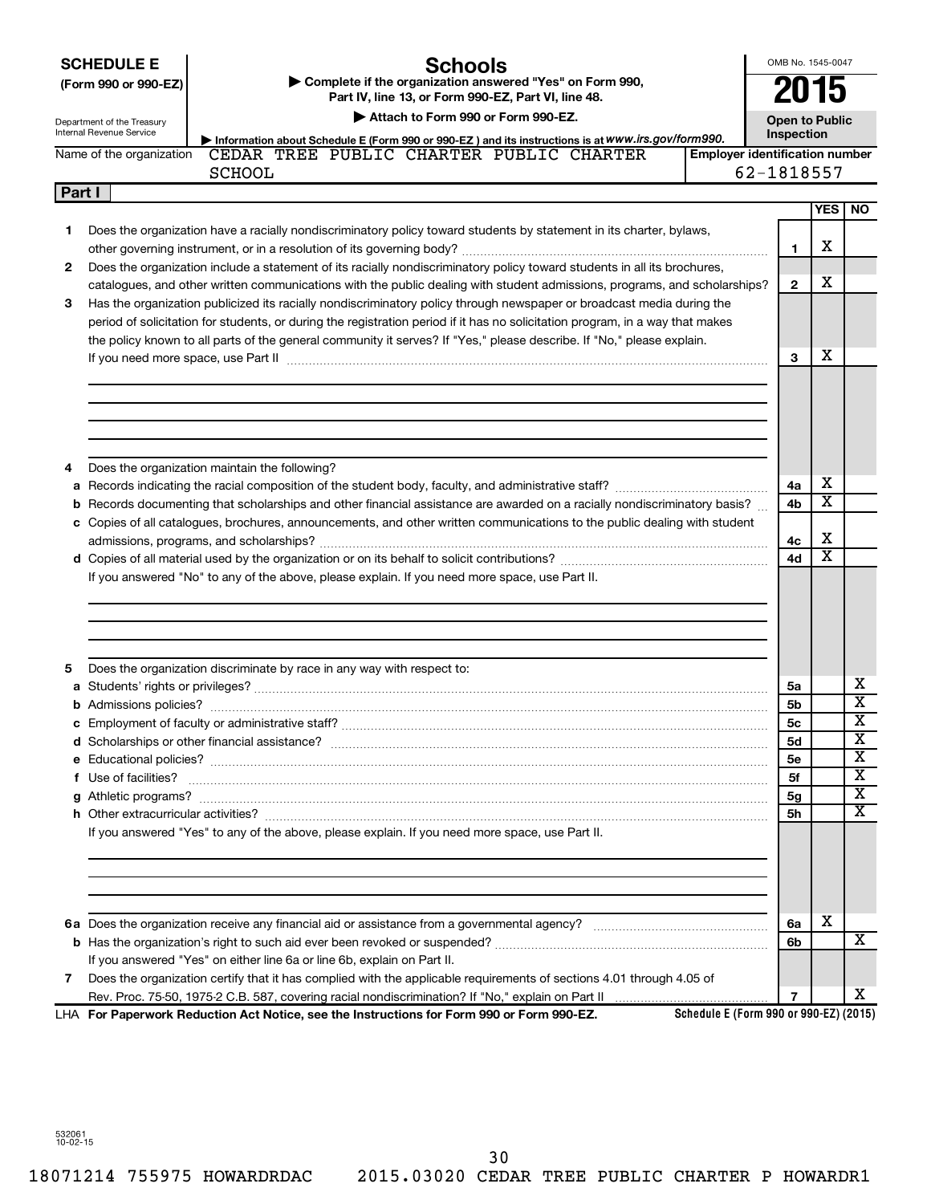**SCHEDULE E**
**(Form 990 or 990-EZ)**

Department of the Treasury
Internal Revenue Service

# Schools

▶ **Complete if the organization answered "Yes" on Form 990, Part IV, line 13, or Form 990-EZ, Part VI, line 48.**

▶ **Attach to Form 990 or Form 990-EZ.**

▶ **Information about Schedule E (Form 990 or 990-EZ) and its instructions is at *www.irs.gov/form990*.**

OMB No. 1545-0047

**2015**

**Open to Public Inspection**

Name of the organization: CEDAR TREE PUBLIC CHARTER PUBLIC CHARTER SCHOOL

**Employer identification number**: 62-1818557

**Part I**

| | | Line | YES | NO |
|---|---|---|---|---|
| **1** | Does the organization have a racially nondiscriminatory policy toward students by statement in its charter, bylaws, other governing instrument, or in a resolution of its governing body? | 1 | X | |
| **2** | Does the organization include a statement of its racially nondiscriminatory policy toward students in all its brochures, catalogues, and other written communications with the public dealing with student admissions, programs, and scholarships? | 2 | X | |
| **3** | Has the organization publicized its racially nondiscriminatory policy through newspaper or broadcast media during the period of solicitation for students, or during the registration period if it has no solicitation program, in a way that makes the policy known to all parts of the general community it serves? If "Yes," please describe. If "No," please explain. If you need more space, use Part II | 3 | X | |
| **4** | Does the organization maintain the following? | | | |
| **a** | Records indicating the racial composition of the student body, faculty, and administrative staff? | 4a | X | |
| **b** | Records documenting that scholarships and other financial assistance are awarded on a racially nondiscriminatory basis? | 4b | X | |
| **c** | Copies of all catalogues, brochures, announcements, and other written communications to the public dealing with student admissions, programs, and scholarships? | 4c | X | |
| **d** | Copies of all material used by the organization or on its behalf to solicit contributions? | 4d | X | |
| | If you answered "No" to any of the above, please explain. If you need more space, use Part II. | | | |
| **5** | Does the organization discriminate by race in any way with respect to: | | | |
| **a** | Students' rights or privileges? | 5a | | X |
| **b** | Admissions policies? | 5b | | X |
| **c** | Employment of faculty or administrative staff? | 5c | | X |
| **d** | Scholarships or other financial assistance? | 5d | | X |
| **e** | Educational policies? | 5e | | X |
| **f** | Use of facilities? | 5f | | X |
| **g** | Athletic programs? | 5g | | X |
| **h** | Other extracurricular activities? | 5h | | X |
| | If you answered "Yes" to any of the above, please explain. If you need more space, use Part II. | | | |
| **6a** | Does the organization receive any financial aid or assistance from a governmental agency? | 6a | X | |
| **b** | Has the organization's right to such aid ever been revoked or suspended? | 6b | | X |
| | If you answered "Yes" on either line 6a or line 6b, explain on Part II. | | | |
| **7** | Does the organization certify that it has complied with the applicable requirements of sections 4.01 through 4.05 of Rev. Proc. 75-50, 1975-2 C.B. 587, covering racial nondiscrimination? If "No," explain on Part II | 7 | | X |

LHA **For Paperwork Reduction Act Notice, see the Instructions for Form 990 or Form 990-EZ.** **Schedule E (Form 990 or 990-EZ) (2015)**

532061
10-02-15

18071214 755975 HOWARDRDAC 2015.03020 CEDAR TREE PUBLIC CHARTER P HOWARDR1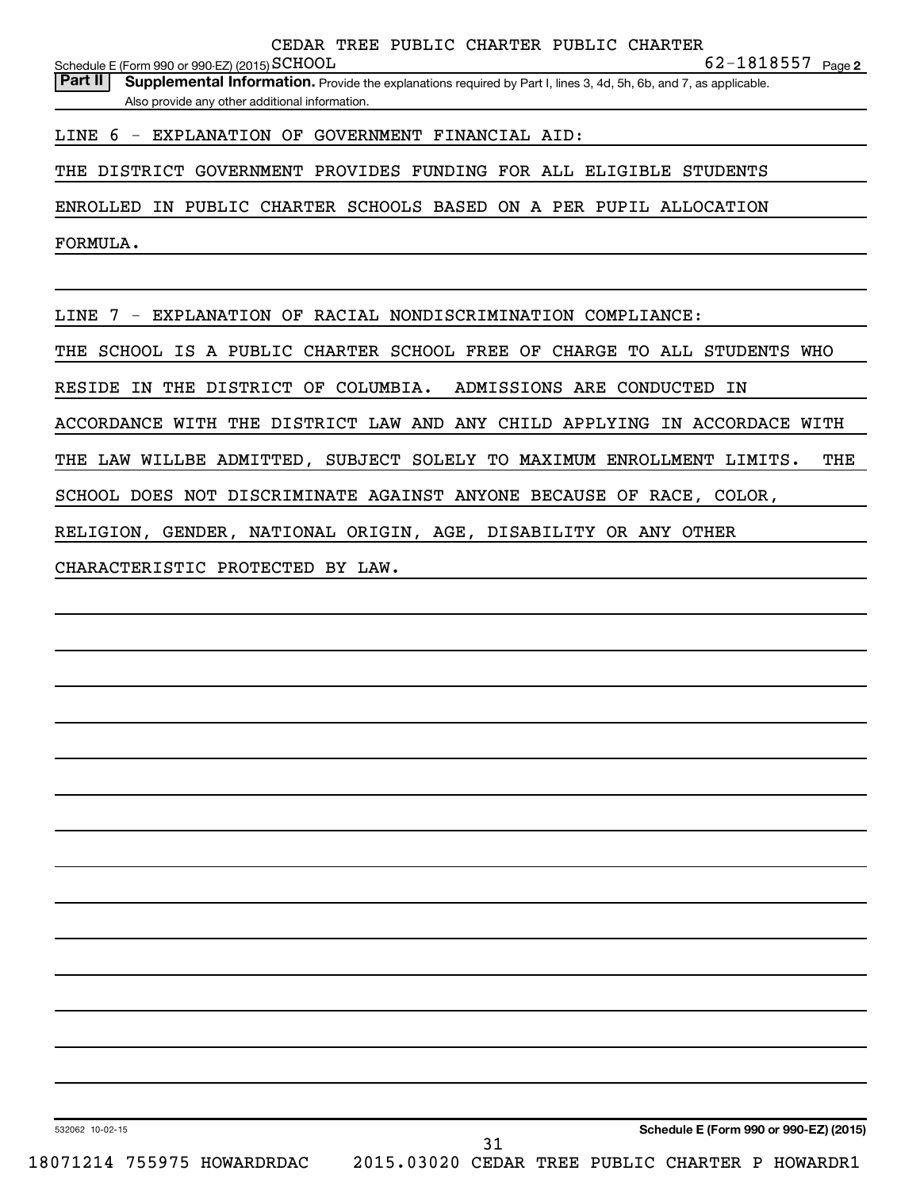CEDAR TREE PUBLIC CHARTER PUBLIC CHARTER

Schedule E (Form 990 or 990-EZ) (2015) SCHOOL 62-1818557 Page **2**

**Part II** **Supplemental Information.** Provide the explanations required by Part I, lines 3, 4d, 5h, 6b, and 7, as applicable. Also provide any other additional information.

LINE 6 - EXPLANATION OF GOVERNMENT FINANCIAL AID:

THE DISTRICT GOVERNMENT PROVIDES FUNDING FOR ALL ELIGIBLE STUDENTS ENROLLED IN PUBLIC CHARTER SCHOOLS BASED ON A PER PUPIL ALLOCATION FORMULA.

LINE 7 - EXPLANATION OF RACIAL NONDISCRIMINATION COMPLIANCE:

THE SCHOOL IS A PUBLIC CHARTER SCHOOL FREE OF CHARGE TO ALL STUDENTS WHO RESIDE IN THE DISTRICT OF COLUMBIA. ADMISSIONS ARE CONDUCTED IN ACCORDANCE WITH THE DISTRICT LAW AND ANY CHILD APPLYING IN ACCORDACE WITH THE LAW WILLBE ADMITTED, SUBJECT SOLELY TO MAXIMUM ENROLLMENT LIMITS. THE SCHOOL DOES NOT DISCRIMINATE AGAINST ANYONE BECAUSE OF RACE, COLOR, RELIGION, GENDER, NATIONAL ORIGIN, AGE, DISABILITY OR ANY OTHER CHARACTERISTIC PROTECTED BY LAW.

532062 10-02-15 **Schedule E (Form 990 or 990-EZ) (2015)**

18071214 755975 HOWARDRDAC 2015.03020 CEDAR TREE PUBLIC CHARTER P HOWARDR1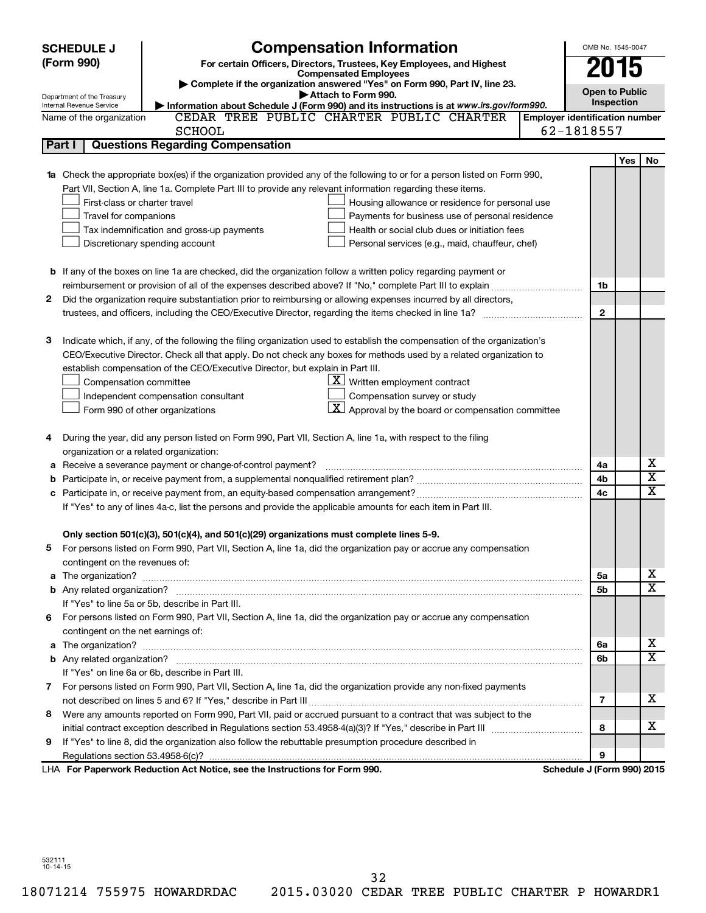**SCHEDULE J (Form 990)**

Department of the Treasury
Internal Revenue Service

# Compensation Information

**For certain Officers, Directors, Trustees, Key Employees, and Highest Compensated Employees**

▶ **Complete if the organization answered "Yes" on Form 990, Part IV, line 23.**

▶ **Attach to Form 990.**

▶ **Information about Schedule J (Form 990) and its instructions is at *www.irs.gov/form990.***

OMB No. 1545-0047

**2015**

**Open to Public Inspection**

Name of the organization: CEDAR TREE PUBLIC CHARTER PUBLIC CHARTER SCHOOL

**Employer identification number**: 62-1818557

## Part I Questions Regarding Compensation

| | | | Yes | No |
|---|---|---|---|---|
| **1a** | Check the appropriate box(es) if the organization provided any of the following to or for a person listed on Form 990, Part VII, Section A, line 1a. Complete Part III to provide any relevant information regarding these items.<br>☐ First-class or charter travel ☐ Housing allowance or residence for personal use<br>☐ Travel for companions ☐ Payments for business use of personal residence<br>☐ Tax indemnification and gross-up payments ☐ Health or social club dues or initiation fees<br>☐ Discretionary spending account ☐ Personal services (e.g., maid, chauffeur, chef) | | | |
| **b** | If any of the boxes on line 1a are checked, did the organization follow a written policy regarding payment or reimbursement or provision of all of the expenses described above? If "No," complete Part III to explain | 1b | | |
| **2** | Did the organization require substantiation prior to reimbursing or allowing expenses incurred by all directors, trustees, and officers, including the CEO/Executive Director, regarding the items checked in line 1a? | 2 | | |
| **3** | Indicate which, if any, of the following the filing organization used to establish the compensation of the organization's CEO/Executive Director. Check all that apply. Do not check any boxes for methods used by a related organization to establish compensation of the CEO/Executive Director, but explain in Part III.<br>☐ Compensation committee ☒ Written employment contract<br>☐ Independent compensation consultant ☐ Compensation survey or study<br>☐ Form 990 of other organizations ☒ Approval by the board or compensation committee | | | |
| **4** | During the year, did any person listed on Form 990, Part VII, Section A, line 1a, with respect to the filing organization or a related organization: | | | |
| **a** | Receive a severance payment or change-of-control payment? | 4a | | X |
| **b** | Participate in, or receive payment from, a supplemental nonqualified retirement plan? | 4b | | X |
| **c** | Participate in, or receive payment from, an equity-based compensation arrangement? | 4c | | X |
| | If "Yes" to any of lines 4a-c, list the persons and provide the applicable amounts for each item in Part III. | | | |
| | **Only section 501(c)(3), 501(c)(4), and 501(c)(29) organizations must complete lines 5-9.** | | | |
| **5** | For persons listed on Form 990, Part VII, Section A, line 1a, did the organization pay or accrue any compensation contingent on the revenues of: | | | |
| **a** | The organization? | 5a | | X |
| **b** | Any related organization? | 5b | | X |
| | If "Yes" to line 5a or 5b, describe in Part III. | | | |
| **6** | For persons listed on Form 990, Part VII, Section A, line 1a, did the organization pay or accrue any compensation contingent on the net earnings of: | | | |
| **a** | The organization? | 6a | | X |
| **b** | Any related organization? | 6b | | X |
| | If "Yes" on line 6a or 6b, describe in Part III. | | | |
| **7** | For persons listed on Form 990, Part VII, Section A, line 1a, did the organization provide any non-fixed payments not described on lines 5 and 6? If "Yes," describe in Part III | 7 | | X |
| **8** | Were any amounts reported on Form 990, Part VII, paid or accrued pursuant to a contract that was subject to the initial contract exception described in Regulations section 53.4958-4(a)(3)? If "Yes," describe in Part III | 8 | | X |
| **9** | If "Yes" to line 8, did the organization also follow the rebuttable presumption procedure described in Regulations section 53.4958-6(c)? | 9 | | |

LHA **For Paperwork Reduction Act Notice, see the Instructions for Form 990.** **Schedule J (Form 990) 2015**

532111 10-14-15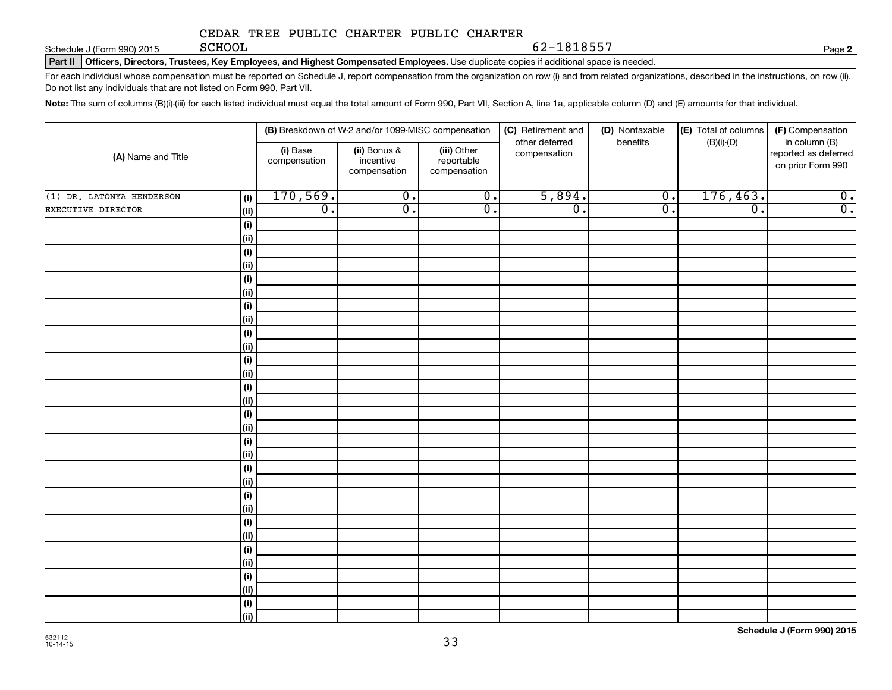CEDAR TREE PUBLIC CHARTER PUBLIC CHARTER SCHOOL 62-1818557

Schedule J (Form 990) 2015

**Part II** **Officers, Directors, Trustees, Key Employees, and Highest Compensated Employees.** Use duplicate copies if additional space is needed.

For each individual whose compensation must be reported on Schedule J, report compensation from the organization on row (i) and from related organizations, described in the instructions, on row (ii). Do not list any individuals that are not listed on Form 990, Part VII.

**Note:** The sum of columns (B)(i)-(iii) for each listed individual must equal the total amount of Form 990, Part VII, Section A, line 1a, applicable column (D) and (E) amounts for that individual.

| (A) Name and Title | | (B) Breakdown of W-2 and/or 1099-MISC compensation | | | (C) Retirement and other deferred compensation | (D) Nontaxable benefits | (E) Total of columns (B)(i)-(D) | (F) Compensation in column (B) reported as deferred on prior Form 990 |
|---|---|---|---|---|---|---|---|---|
| | | (i) Base compensation | (ii) Bonus & incentive compensation | (iii) Other reportable compensation | | | | |
| (1) DR. LATONYA HENDERSON | (i) | 170,569. | 0. | 0. | 5,894. | 0. | 176,463. | 0. |
| EXECUTIVE DIRECTOR | (ii) | 0. | 0. | 0. | 0. | 0. | 0. | 0. |
| | (i) | | | | | | | |
| | (ii) | | | | | | | |
| | (i) | | | | | | | |
| | (ii) | | | | | | | |
| | (i) | | | | | | | |
| | (ii) | | | | | | | |
| | (i) | | | | | | | |
| | (ii) | | | | | | | |
| | (i) | | | | | | | |
| | (ii) | | | | | | | |
| | (i) | | | | | | | |
| | (ii) | | | | | | | |
| | (i) | | | | | | | |
| | (ii) | | | | | | | |
| | (i) | | | | | | | |
| | (ii) | | | | | | | |
| | (i) | | | | | | | |
| | (ii) | | | | | | | |
| | (i) | | | | | | | |
| | (ii) | | | | | | | |
| | (i) | | | | | | | |
| | (ii) | | | | | | | |
| | (i) | | | | | | | |
| | (ii) | | | | | | | |
| | (i) | | | | | | | |
| | (ii) | | | | | | | |
| | (i) | | | | | | | |
| | (ii) | | | | | | | |
| | (i) | | | | | | | |
| | (ii) | | | | | | | |

532112 10-14-15

**Schedule J (Form 990) 2015**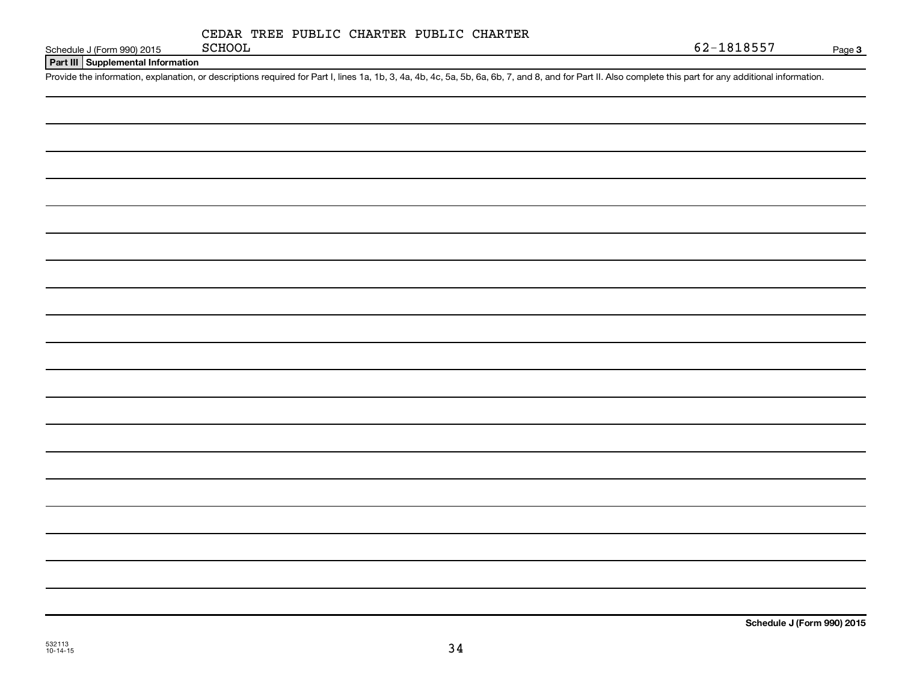CEDAR TREE PUBLIC CHARTER PUBLIC CHARTER SCHOOL

62-1818557

Schedule J (Form 990) 2015

**Part III Supplemental Information**

Provide the information, explanation, or descriptions required for Part I, lines 1a, 1b, 3, 4a, 4b, 4c, 5a, 5b, 6a, 6b, 7, and 8, and for Part II. Also complete this part for any additional information.

**Schedule J (Form 990) 2015**

532113
10-14-15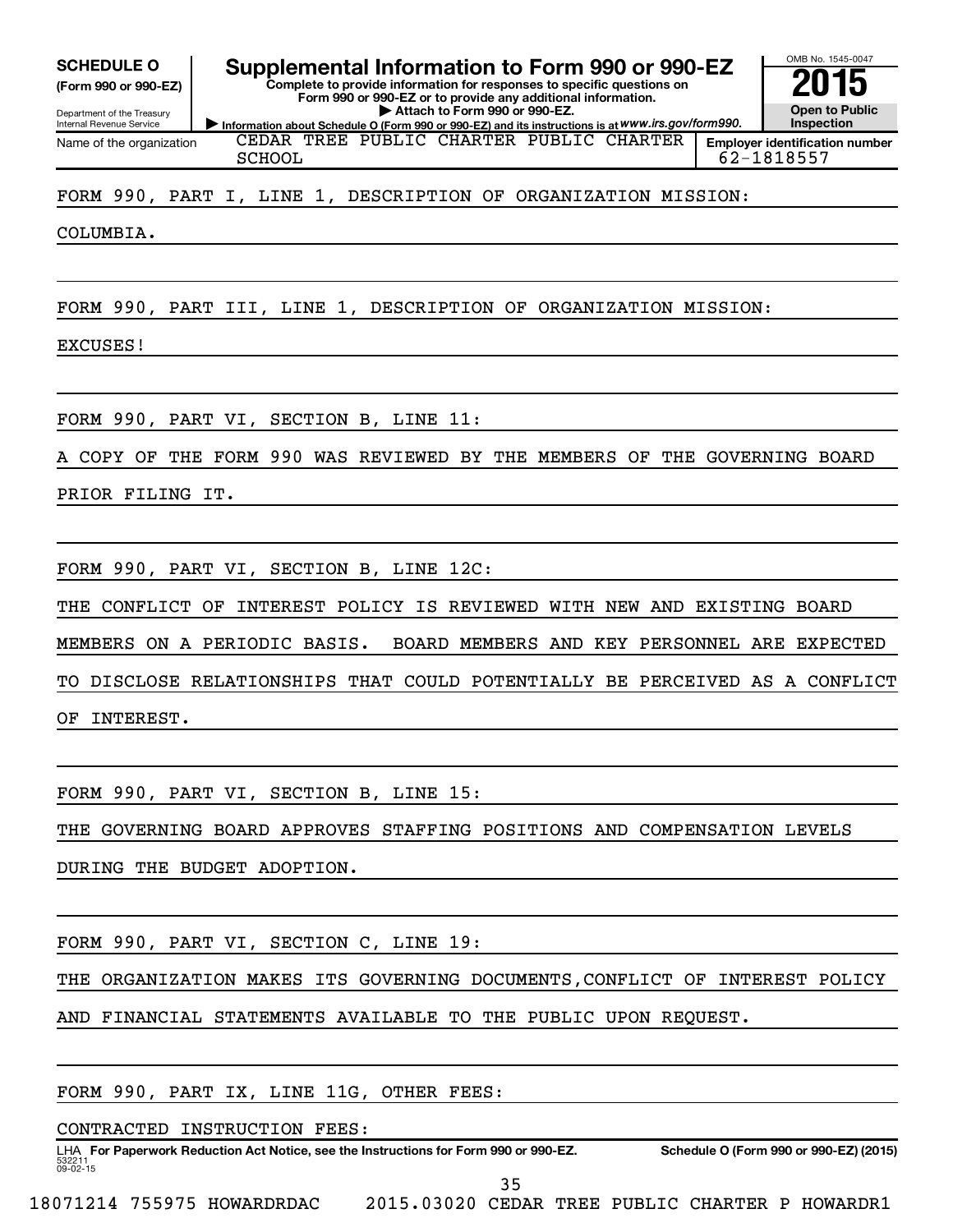**SCHEDULE O (Form 990 or 990-EZ)**

Department of the Treasury
Internal Revenue Service

# Supplemental Information to Form 990 or 990-EZ

**Complete to provide information for responses to specific questions on Form 990 or 990-EZ or to provide any additional information.**

▶ **Attach to Form 990 or 990-EZ.**

▶ **Information about Schedule O (Form 990 or 990-EZ) and its instructions is at** *www.irs.gov/form990.*

OMB No. 1545-0047

**2015**

**Open to Public Inspection**

Name of the organization: CEDAR TREE PUBLIC CHARTER PUBLIC CHARTER SCHOOL

**Employer identification number**: 62-1818557

FORM 990, PART I, LINE 1, DESCRIPTION OF ORGANIZATION MISSION:

COLUMBIA.

FORM 990, PART III, LINE 1, DESCRIPTION OF ORGANIZATION MISSION:

EXCUSES!

FORM 990, PART VI, SECTION B, LINE 11:

A COPY OF THE FORM 990 WAS REVIEWED BY THE MEMBERS OF THE GOVERNING BOARD PRIOR FILING IT.

FORM 990, PART VI, SECTION B, LINE 12C:

THE CONFLICT OF INTEREST POLICY IS REVIEWED WITH NEW AND EXISTING BOARD MEMBERS ON A PERIODIC BASIS. BOARD MEMBERS AND KEY PERSONNEL ARE EXPECTED TO DISCLOSE RELATIONSHIPS THAT COULD POTENTIALLY BE PERCEIVED AS A CONFLICT OF INTEREST.

FORM 990, PART VI, SECTION B, LINE 15:

THE GOVERNING BOARD APPROVES STAFFING POSITIONS AND COMPENSATION LEVELS DURING THE BUDGET ADOPTION.

FORM 990, PART VI, SECTION C, LINE 19:

THE ORGANIZATION MAKES ITS GOVERNING DOCUMENTS,CONFLICT OF INTEREST POLICY AND FINANCIAL STATEMENTS AVAILABLE TO THE PUBLIC UPON REQUEST.

FORM 990, PART IX, LINE 11G, OTHER FEES:

CONTRACTED INSTRUCTION FEES:

LHA **For Paperwork Reduction Act Notice, see the Instructions for Form 990 or 990-EZ.** **Schedule O (Form 990 or 990-EZ) (2015)**

532211 09-02-15

18071214 755975 HOWARDRDAC 2015.03020 CEDAR TREE PUBLIC CHARTER P HOWARDR1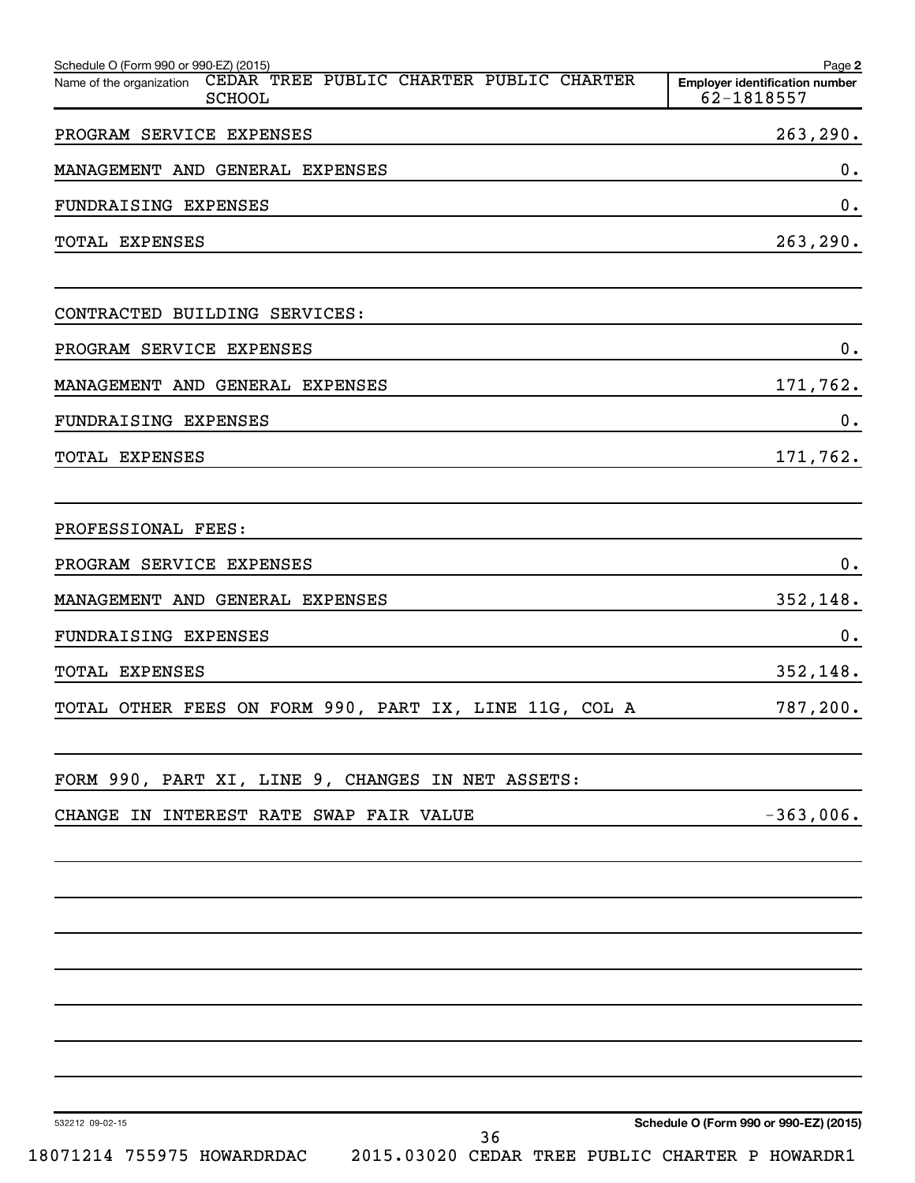Schedule O (Form 990 or 990-EZ) (2015) Page **2**

Name of the organization: CEDAR TREE PUBLIC CHARTER PUBLIC CHARTER SCHOOL

**Employer identification number** 62-1818557

| | |
|---|---|
| PROGRAM SERVICE EXPENSES | 263,290. |
| MANAGEMENT AND GENERAL EXPENSES | 0. |
| FUNDRAISING EXPENSES | 0. |
| TOTAL EXPENSES | 263,290. |
| | |
| CONTRACTED BUILDING SERVICES: | |
| PROGRAM SERVICE EXPENSES | 0. |
| MANAGEMENT AND GENERAL EXPENSES | 171,762. |
| FUNDRAISING EXPENSES | 0. |
| TOTAL EXPENSES | 171,762. |
| | |
| PROFESSIONAL FEES: | |
| PROGRAM SERVICE EXPENSES | 0. |
| MANAGEMENT AND GENERAL EXPENSES | 352,148. |
| FUNDRAISING EXPENSES | 0. |
| TOTAL EXPENSES | 352,148. |
| TOTAL OTHER FEES ON FORM 990, PART IX, LINE 11G, COL A | 787,200. |
| | |
| FORM 990, PART XI, LINE 9, CHANGES IN NET ASSETS: | |
| CHANGE IN INTEREST RATE SWAP FAIR VALUE | -363,006. |

532212 09-02-15

**Schedule O (Form 990 or 990-EZ) (2015)**

18071214 755975 HOWARDRDAC 2015.03020 CEDAR TREE PUBLIC CHARTER P HOWARDR1